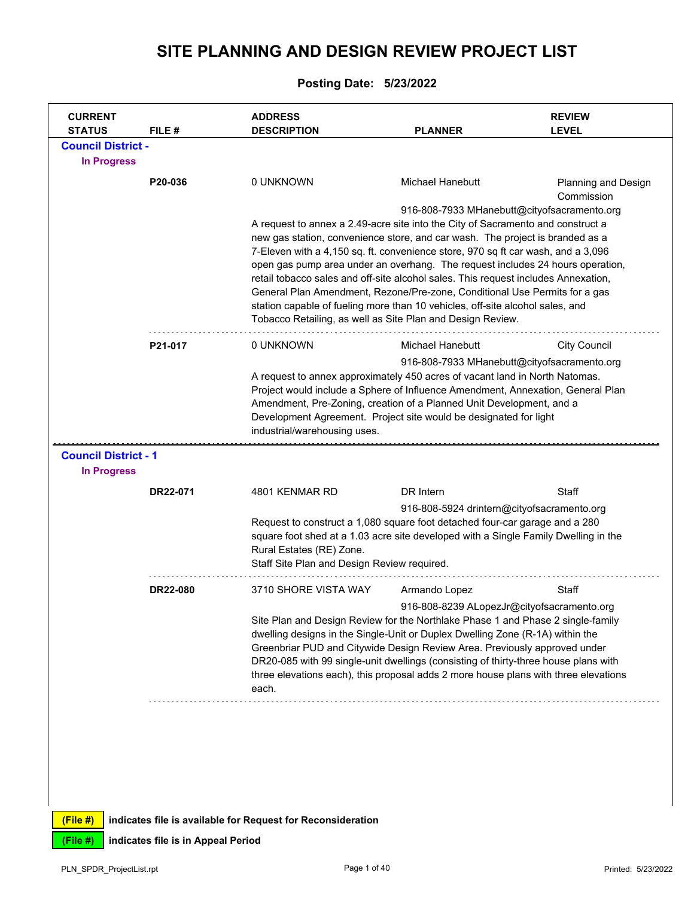# SITE PLANNING AND DESIGN REVIEW PROJECT LIST

**Posting Date: 5/23/2022**

| CURRENT STATUS | FILE # | ADDRESS DESCRIPTION | PLANNER | REVIEW LEVEL |
|---|---|---|---|---|

## Council District -

### In Progress

| | FILE # | ADDRESS | PLANNER | REVIEW LEVEL |
|---|---|---|---|---|
| | **P20-036** | 0 UNKNOWN | Michael Hanebutt<br>916-808-7933 MHanebutt@cityofsacramento.org | Planning and Design Commission |

A request to annex a 2.49-acre site into the City of Sacramento and construct a new gas station, convenience store, and car wash. The project is branded as a 7-Eleven with a 4,150 sq. ft. convenience store, 970 sq ft car wash, and a 3,096 open gas pump area under an overhang. The request includes 24 hours operation, retail tobacco sales and off-site alcohol sales. This request includes Annexation, General Plan Amendment, Rezone/Pre-zone, Conditional Use Permits for a gas station capable of fueling more than 10 vehicles, off-site alcohol sales, and Tobacco Retailing, as well as Site Plan and Design Review.

| | FILE # | ADDRESS | PLANNER | REVIEW LEVEL |
|---|---|---|---|---|
| | **P21-017** | 0 UNKNOWN | Michael Hanebutt<br>916-808-7933 MHanebutt@cityofsacramento.org | City Council |

A request to annex approximately 450 acres of vacant land in North Natomas. Project would include a Sphere of Influence Amendment, Annexation, General Plan Amendment, Pre-Zoning, creation of a Planned Unit Development, and a Development Agreement. Project site would be designated for light industrial/warehousing uses.

## Council District - 1

### In Progress

| | FILE # | ADDRESS | PLANNER | REVIEW LEVEL |
|---|---|---|---|---|
| | **DR22-071** | 4801 KENMAR RD | DR Intern<br>916-808-5924 drintern@cityofsacramento.org | Staff |

Request to construct a 1,080 square foot detached four-car garage and a 280 square foot shed at a 1.03 acre site developed with a Single Family Dwelling in the Rural Estates (RE) Zone.
Staff Site Plan and Design Review required.

| | FILE # | ADDRESS | PLANNER | REVIEW LEVEL |
|---|---|---|---|---|
| | **DR22-080** | 3710 SHORE VISTA WAY | Armando Lopez<br>916-808-8239 ALopezJr@cityofsacramento.org | Staff |

Site Plan and Design Review for the Northlake Phase 1 and Phase 2 single-family dwelling designs in the Single-Unit or Duplex Dwelling Zone (R-1A) within the Greenbriar PUD and Citywide Design Review Area. Previously approved under DR20-085 with 99 single-unit dwellings (consisting of thirty-three house plans with three elevations each), this proposal adds 2 more house plans with three elevations each.

**(File #)** indicates file is available for Request for Reconsideration

**(File #)** indicates file is in Appeal Period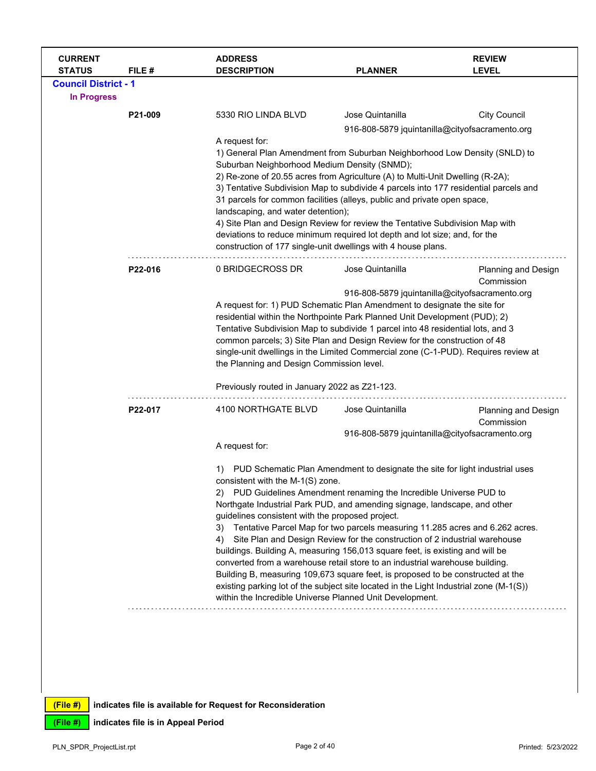| CURRENT STATUS | FILE # | ADDRESS DESCRIPTION | PLANNER | REVIEW LEVEL |
|---|---|---|---|---|

## Council District - 1

### In Progress

| FILE # | ADDRESS | PLANNER | REVIEW LEVEL |
|---|---|---|---|
| P21-009 | 5330 RIO LINDA BLVD | Jose Quintanilla<br>916-808-5879 jquintanilla@cityofsacramento.org | City Council |

A request for:
1) General Plan Amendment from Suburban Neighborhood Low Density (SNLD) to Suburban Neighborhood Medium Density (SNMD);
2) Re-zone of 20.55 acres from Agriculture (A) to Multi-Unit Dwelling (R-2A);
3) Tentative Subdivision Map to subdivide 4 parcels into 177 residential parcels and 31 parcels for common facilities (alleys, public and private open space, landscaping, and water detention);
4) Site Plan and Design Review for review the Tentative Subdivision Map with deviations to reduce minimum required lot depth and lot size; and, for the construction of 177 single-unit dwellings with 4 house plans.

---

| FILE # | ADDRESS | PLANNER | REVIEW LEVEL |
|---|---|---|---|
| P22-016 | 0 BRIDGECROSS DR | Jose Quintanilla<br>916-808-5879 jquintanilla@cityofsacramento.org | Planning and Design Commission |

A request for: 1) PUD Schematic Plan Amendment to designate the site for residential within the Northpointe Park Planned Unit Development (PUD); 2) Tentative Subdivision Map to subdivide 1 parcel into 48 residential lots, and 3 common parcels; 3) Site Plan and Design Review for the construction of 48 single-unit dwellings in the Limited Commercial zone (C-1-PUD). Requires review at the Planning and Design Commission level.

Previously routed in January 2022 as Z21-123.

---

| FILE # | ADDRESS | PLANNER | REVIEW LEVEL |
|---|---|---|---|
| P22-017 | 4100 NORTHGATE BLVD | Jose Quintanilla<br>916-808-5879 jquintanilla@cityofsacramento.org | Planning and Design Commission |

A request for:

1) PUD Schematic Plan Amendment to designate the site for light industrial uses consistent with the M-1(S) zone.
2) PUD Guidelines Amendment renaming the Incredible Universe PUD to Northgate Industrial Park PUD, and amending signage, landscape, and other guidelines consistent with the proposed project.
3) Tentative Parcel Map for two parcels measuring 11.285 acres and 6.262 acres.
4) Site Plan and Design Review for the construction of 2 industrial warehouse buildings. Building A, measuring 156,013 square feet, is existing and will be converted from a warehouse retail store to an industrial warehouse building. Building B, measuring 109,673 square feet, is proposed to be constructed at the existing parking lot of the subject site located in the Light Industrial zone (M-1(S)) within the Incredible Universe Planned Unit Development.

---

**(File #)** indicates file is available for Request for Reconsideration

**(File #)** indicates file is in Appeal Period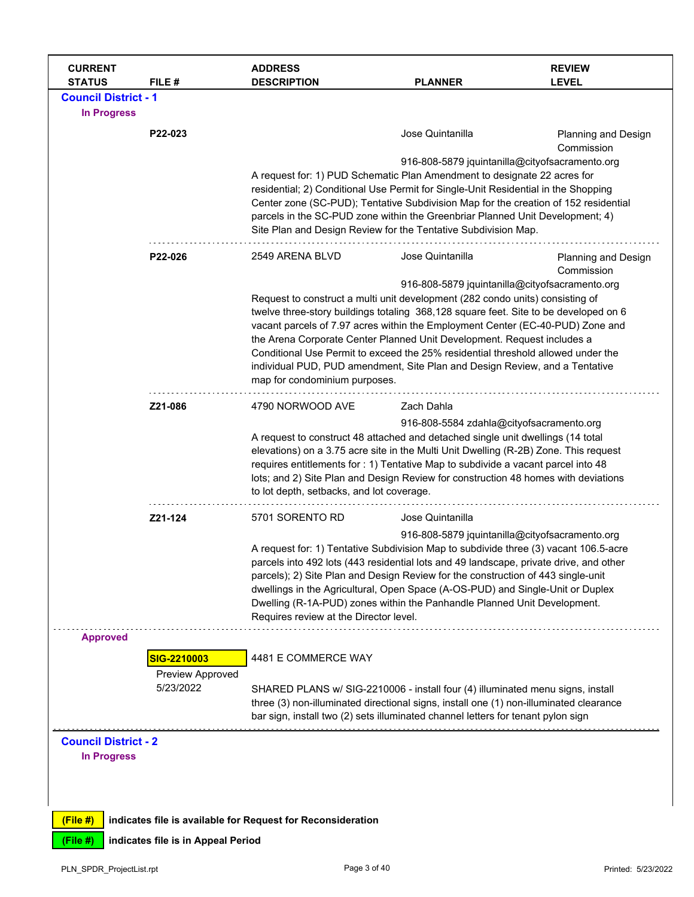| CURRENT STATUS | FILE # | ADDRESS DESCRIPTION | PLANNER | REVIEW LEVEL |
|---|---|---|---|---|

## Council District - 1

### In Progress

| CURRENT STATUS | FILE # | ADDRESS DESCRIPTION | PLANNER | REVIEW LEVEL |
|---|---|---|---|---|
| | **P22-023** | | Jose Quintanilla<br>916-808-5879 jquintanilla@cityofsacramento.org | Planning and Design Commission |
| | | A request for: 1) PUD Schematic Plan Amendment to designate 22 acres for residential; 2) Conditional Use Permit for Single-Unit Residential in the Shopping Center zone (SC-PUD); Tentative Subdivision Map for the creation of 152 residential parcels in the SC-PUD zone within the Greenbriar Planned Unit Development; 4) Site Plan and Design Review for the Tentative Subdivision Map. | | |
| | **P22-026** | 2549 ARENA BLVD | Jose Quintanilla<br>916-808-5879 jquintanilla@cityofsacramento.org | Planning and Design Commission |
| | | Request to construct a multi unit development (282 condo units) consisting of twelve three-story buildings totaling 368,128 square feet. Site to be developed on 6 vacant parcels of 7.97 acres within the Employment Center (EC-40-PUD) Zone and the Arena Corporate Center Planned Unit Development. Request includes a Conditional Use Permit to exceed the 25% residential threshold allowed under the individual PUD, PUD amendment, Site Plan and Design Review, and a Tentative map for condominium purposes. | | |
| | **Z21-086** | 4790 NORWOOD AVE | Zach Dahla<br>916-808-5584 zdahla@cityofsacramento.org | |
| | | A request to construct 48 attached and detached single unit dwellings (14 total elevations) on a 3.75 acre site in the Multi Unit Dwelling (R-2B) Zone. This request requires entitlements for : 1) Tentative Map to subdivide a vacant parcel into 48 lots; and 2) Site Plan and Design Review for construction 48 homes with deviations to lot depth, setbacks, and lot coverage. | | |
| | **Z21-124** | 5701 SORENTO RD | Jose Quintanilla<br>916-808-5879 jquintanilla@cityofsacramento.org | |
| | | A request for: 1) Tentative Subdivision Map to subdivide three (3) vacant 106.5-acre parcels into 492 lots (443 residential lots and 49 landscape, private drive, and other parcels); 2) Site Plan and Design Review for the construction of 443 single-unit dwellings in the Agricultural, Open Space (A-OS-PUD) and Single-Unit or Duplex Dwelling (R-1A-PUD) zones within the Panhandle Planned Unit Development. Requires review at the Director level. | | |

### Approved

| CURRENT STATUS | FILE # | ADDRESS DESCRIPTION | PLANNER | REVIEW LEVEL |
|---|---|---|---|---|
| | **SIG-2210003**<br>Preview Approved 5/23/2022 | 4481 E COMMERCE WAY | | |
| | | SHARED PLANS w/ SIG-2210006 - install four (4) illuminated menu signs, install three (3) non-illuminated directional signs, install one (1) non-illuminated clearance bar sign, install two (2) sets illuminated channel letters for tenant pylon sign | | |

## Council District - 2

### In Progress

(File #) indicates file is available for Request for Reconsideration

(File #) indicates file is in Appeal Period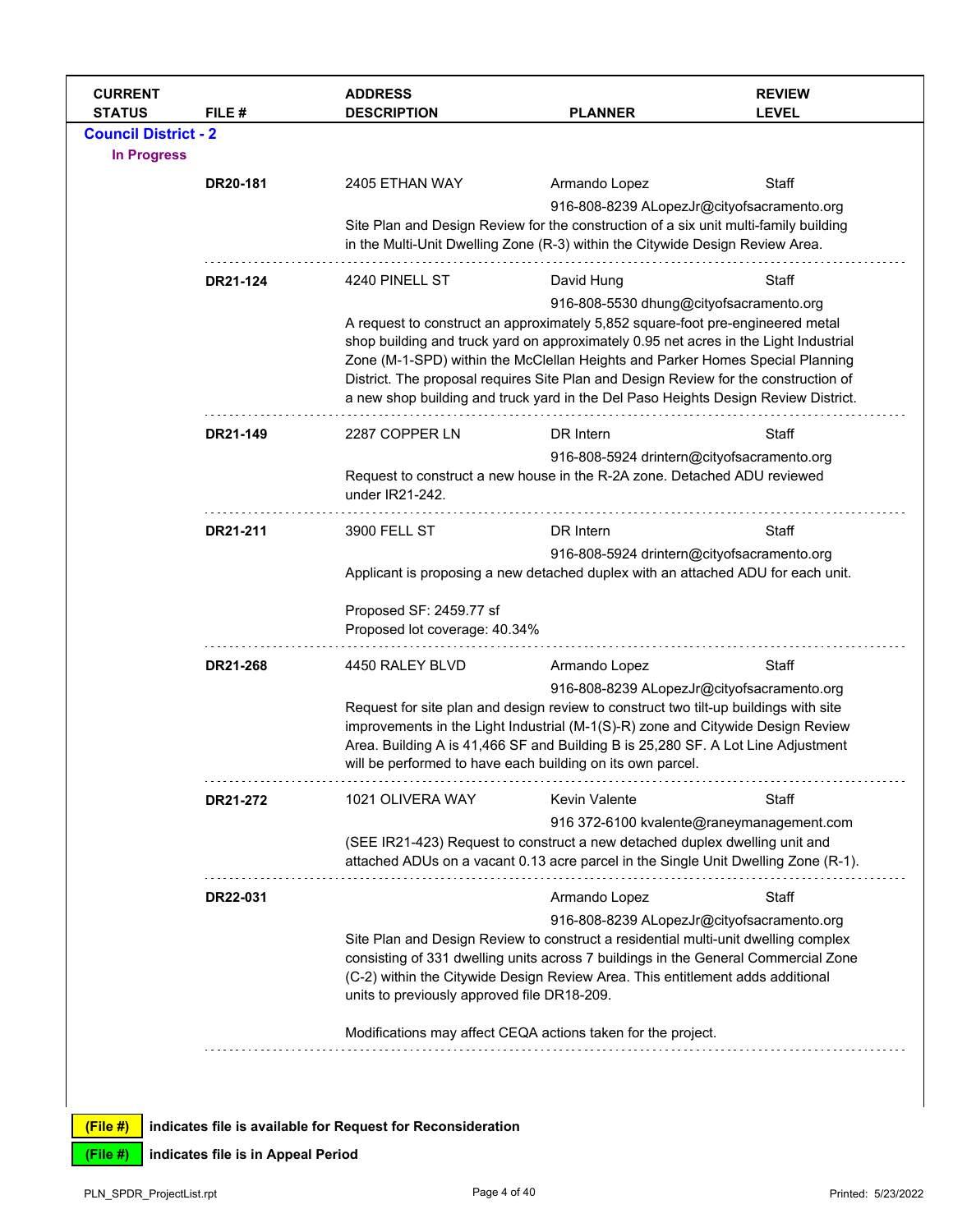| CURRENT STATUS | FILE # | ADDRESS DESCRIPTION | PLANNER | REVIEW LEVEL |
|---|---|---|---|---|

## Council District - 2

### In Progress

| FILE # | ADDRESS | PLANNER | REVIEW LEVEL |
|---|---|---|---|
| **DR20-181** | 2405 ETHAN WAY | Armando Lopez<br>916-808-8239 ALopezJr@cityofsacramento.org | Staff |

Site Plan and Design Review for the construction of a six unit multi-family building in the Multi-Unit Dwelling Zone (R-3) within the Citywide Design Review Area.

| FILE # | ADDRESS | PLANNER | REVIEW LEVEL |
|---|---|---|---|
| **DR21-124** | 4240 PINELL ST | David Hung<br>916-808-5530 dhung@cityofsacramento.org | Staff |

A request to construct an approximately 5,852 square-foot pre-engineered metal shop building and truck yard on approximately 0.95 net acres in the Light Industrial Zone (M-1-SPD) within the McClellan Heights and Parker Homes Special Planning District. The proposal requires Site Plan and Design Review for the construction of a new shop building and truck yard in the Del Paso Heights Design Review District.

| FILE # | ADDRESS | PLANNER | REVIEW LEVEL |
|---|---|---|---|
| **DR21-149** | 2287 COPPER LN | DR Intern<br>916-808-5924 drintern@cityofsacramento.org | Staff |

Request to construct a new house in the R-2A zone. Detached ADU reviewed under IR21-242.

| FILE # | ADDRESS | PLANNER | REVIEW LEVEL |
|---|---|---|---|
| **DR21-211** | 3900 FELL ST | DR Intern<br>916-808-5924 drintern@cityofsacramento.org | Staff |

Applicant is proposing a new detached duplex with an attached ADU for each unit.

Proposed SF: 2459.77 sf
Proposed lot coverage: 40.34%

| FILE # | ADDRESS | PLANNER | REVIEW LEVEL |
|---|---|---|---|
| **DR21-268** | 4450 RALEY BLVD | Armando Lopez<br>916-808-8239 ALopezJr@cityofsacramento.org | Staff |

Request for site plan and design review to construct two tilt-up buildings with site improvements in the Light Industrial (M-1(S)-R) zone and Citywide Design Review Area. Building A is 41,466 SF and Building B is 25,280 SF. A Lot Line Adjustment will be performed to have each building on its own parcel.

| FILE # | ADDRESS | PLANNER | REVIEW LEVEL |
|---|---|---|---|
| **DR21-272** | 1021 OLIVERA WAY | Kevin Valente<br>916 372-6100 kvalente@raneymanagement.com | Staff |

(SEE IR21-423) Request to construct a new detached duplex dwelling unit and attached ADUs on a vacant 0.13 acre parcel in the Single Unit Dwelling Zone (R-1).

| FILE # | ADDRESS | PLANNER | REVIEW LEVEL |
|---|---|---|---|
| **DR22-031** | | Armando Lopez<br>916-808-8239 ALopezJr@cityofsacramento.org | Staff |

Site Plan and Design Review to construct a residential multi-unit dwelling complex consisting of 331 dwelling units across 7 buildings in the General Commercial Zone (C-2) within the Citywide Design Review Area. This entitlement adds additional units to previously approved file DR18-209.

Modifications may affect CEQA actions taken for the project.

---

**(File #)** indicates file is available for Request for Reconsideration

**(File #)** indicates file is in Appeal Period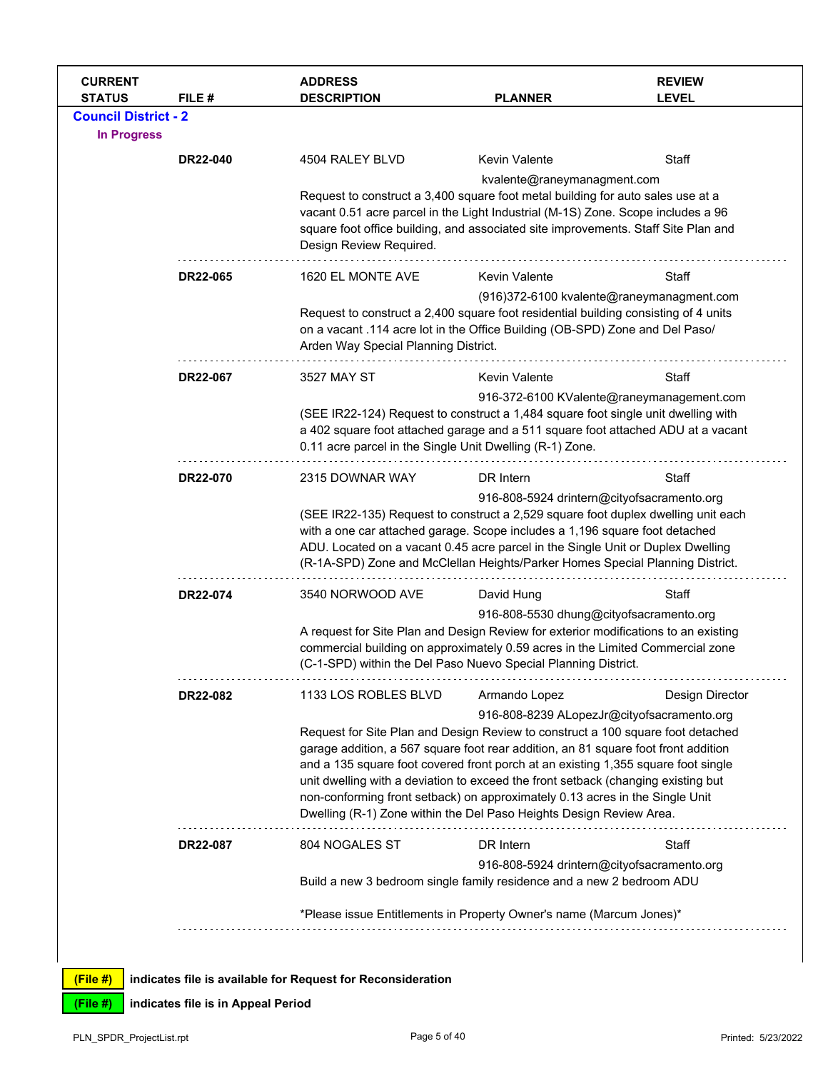| CURRENT STATUS | FILE # | ADDRESS DESCRIPTION | PLANNER | REVIEW LEVEL |
|---|---|---|---|---|

**Council District - 2**

**In Progress**

| FILE # | ADDRESS | PLANNER | REVIEW LEVEL |
|---|---|---|---|
| DR22-040 | 4504 RALEY BLVD | Kevin Valente<br>kvalente@raneymanagment.com | Staff |

Request to construct a 3,400 square foot metal building for auto sales use at a vacant 0.51 acre parcel in the Light Industrial (M-1S) Zone. Scope includes a 96 square foot office building, and associated site improvements. Staff Site Plan and Design Review Required.

| FILE # | ADDRESS | PLANNER | REVIEW LEVEL |
|---|---|---|---|
| DR22-065 | 1620 EL MONTE AVE | Kevin Valente<br>(916)372-6100 kvalente@raneymanagment.com | Staff |

Request to construct a 2,400 square foot residential building consisting of 4 units on a vacant .114 acre lot in the Office Building (OB-SPD) Zone and Del Paso/ Arden Way Special Planning District.

| FILE # | ADDRESS | PLANNER | REVIEW LEVEL |
|---|---|---|---|
| DR22-067 | 3527 MAY ST | Kevin Valente<br>916-372-6100 KValente@raneymanagement.com | Staff |

(SEE IR22-124) Request to construct a 1,484 square foot single unit dwelling with a 402 square foot attached garage and a 511 square foot attached ADU at a vacant 0.11 acre parcel in the Single Unit Dwelling (R-1) Zone.

| FILE # | ADDRESS | PLANNER | REVIEW LEVEL |
|---|---|---|---|
| DR22-070 | 2315 DOWNAR WAY | DR Intern<br>916-808-5924 drintern@cityofsacramento.org | Staff |

(SEE IR22-135) Request to construct a 2,529 square foot duplex dwelling unit each with a one car attached garage. Scope includes a 1,196 square foot detached ADU. Located on a vacant 0.45 acre parcel in the Single Unit or Duplex Dwelling (R-1A-SPD) Zone and McClellan Heights/Parker Homes Special Planning District.

| FILE # | ADDRESS | PLANNER | REVIEW LEVEL |
|---|---|---|---|
| DR22-074 | 3540 NORWOOD AVE | David Hung<br>916-808-5530 dhung@cityofsacramento.org | Staff |

A request for Site Plan and Design Review for exterior modifications to an existing commercial building on approximately 0.59 acres in the Limited Commercial zone (C-1-SPD) within the Del Paso Nuevo Special Planning District.

| FILE # | ADDRESS | PLANNER | REVIEW LEVEL |
|---|---|---|---|
| DR22-082 | 1133 LOS ROBLES BLVD | Armando Lopez<br>916-808-8239 ALopezJr@cityofsacramento.org | Design Director |

Request for Site Plan and Design Review to construct a 100 square foot detached garage addition, a 567 square foot rear addition, an 81 square foot front addition and a 135 square foot covered front porch at an existing 1,355 square foot single unit dwelling with a deviation to exceed the front setback (changing existing but non-conforming front setback) on approximately 0.13 acres in the Single Unit Dwelling (R-1) Zone within the Del Paso Heights Design Review Area.

| FILE # | ADDRESS | PLANNER | REVIEW LEVEL |
|---|---|---|---|
| DR22-087 | 804 NOGALES ST | DR Intern<br>916-808-5924 drintern@cityofsacramento.org | Staff |

Build a new 3 bedroom single family residence and a new 2 bedroom ADU

*Please issue Entitlements in Property Owner's name (Marcum Jones)*

**(File #)** indicates file is available for Request for Reconsideration

**(File #)** indicates file is in Appeal Period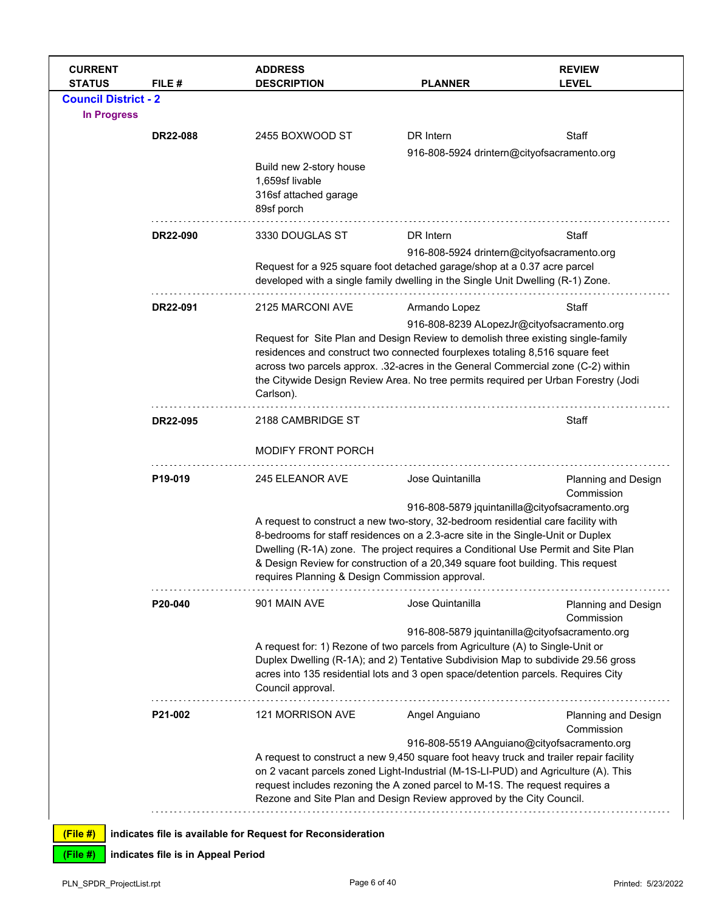| CURRENT STATUS | FILE # | ADDRESS DESCRIPTION | PLANNER | REVIEW LEVEL |
|---|---|---|---|---|

**Council District - 2**

**In Progress**

| CURRENT STATUS | FILE # | ADDRESS DESCRIPTION | PLANNER | REVIEW LEVEL |
|---|---|---|---|---|
| | **DR22-088** | 2455 BOXWOOD ST<br><br>Build new 2-story house<br>1,659sf livable<br>316sf attached garage<br>89sf porch | DR Intern<br>916-808-5924 drintern@cityofsacramento.org | Staff |
| | **DR22-090** | 3330 DOUGLAS ST<br><br>Request for a 925 square foot detached garage/shop at a 0.37 acre parcel developed with a single family dwelling in the Single Unit Dwelling (R-1) Zone. | DR Intern<br>916-808-5924 drintern@cityofsacramento.org | Staff |
| | **DR22-091** | 2125 MARCONI AVE<br><br>Request for Site Plan and Design Review to demolish three existing single-family residences and construct two connected fourplexes totaling 8,516 square feet across two parcels approx. .32-acres in the General Commercial zone (C-2) within the Citywide Design Review Area. No tree permits required per Urban Forestry (Jodi Carlson). | Armando Lopez<br>916-808-8239 ALopezJr@cityofsacramento.org | Staff |
| | **DR22-095** | 2188 CAMBRIDGE ST<br><br>MODIFY FRONT PORCH | | Staff |
| | **P19-019** | 245 ELEANOR AVE<br><br>A request to construct a new two-story, 32-bedroom residential care facility with 8-bedrooms for staff residences on a 2.3-acre site in the Single-Unit or Duplex Dwelling (R-1A) zone. The project requires a Conditional Use Permit and Site Plan & Design Review for construction of a 20,349 square foot building. This request requires Planning & Design Commission approval. | Jose Quintanilla<br>916-808-5879 jquintanilla@cityofsacramento.org | Planning and Design Commission |
| | **P20-040** | 901 MAIN AVE<br><br>A request for: 1) Rezone of two parcels from Agriculture (A) to Single-Unit or Duplex Dwelling (R-1A); and 2) Tentative Subdivision Map to subdivide 29.56 gross acres into 135 residential lots and 3 open space/detention parcels. Requires City Council approval. | Jose Quintanilla<br>916-808-5879 jquintanilla@cityofsacramento.org | Planning and Design Commission |
| | **P21-002** | 121 MORRISON AVE<br><br>A request to construct a new 9,450 square foot heavy truck and trailer repair facility on 2 vacant parcels zoned Light-Industrial (M-1S-LI-PUD) and Agriculture (A). This request includes rezoning the A zoned parcel to M-1S. The request requires a Rezone and Site Plan and Design Review approved by the City Council. | Angel Anguiano<br>916-808-5519 AAnguiano@cityofsacramento.org | Planning and Design Commission |

**(File #)** indicates file is available for Request for Reconsideration

**(File #)** indicates file is in Appeal Period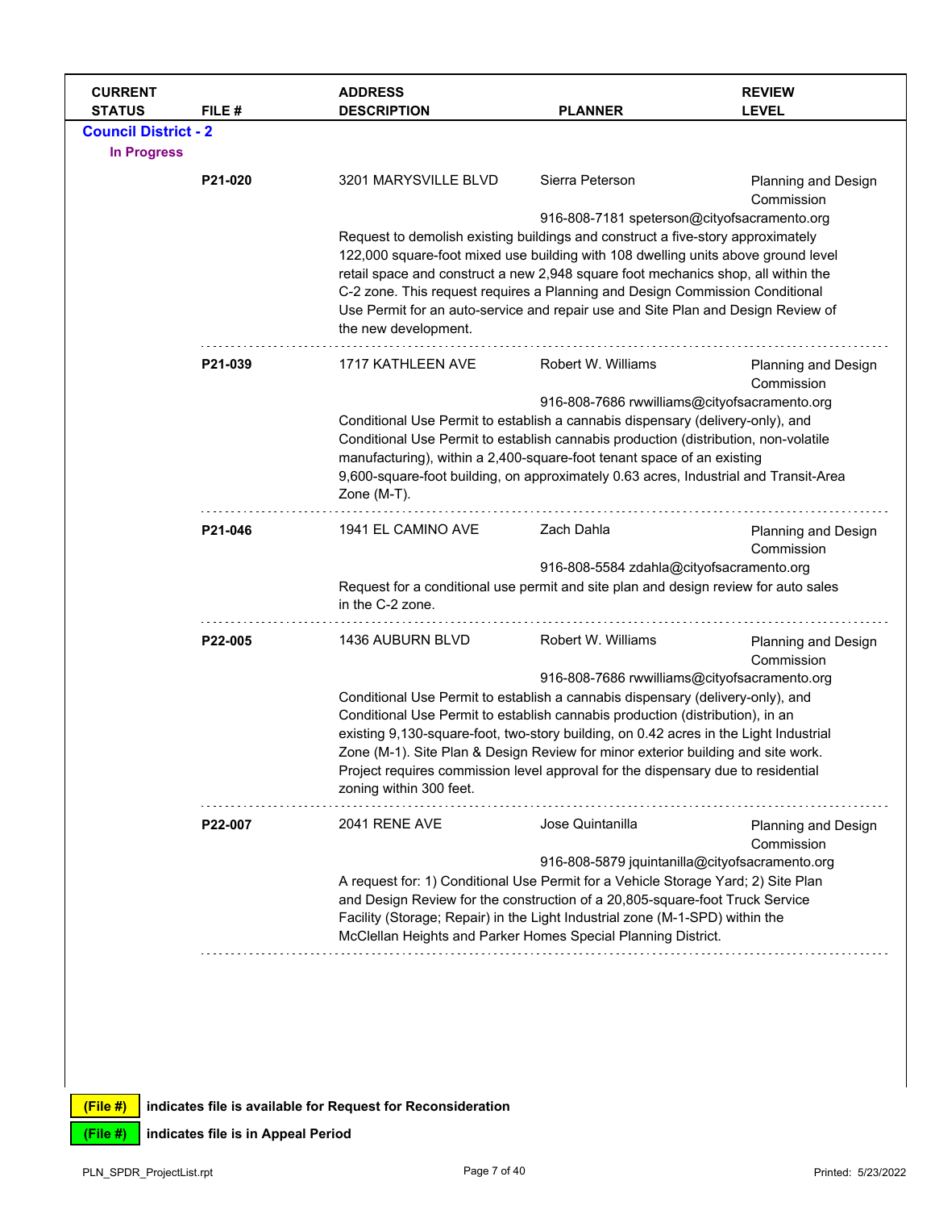| CURRENT STATUS | FILE # | ADDRESS DESCRIPTION | PLANNER | REVIEW LEVEL |
|---|---|---|---|---|

## Council District - 2

### In Progress

| CURRENT STATUS | FILE # | ADDRESS / DESCRIPTION | PLANNER | REVIEW LEVEL |
|---|---|---|---|---|
| | **P21-020** | 3201 MARYSVILLE BLVD<br>Request to demolish existing buildings and construct a five-story approximately 122,000 square-foot mixed use building with 108 dwelling units above ground level retail space and construct a new 2,948 square foot mechanics shop, all within the C-2 zone. This request requires a Planning and Design Commission Conditional Use Permit for an auto-service and repair use and Site Plan and Design Review of the new development. | Sierra Peterson<br>916-808-7181 speterson@cityofsacramento.org | Planning and Design Commission |
| | **P21-039** | 1717 KATHLEEN AVE<br>Conditional Use Permit to establish a cannabis dispensary (delivery-only), and Conditional Use Permit to establish cannabis production (distribution, non-volatile manufacturing), within a 2,400-square-foot tenant space of an existing 9,600-square-foot building, on approximately 0.63 acres, Industrial and Transit-Area Zone (M-T). | Robert W. Williams<br>916-808-7686 rwwilliams@cityofsacramento.org | Planning and Design Commission |
| | **P21-046** | 1941 EL CAMINO AVE<br>Request for a conditional use permit and site plan and design review for auto sales in the C-2 zone. | Zach Dahla<br>916-808-5584 zdahla@cityofsacramento.org | Planning and Design Commission |
| | **P22-005** | 1436 AUBURN BLVD<br>Conditional Use Permit to establish a cannabis dispensary (delivery-only), and Conditional Use Permit to establish cannabis production (distribution), in an existing 9,130-square-foot, two-story building, on 0.42 acres in the Light Industrial Zone (M-1). Site Plan & Design Review for minor exterior building and site work. Project requires commission level approval for the dispensary due to residential zoning within 300 feet. | Robert W. Williams<br>916-808-7686 rwwilliams@cityofsacramento.org | Planning and Design Commission |
| | **P22-007** | 2041 RENE AVE<br>A request for: 1) Conditional Use Permit for a Vehicle Storage Yard; 2) Site Plan and Design Review for the construction of a 20,805-square-foot Truck Service Facility (Storage; Repair) in the Light Industrial zone (M-1-SPD) within the McClellan Heights and Parker Homes Special Planning District. | Jose Quintanilla<br>916-808-5879 jquintanilla@cityofsacramento.org | Planning and Design Commission |

**(File #)** indicates file is available for Request for Reconsideration

**(File #)** indicates file is in Appeal Period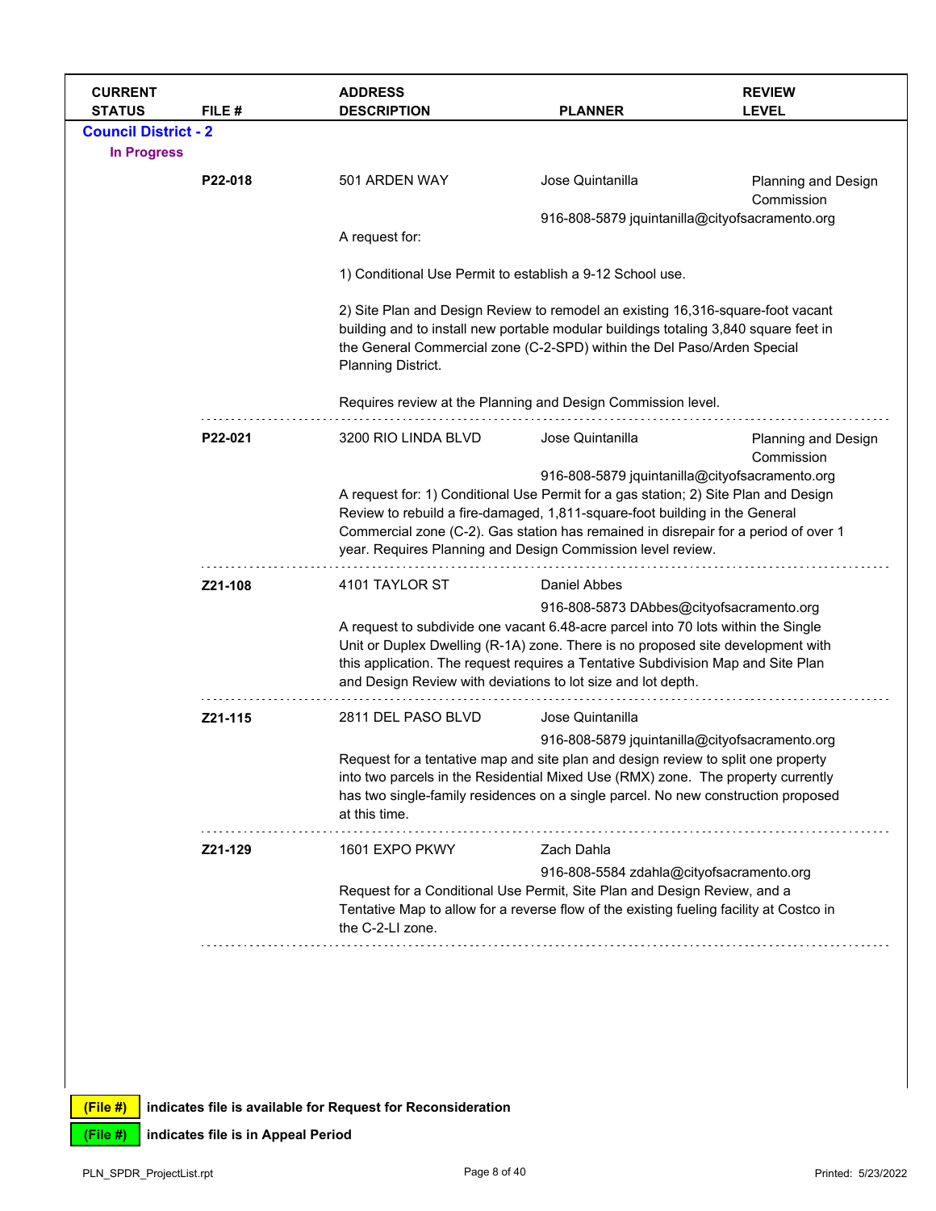| CURRENT STATUS | FILE # | ADDRESS DESCRIPTION | PLANNER | REVIEW LEVEL |
|---|---|---|---|---|

## Council District - 2

### In Progress

| CURRENT STATUS | FILE # | ADDRESS DESCRIPTION | PLANNER | REVIEW LEVEL |
|---|---|---|---|---|
| | **P22-018** | 501 ARDEN WAY | Jose Quintanilla<br>916-808-5879 jquintanilla@cityofsacramento.org | Planning and Design Commission |
| | | A request for:<br><br>1) Conditional Use Permit to establish a 9-12 School use.<br><br>2) Site Plan and Design Review to remodel an existing 16,316-square-foot vacant building and to install new portable modular buildings totaling 3,840 square feet in the General Commercial zone (C-2-SPD) within the Del Paso/Arden Special Planning District.<br><br>Requires review at the Planning and Design Commission level. | | |
| | **P22-021** | 3200 RIO LINDA BLVD | Jose Quintanilla<br>916-808-5879 jquintanilla@cityofsacramento.org | Planning and Design Commission |
| | | A request for: 1) Conditional Use Permit for a gas station; 2) Site Plan and Design Review to rebuild a fire-damaged, 1,811-square-foot building in the General Commercial zone (C-2). Gas station has remained in disrepair for a period of over 1 year. Requires Planning and Design Commission level review. | | |
| | **Z21-108** | 4101 TAYLOR ST | Daniel Abbes<br>916-808-5873 DAbbes@cityofsacramento.org | |
| | | A request to subdivide one vacant 6.48-acre parcel into 70 lots within the Single Unit or Duplex Dwelling (R-1A) zone. There is no proposed site development with this application. The request requires a Tentative Subdivision Map and Site Plan and Design Review with deviations to lot size and lot depth. | | |
| | **Z21-115** | 2811 DEL PASO BLVD | Jose Quintanilla<br>916-808-5879 jquintanilla@cityofsacramento.org | |
| | | Request for a tentative map and site plan and design review to split one property into two parcels in the Residential Mixed Use (RMX) zone. The property currently has two single-family residences on a single parcel. No new construction proposed at this time. | | |
| | **Z21-129** | 1601 EXPO PKWY | Zach Dahla<br>916-808-5584 zdahla@cityofsacramento.org | |
| | | Request for a Conditional Use Permit, Site Plan and Design Review, and a Tentative Map to allow for a reverse flow of the existing fueling facility at Costco in the C-2-LI zone. | | |

**(File #)** indicates file is available for Request for Reconsideration

**(File #)** indicates file is in Appeal Period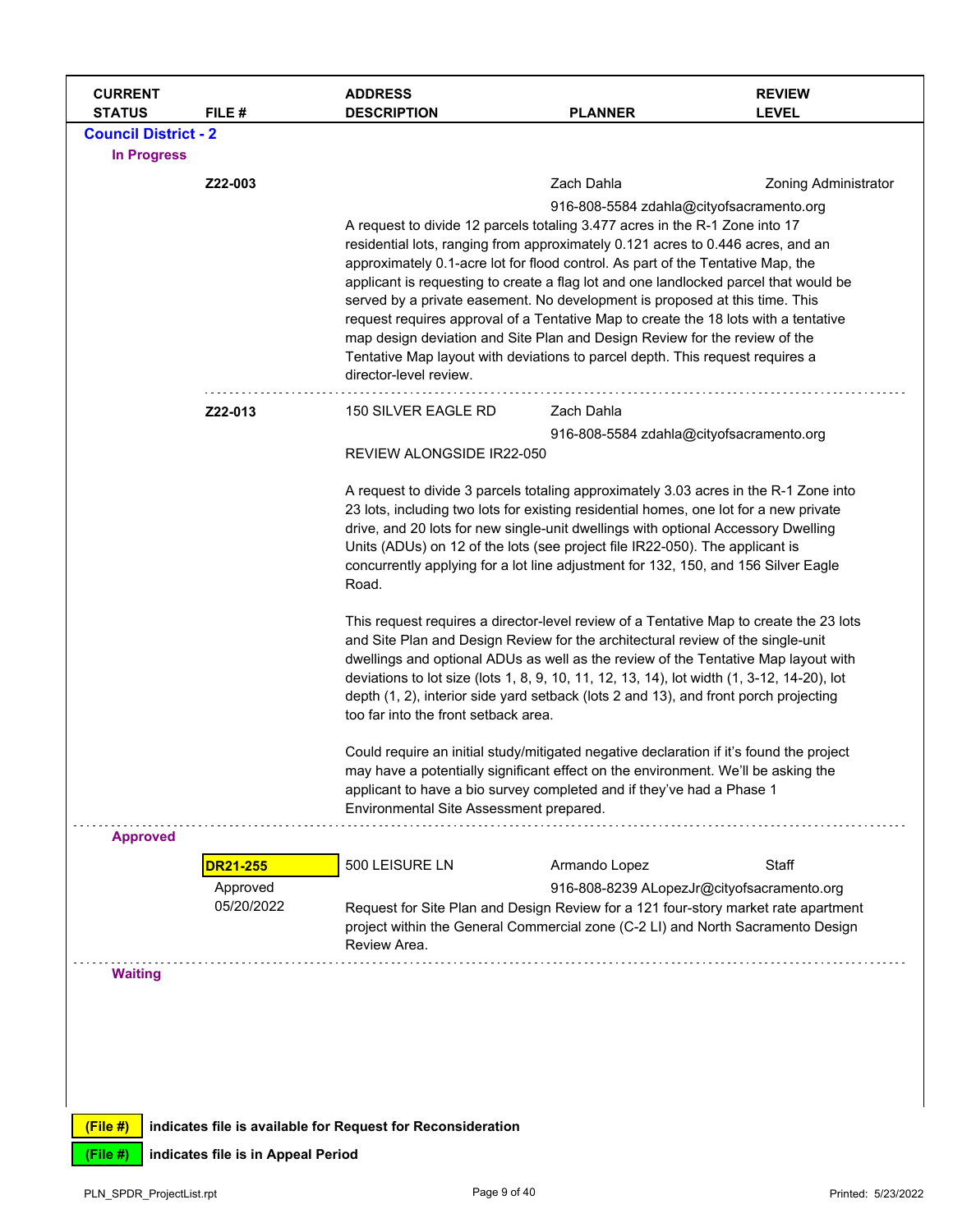| CURRENT STATUS | FILE # | ADDRESS DESCRIPTION | PLANNER | REVIEW LEVEL |
|---|---|---|---|---|

## Council District - 2

### In Progress

**Z22-003** | Planner: Zach Dahla, 916-808-5584 zdahla@cityofsacramento.org | Review Level: Zoning Administrator

A request to divide 12 parcels totaling 3.477 acres in the R-1 Zone into 17 residential lots, ranging from approximately 0.121 acres to 0.446 acres, and an approximately 0.1-acre lot for flood control. As part of the Tentative Map, the applicant is requesting to create a flag lot and one landlocked parcel that would be served by a private easement. No development is proposed at this time. This request requires approval of a Tentative Map to create the 18 lots with a tentative map design deviation and Site Plan and Design Review for the review of the Tentative Map layout with deviations to parcel depth. This request requires a director-level review.

---

**Z22-013** | 150 SILVER EAGLE RD | Planner: Zach Dahla, 916-808-5584 zdahla@cityofsacramento.org

REVIEW ALONGSIDE IR22-050

A request to divide 3 parcels totaling approximately 3.03 acres in the R-1 Zone into 23 lots, including two lots for existing residential homes, one lot for a new private drive, and 20 lots for new single-unit dwellings with optional Accessory Dwelling Units (ADUs) on 12 of the lots (see project file IR22-050). The applicant is concurrently applying for a lot line adjustment for 132, 150, and 156 Silver Eagle Road.

This request requires a director-level review of a Tentative Map to create the 23 lots and Site Plan and Design Review for the architectural review of the single-unit dwellings and optional ADUs as well as the review of the Tentative Map layout with deviations to lot size (lots 1, 8, 9, 10, 11, 12, 13, 14), lot width (1, 3-12, 14-20), lot depth (1, 2), interior side yard setback (lots 2 and 13), and front porch projecting too far into the front setback area.

Could require an initial study/mitigated negative declaration if it's found the project may have a potentially significant effect on the environment. We'll be asking the applicant to have a bio survey completed and if they've had a Phase 1 Environmental Site Assessment prepared.

---

### Approved

**DR21-255** (Approved 05/20/2022) | 500 LEISURE LN | Planner: Armando Lopez, 916-808-8239 ALopezJr@cityofsacramento.org | Review Level: Staff

Request for Site Plan and Design Review for a 121 four-story market rate apartment project within the General Commercial zone (C-2 LI) and North Sacramento Design Review Area.

---

### Waiting

(File #) indicates file is available for Request for Reconsideration

(File #) indicates file is in Appeal Period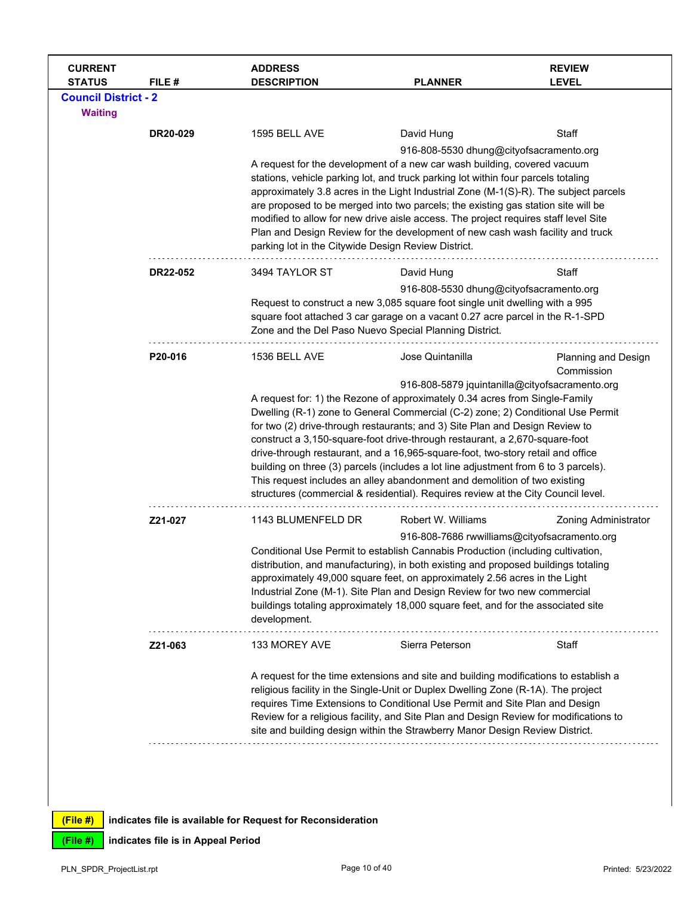| CURRENT STATUS | FILE # | ADDRESS DESCRIPTION | PLANNER | REVIEW LEVEL |
|---|---|---|---|---|

**Council District - 2**

**Waiting**

| FILE # | ADDRESS | PLANNER | REVIEW LEVEL |
|---|---|---|---|
| DR20-029 | 1595 BELL AVE | David Hung<br>916-808-5530 dhung@cityofsacramento.org | Staff |

A request for the development of a new car wash building, covered vacuum stations, vehicle parking lot, and truck parking lot within four parcels totaling approximately 3.8 acres in the Light Industrial Zone (M-1(S)-R). The subject parcels are proposed to be merged into two parcels; the existing gas station site will be modified to allow for new drive aisle access. The project requires staff level Site Plan and Design Review for the development of new cash wash facility and truck parking lot in the Citywide Design Review District.

| FILE # | ADDRESS | PLANNER | REVIEW LEVEL |
|---|---|---|---|
| DR22-052 | 3494 TAYLOR ST | David Hung<br>916-808-5530 dhung@cityofsacramento.org | Staff |

Request to construct a new 3,085 square foot single unit dwelling with a 995 square foot attached 3 car garage on a vacant 0.27 acre parcel in the R-1-SPD Zone and the Del Paso Nuevo Special Planning District.

| FILE # | ADDRESS | PLANNER | REVIEW LEVEL |
|---|---|---|---|
| P20-016 | 1536 BELL AVE | Jose Quintanilla<br>916-808-5879 jquintanilla@cityofsacramento.org | Planning and Design Commission |

A request for: 1) the Rezone of approximately 0.34 acres from Single-Family Dwelling (R-1) zone to General Commercial (C-2) zone; 2) Conditional Use Permit for two (2) drive-through restaurants; and 3) Site Plan and Design Review to construct a 3,150-square-foot drive-through restaurant, a 2,670-square-foot drive-through restaurant, and a 16,965-square-foot, two-story retail and office building on three (3) parcels (includes a lot line adjustment from 6 to 3 parcels). This request includes an alley abandonment and demolition of two existing structures (commercial & residential). Requires review at the City Council level.

| FILE # | ADDRESS | PLANNER | REVIEW LEVEL |
|---|---|---|---|
| Z21-027 | 1143 BLUMENFELD DR | Robert W. Williams<br>916-808-7686 rwwilliams@cityofsacramento.org | Zoning Administrator |

Conditional Use Permit to establish Cannabis Production (including cultivation, distribution, and manufacturing), in both existing and proposed buildings totaling approximately 49,000 square feet, on approximately 2.56 acres in the Light Industrial Zone (M-1). Site Plan and Design Review for two new commercial buildings totaling approximately 18,000 square feet, and for the associated site development.

| FILE # | ADDRESS | PLANNER | REVIEW LEVEL |
|---|---|---|---|
| Z21-063 | 133 MOREY AVE | Sierra Peterson | Staff |

A request for the time extensions and site and building modifications to establish a religious facility in the Single-Unit or Duplex Dwelling Zone (R-1A). The project requires Time Extensions to Conditional Use Permit and Site Plan and Design Review for a religious facility, and Site Plan and Design Review for modifications to site and building design within the Strawberry Manor Design Review District.

**(File #)** indicates file is available for Request for Reconsideration

**(File #)** indicates file is in Appeal Period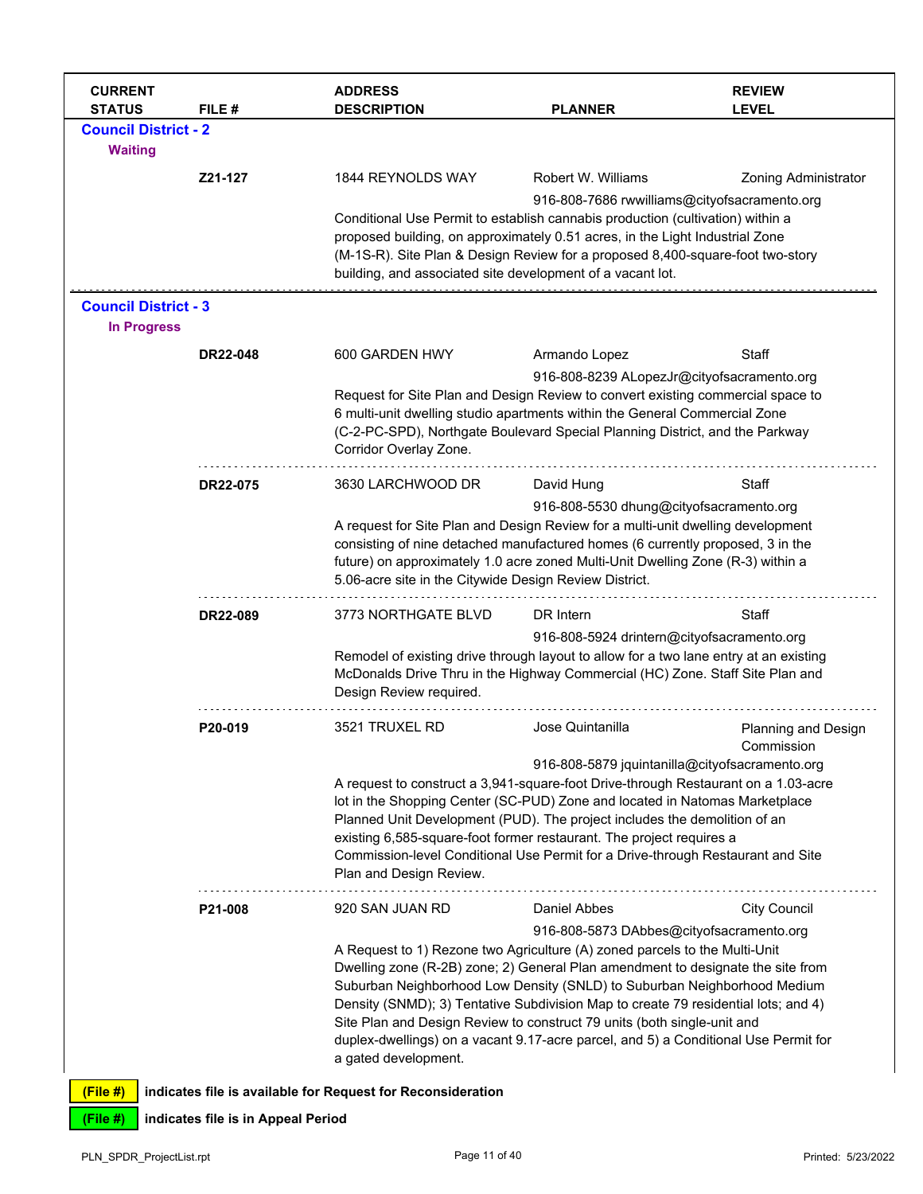| CURRENT STATUS | FILE # | ADDRESS DESCRIPTION | PLANNER | REVIEW LEVEL |
|---|---|---|---|---|

## Council District - 2

### Waiting

| | FILE # | ADDRESS | PLANNER | REVIEW LEVEL |
|---|---|---|---|---|
| | **Z21-127** | 1844 REYNOLDS WAY | Robert W. Williams<br>916-808-7686 rwwilliams@cityofsacramento.org | Zoning Administrator |

Conditional Use Permit to establish cannabis production (cultivation) within a proposed building, on approximately 0.51 acres, in the Light Industrial Zone (M-1S-R). Site Plan & Design Review for a proposed 8,400-square-foot two-story building, and associated site development of a vacant lot.

## Council District - 3

### In Progress

| | FILE # | ADDRESS | PLANNER | REVIEW LEVEL |
|---|---|---|---|---|
| | **DR22-048** | 600 GARDEN HWY | Armando Lopez<br>916-808-8239 ALopezJr@cityofsacramento.org | Staff |

Request for Site Plan and Design Review to convert existing commercial space to 6 multi-unit dwelling studio apartments within the General Commercial Zone (C-2-PC-SPD), Northgate Boulevard Special Planning District, and the Parkway Corridor Overlay Zone.

| | FILE # | ADDRESS | PLANNER | REVIEW LEVEL |
|---|---|---|---|---|
| | **DR22-075** | 3630 LARCHWOOD DR | David Hung<br>916-808-5530 dhung@cityofsacramento.org | Staff |

A request for Site Plan and Design Review for a multi-unit dwelling development consisting of nine detached manufactured homes (6 currently proposed, 3 in the future) on approximately 1.0 acre zoned Multi-Unit Dwelling Zone (R-3) within a 5.06-acre site in the Citywide Design Review District.

| | FILE # | ADDRESS | PLANNER | REVIEW LEVEL |
|---|---|---|---|---|
| | **DR22-089** | 3773 NORTHGATE BLVD | DR Intern<br>916-808-5924 drintern@cityofsacramento.org | Staff |

Remodel of existing drive through layout to allow for a two lane entry at an existing McDonalds Drive Thru in the Highway Commercial (HC) Zone. Staff Site Plan and Design Review required.

| | FILE # | ADDRESS | PLANNER | REVIEW LEVEL |
|---|---|---|---|---|
| | **P20-019** | 3521 TRUXEL RD | Jose Quintanilla<br>916-808-5879 jquintanilla@cityofsacramento.org | Planning and Design Commission |

A request to construct a 3,941-square-foot Drive-through Restaurant on a 1.03-acre lot in the Shopping Center (SC-PUD) Zone and located in Natomas Marketplace Planned Unit Development (PUD). The project includes the demolition of an existing 6,585-square-foot former restaurant. The project requires a Commission-level Conditional Use Permit for a Drive-through Restaurant and Site Plan and Design Review.

| | FILE # | ADDRESS | PLANNER | REVIEW LEVEL |
|---|---|---|---|---|
| | **P21-008** | 920 SAN JUAN RD | Daniel Abbes<br>916-808-5873 DAbbes@cityofsacramento.org | City Council |

A Request to 1) Rezone two Agriculture (A) zoned parcels to the Multi-Unit Dwelling zone (R-2B) zone; 2) General Plan amendment to designate the site from Suburban Neighborhood Low Density (SNLD) to Suburban Neighborhood Medium Density (SNMD); 3) Tentative Subdivision Map to create 79 residential lots; and 4) Site Plan and Design Review to construct 79 units (both single-unit and duplex-dwellings) on a vacant 9.17-acre parcel, and 5) a Conditional Use Permit for a gated development.

**(File #)** indicates file is available for Request for Reconsideration

**(File #)** indicates file is in Appeal Period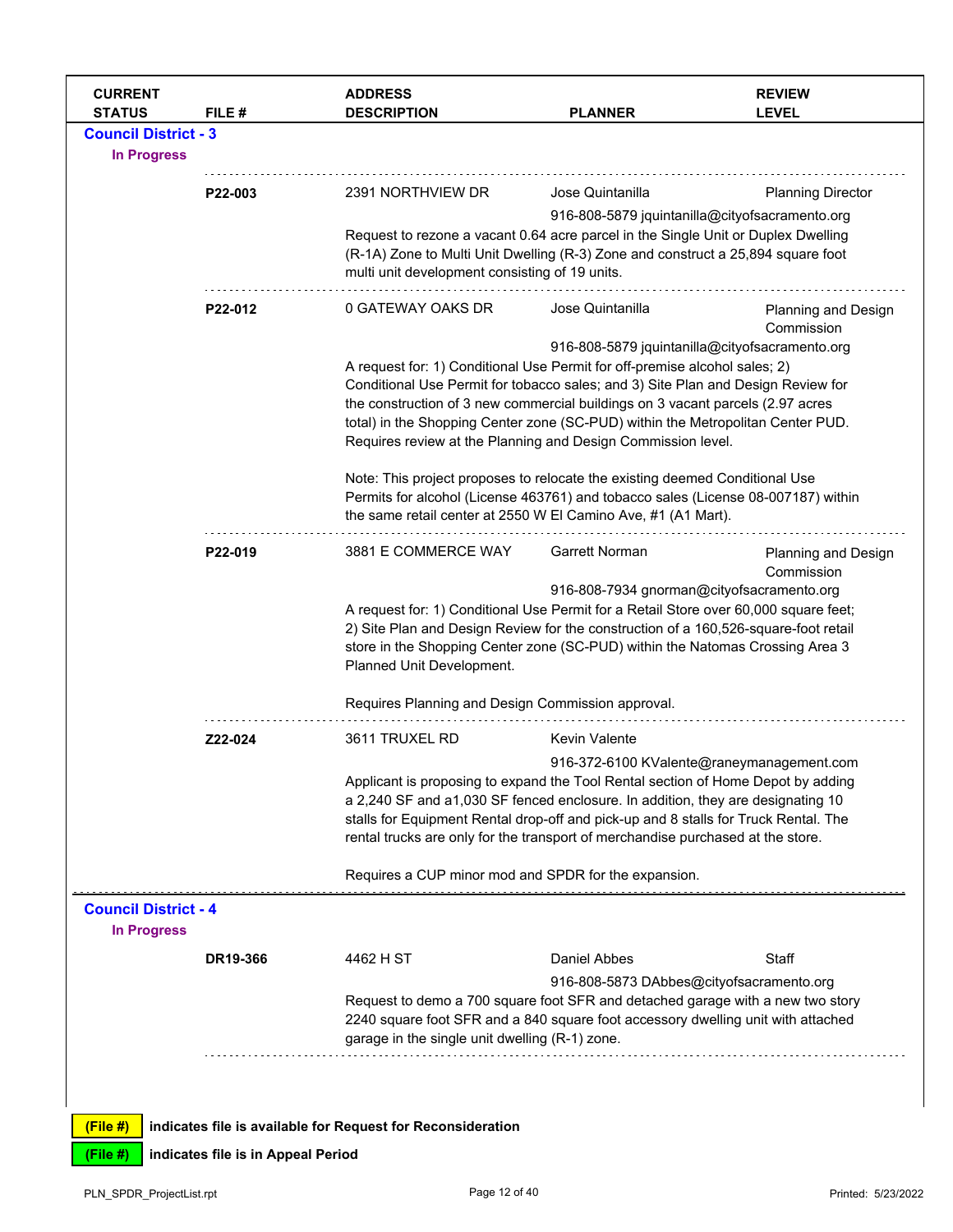| CURRENT STATUS | FILE # | ADDRESS DESCRIPTION | PLANNER | REVIEW LEVEL |
|---|---|---|---|---|

## Council District - 3

### In Progress

| | FILE # | ADDRESS | PLANNER | REVIEW LEVEL |
|---|---|---|---|---|
| | **P22-003** | 2391 NORTHVIEW DR | Jose Quintanilla<br>916-808-5879 jquintanilla@cityofsacramento.org | Planning Director |

Request to rezone a vacant 0.64 acre parcel in the Single Unit or Duplex Dwelling (R-1A) Zone to Multi Unit Dwelling (R-3) Zone and construct a 25,894 square foot multi unit development consisting of 19 units.

| | FILE # | ADDRESS | PLANNER | REVIEW LEVEL |
|---|---|---|---|---|
| | **P22-012** | 0 GATEWAY OAKS DR | Jose Quintanilla<br>916-808-5879 jquintanilla@cityofsacramento.org | Planning and Design Commission |

A request for: 1) Conditional Use Permit for off-premise alcohol sales; 2) Conditional Use Permit for tobacco sales; and 3) Site Plan and Design Review for the construction of 3 new commercial buildings on 3 vacant parcels (2.97 acres total) in the Shopping Center zone (SC-PUD) within the Metropolitan Center PUD. Requires review at the Planning and Design Commission level.

Note: This project proposes to relocate the existing deemed Conditional Use Permits for alcohol (License 463761) and tobacco sales (License 08-007187) within the same retail center at 2550 W El Camino Ave, #1 (A1 Mart).

| | FILE # | ADDRESS | PLANNER | REVIEW LEVEL |
|---|---|---|---|---|
| | **P22-019** | 3881 E COMMERCE WAY | Garrett Norman<br>916-808-7934 gnorman@cityofsacramento.org | Planning and Design Commission |

A request for: 1) Conditional Use Permit for a Retail Store over 60,000 square feet; 2) Site Plan and Design Review for the construction of a 160,526-square-foot retail store in the Shopping Center zone (SC-PUD) within the Natomas Crossing Area 3 Planned Unit Development.

Requires Planning and Design Commission approval.

| | FILE # | ADDRESS | PLANNER | REVIEW LEVEL |
|---|---|---|---|---|
| | **Z22-024** | 3611 TRUXEL RD | Kevin Valente<br>916-372-6100 KValente@raneymanagement.com | |

Applicant is proposing to expand the Tool Rental section of Home Depot by adding a 2,240 SF and a1,030 SF fenced enclosure. In addition, they are designating 10 stalls for Equipment Rental drop-off and pick-up and 8 stalls for Truck Rental. The rental trucks are only for the transport of merchandise purchased at the store.

Requires a CUP minor mod and SPDR for the expansion.

## Council District - 4

### In Progress

| | FILE # | ADDRESS | PLANNER | REVIEW LEVEL |
|---|---|---|---|---|
| | **DR19-366** | 4462 H ST | Daniel Abbes<br>916-808-5873 DAbbes@cityofsacramento.org | Staff |

Request to demo a 700 square foot SFR and detached garage with a new two story 2240 square foot SFR and a 840 square foot accessory dwelling unit with attached garage in the single unit dwelling (R-1) zone.

**(File #)** indicates file is available for Request for Reconsideration

**(File #)** indicates file is in Appeal Period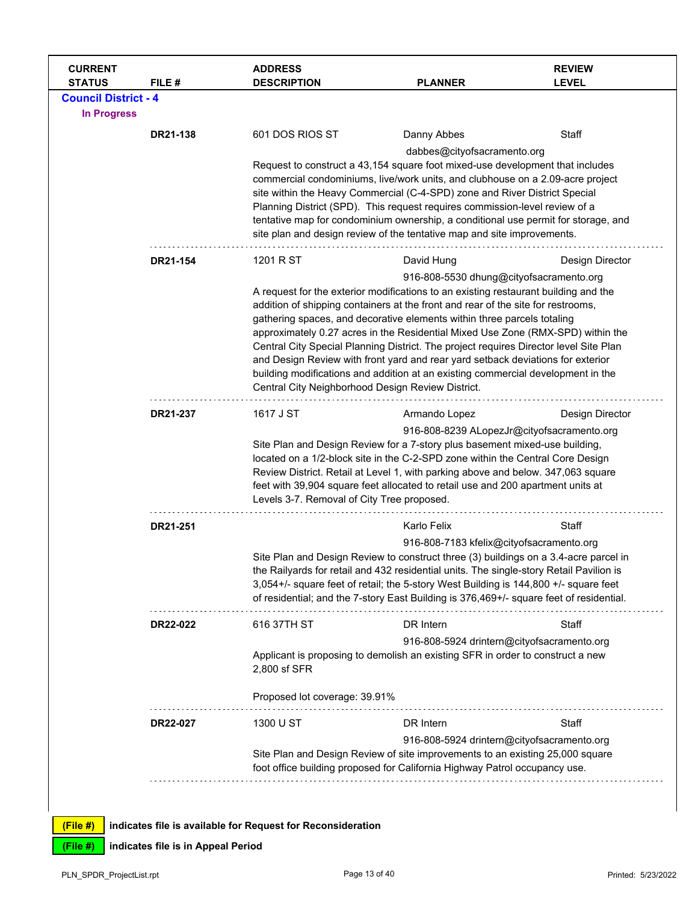| CURRENT STATUS | FILE # | ADDRESS DESCRIPTION | PLANNER | REVIEW LEVEL |
|---|---|---|---|---|

**Council District - 4**

**In Progress**

| | FILE # | ADDRESS | PLANNER | REVIEW LEVEL |
|---|---|---|---|---|
| | DR21-138 | 601 DOS RIOS ST | Danny Abbes<br>dabbes@cityofsacramento.org | Staff |

Request to construct a 43,154 square foot mixed-use development that includes commercial condominiums, live/work units, and clubhouse on a 2.09-acre project site within the Heavy Commercial (C-4-SPD) zone and River District Special Planning District (SPD). This request requires commission-level review of a tentative map for condominium ownership, a conditional use permit for storage, and site plan and design review of the tentative map and site improvements.

| | FILE # | ADDRESS | PLANNER | REVIEW LEVEL |
|---|---|---|---|---|
| | DR21-154 | 1201 R ST | David Hung<br>916-808-5530 dhung@cityofsacramento.org | Design Director |

A request for the exterior modifications to an existing restaurant building and the addition of shipping containers at the front and rear of the site for restrooms, gathering spaces, and decorative elements within three parcels totaling approximately 0.27 acres in the Residential Mixed Use Zone (RMX-SPD) within the Central City Special Planning District. The project requires Director level Site Plan and Design Review with front yard and rear yard setback deviations for exterior building modifications and addition at an existing commercial development in the Central City Neighborhood Design Review District.

| | FILE # | ADDRESS | PLANNER | REVIEW LEVEL |
|---|---|---|---|---|
| | DR21-237 | 1617 J ST | Armando Lopez<br>916-808-8239 ALopezJr@cityofsacramento.org | Design Director |

Site Plan and Design Review for a 7-story plus basement mixed-use building, located on a 1/2-block site in the C-2-SPD zone within the Central Core Design Review District. Retail at Level 1, with parking above and below. 347,063 square feet with 39,904 square feet allocated to retail use and 200 apartment units at Levels 3-7. Removal of City Tree proposed.

| | FILE # | ADDRESS | PLANNER | REVIEW LEVEL |
|---|---|---|---|---|
| | DR21-251 | | Karlo Felix<br>916-808-7183 kfelix@cityofsacramento.org | Staff |

Site Plan and Design Review to construct three (3) buildings on a 3.4-acre parcel in the Railyards for retail and 432 residential units. The single-story Retail Pavilion is 3,054+/- square feet of retail; the 5-story West Building is 144,800 +/- square feet of residential; and the 7-story East Building is 376,469+/- square feet of residential.

| | FILE # | ADDRESS | PLANNER | REVIEW LEVEL |
|---|---|---|---|---|
| | DR22-022 | 616 37TH ST | DR Intern<br>916-808-5924 drintern@cityofsacramento.org | Staff |

Applicant is proposing to demolish an existing SFR in order to construct a new 2,800 sf SFR

Proposed lot coverage: 39.91%

| | FILE # | ADDRESS | PLANNER | REVIEW LEVEL |
|---|---|---|---|---|
| | DR22-027 | 1300 U ST | DR Intern<br>916-808-5924 drintern@cityofsacramento.org | Staff |

Site Plan and Design Review of site improvements to an existing 25,000 square foot office building proposed for California Highway Patrol occupancy use.

(File #) indicates file is available for Request for Reconsideration

(File #) indicates file is in Appeal Period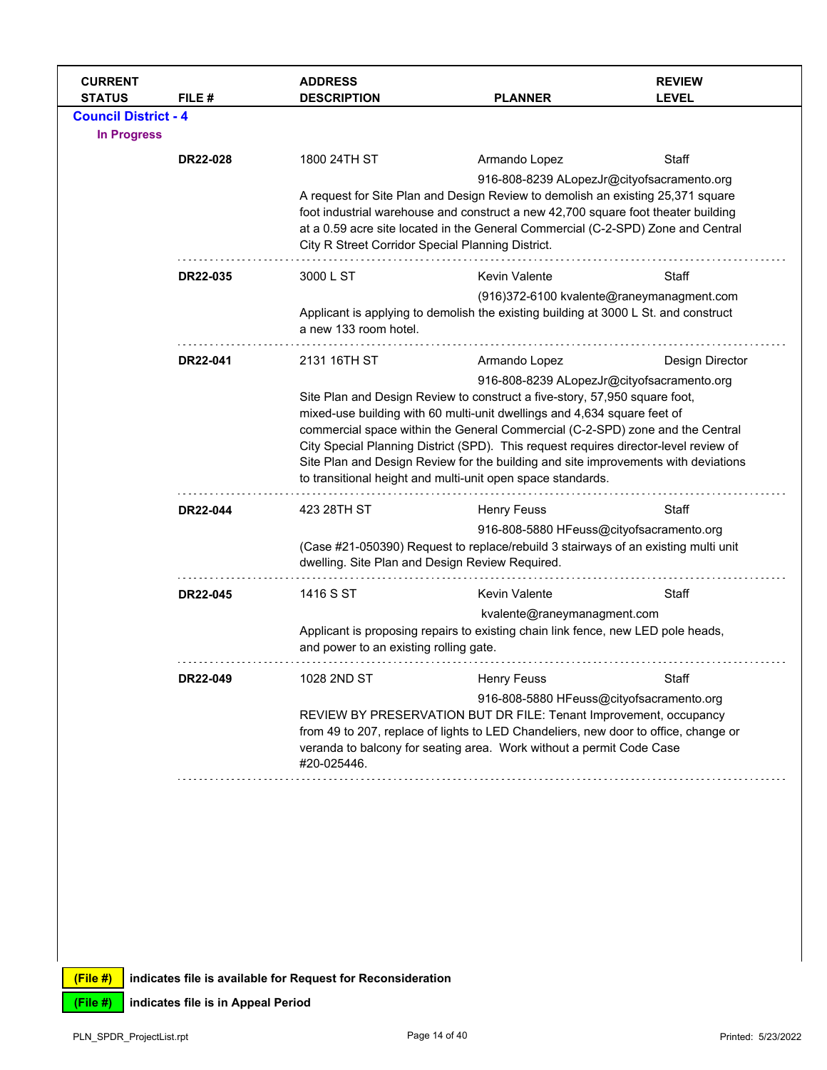| CURRENT STATUS | FILE # | ADDRESS DESCRIPTION | PLANNER | REVIEW LEVEL |
|---|---|---|---|---|

**Council District - 4**

**In Progress**

| CURRENT STATUS | FILE # | ADDRESS DESCRIPTION | PLANNER | REVIEW LEVEL |
|---|---|---|---|---|
| | **DR22-028** | 1800 24TH ST | Armando Lopez<br>916-808-8239 ALopezJr@cityofsacramento.org | Staff |
| | | A request for Site Plan and Design Review to demolish an existing 25,371 square foot industrial warehouse and construct a new 42,700 square foot theater building at a 0.59 acre site located in the General Commercial (C-2-SPD) Zone and Central City R Street Corridor Special Planning District. | | |
| | **DR22-035** | 3000 L ST | Kevin Valente<br>(916)372-6100 kvalente@raneymanagment.com | Staff |
| | | Applicant is applying to demolish the existing building at 3000 L St. and construct a new 133 room hotel. | | |
| | **DR22-041** | 2131 16TH ST | Armando Lopez<br>916-808-8239 ALopezJr@cityofsacramento.org | Design Director |
| | | Site Plan and Design Review to construct a five-story, 57,950 square foot, mixed-use building with 60 multi-unit dwellings and 4,634 square feet of commercial space within the General Commercial (C-2-SPD) zone and the Central City Special Planning District (SPD). This request requires director-level review of Site Plan and Design Review for the building and site improvements with deviations to transitional height and multi-unit open space standards. | | |
| | **DR22-044** | 423 28TH ST | Henry Feuss<br>916-808-5880 HFeuss@cityofsacramento.org | Staff |
| | | (Case #21-050390) Request to replace/rebuild 3 stairways of an existing multi unit dwelling. Site Plan and Design Review Required. | | |
| | **DR22-045** | 1416 S ST | Kevin Valente<br>kvalente@raneymanagment.com | Staff |
| | | Applicant is proposing repairs to existing chain link fence, new LED pole heads, and power to an existing rolling gate. | | |
| | **DR22-049** | 1028 2ND ST | Henry Feuss<br>916-808-5880 HFeuss@cityofsacramento.org | Staff |
| | | REVIEW BY PRESERVATION BUT DR FILE: Tenant Improvement, occupancy from 49 to 207, replace of lights to LED Chandeliers, new door to office, change or veranda to balcony for seating area. Work without a permit Code Case #20-025446. | | |

**(File #)** indicates file is available for Request for Reconsideration

**(File #)** indicates file is in Appeal Period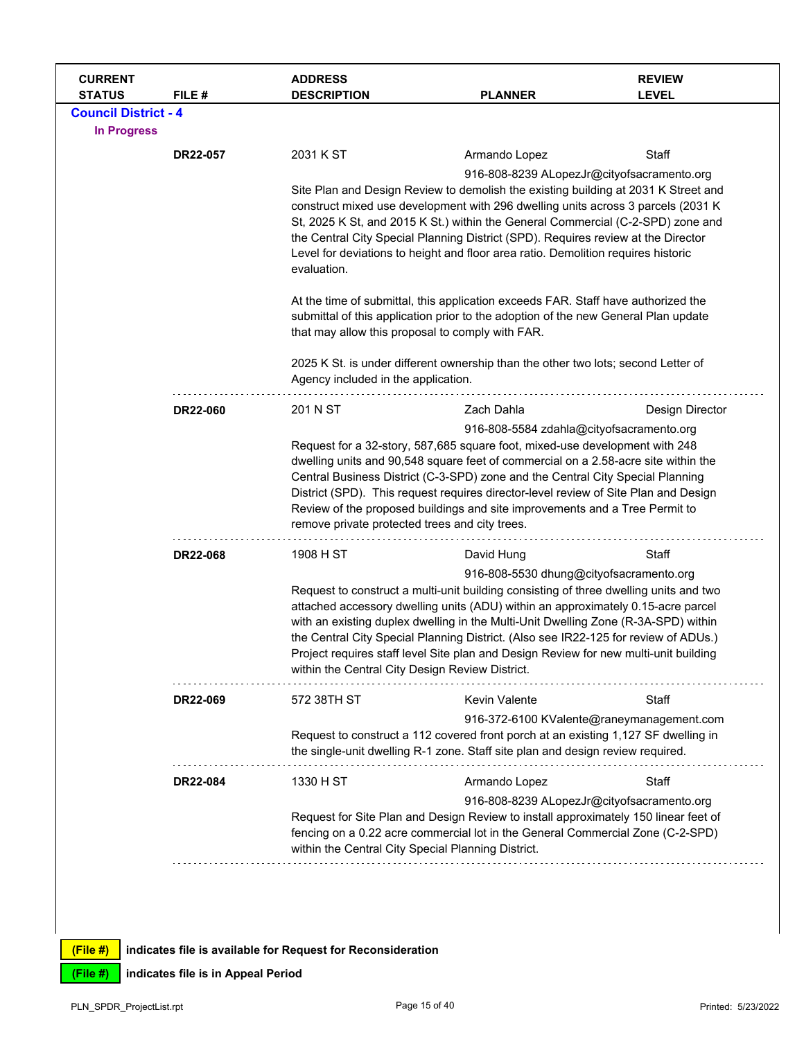| CURRENT STATUS | FILE # | ADDRESS DESCRIPTION | PLANNER | REVIEW LEVEL |
|---|---|---|---|---|

**Council District - 4**

**In Progress**

| | FILE # | ADDRESS | PLANNER | REVIEW LEVEL |
|---|---|---|---|---|
| | **DR22-057** | 2031 K ST | Armando Lopez<br>916-808-8239 ALopezJr@cityofsacramento.org | Staff |

Site Plan and Design Review to demolish the existing building at 2031 K Street and construct mixed use development with 296 dwelling units across 3 parcels (2031 K St, 2025 K St, and 2015 K St.) within the General Commercial (C-2-SPD) zone and the Central City Special Planning District (SPD). Requires review at the Director Level for deviations to height and floor area ratio. Demolition requires historic evaluation.

At the time of submittal, this application exceeds FAR. Staff have authorized the submittal of this application prior to the adoption of the new General Plan update that may allow this proposal to comply with FAR.

2025 K St. is under different ownership than the other two lots; second Letter of Agency included in the application.

| | FILE # | ADDRESS | PLANNER | REVIEW LEVEL |
|---|---|---|---|---|
| | **DR22-060** | 201 N ST | Zach Dahla<br>916-808-5584 zdahla@cityofsacramento.org | Design Director |

Request for a 32-story, 587,685 square foot, mixed-use development with 248 dwelling units and 90,548 square feet of commercial on a 2.58-acre site within the Central Business District (C-3-SPD) zone and the Central City Special Planning District (SPD). This request requires director-level review of Site Plan and Design Review of the proposed buildings and site improvements and a Tree Permit to remove private protected trees and city trees.

| | FILE # | ADDRESS | PLANNER | REVIEW LEVEL |
|---|---|---|---|---|
| | **DR22-068** | 1908 H ST | David Hung<br>916-808-5530 dhung@cityofsacramento.org | Staff |

Request to construct a multi-unit building consisting of three dwelling units and two attached accessory dwelling units (ADU) within an approximately 0.15-acre parcel with an existing duplex dwelling in the Multi-Unit Dwelling Zone (R-3A-SPD) within the Central City Special Planning District. (Also see IR22-125 for review of ADUs.) Project requires staff level Site plan and Design Review for new multi-unit building within the Central City Design Review District.

| | FILE # | ADDRESS | PLANNER | REVIEW LEVEL |
|---|---|---|---|---|
| | **DR22-069** | 572 38TH ST | Kevin Valente<br>916-372-6100 KValente@raneymanagement.com | Staff |

Request to construct a 112 covered front porch at an existing 1,127 SF dwelling in the single-unit dwelling R-1 zone. Staff site plan and design review required.

| | FILE # | ADDRESS | PLANNER | REVIEW LEVEL |
|---|---|---|---|---|
| | **DR22-084** | 1330 H ST | Armando Lopez<br>916-808-8239 ALopezJr@cityofsacramento.org | Staff |

Request for Site Plan and Design Review to install approximately 150 linear feet of fencing on a 0.22 acre commercial lot in the General Commercial Zone (C-2-SPD) within the Central City Special Planning District.

**(File #)** indicates file is available for Request for Reconsideration

**(File #)** indicates file is in Appeal Period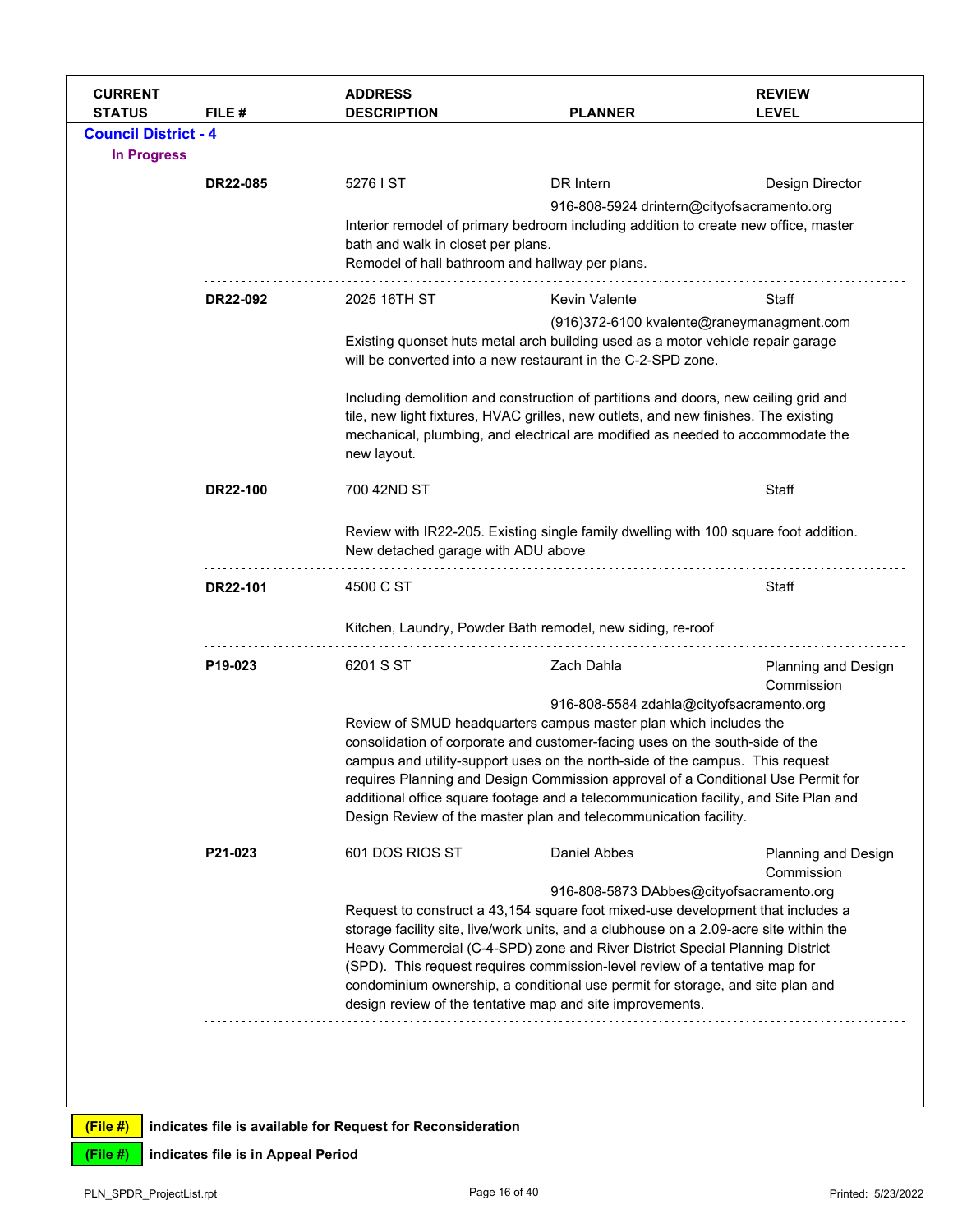| CURRENT STATUS | FILE # | ADDRESS DESCRIPTION | PLANNER | REVIEW LEVEL |
|---|---|---|---|---|

**Council District - 4**

**In Progress**

| CURRENT STATUS | FILE # | ADDRESS DESCRIPTION | PLANNER | REVIEW LEVEL |
|---|---|---|---|---|
| | **DR22-085** | 5276 I ST<br>Interior remodel of primary bedroom including addition to create new office, master bath and walk in closet per plans.<br>Remodel of hall bathroom and hallway per plans. | DR Intern<br>916-808-5924 drintern@cityofsacramento.org | Design Director |
| | **DR22-092** | 2025 16TH ST<br>Existing quonset huts metal arch building used as a motor vehicle repair garage will be converted into a new restaurant in the C-2-SPD zone.<br><br>Including demolition and construction of partitions and doors, new ceiling grid and tile, new light fixtures, HVAC grilles, new outlets, and new finishes. The existing mechanical, plumbing, and electrical are modified as needed to accommodate the new layout. | Kevin Valente<br>(916)372-6100 kvalente@raneymanagment.com | Staff |
| | **DR22-100** | 700 42ND ST<br>Review with IR22-205. Existing single family dwelling with 100 square foot addition. New detached garage with ADU above | | Staff |
| | **DR22-101** | 4500 C ST<br>Kitchen, Laundry, Powder Bath remodel, new siding, re-roof | | Staff |
| | **P19-023** | 6201 S ST<br>Review of SMUD headquarters campus master plan which includes the consolidation of corporate and customer-facing uses on the south-side of the campus and utility-support uses on the north-side of the campus. This request requires Planning and Design Commission approval of a Conditional Use Permit for additional office square footage and a telecommunication facility, and Site Plan and Design Review of the master plan and telecommunication facility. | Zach Dahla<br>916-808-5584 zdahla@cityofsacramento.org | Planning and Design Commission |
| | **P21-023** | 601 DOS RIOS ST<br>Request to construct a 43,154 square foot mixed-use development that includes a storage facility site, live/work units, and a clubhouse on a 2.09-acre site within the Heavy Commercial (C-4-SPD) zone and River District Special Planning District (SPD). This request requires commission-level review of a tentative map for condominium ownership, a conditional use permit for storage, and site plan and design review of the tentative map and site improvements. | Daniel Abbes<br>916-808-5873 DAbbes@cityofsacramento.org | Planning and Design Commission |

(File #) indicates file is available for Request for Reconsideration

(File #) indicates file is in Appeal Period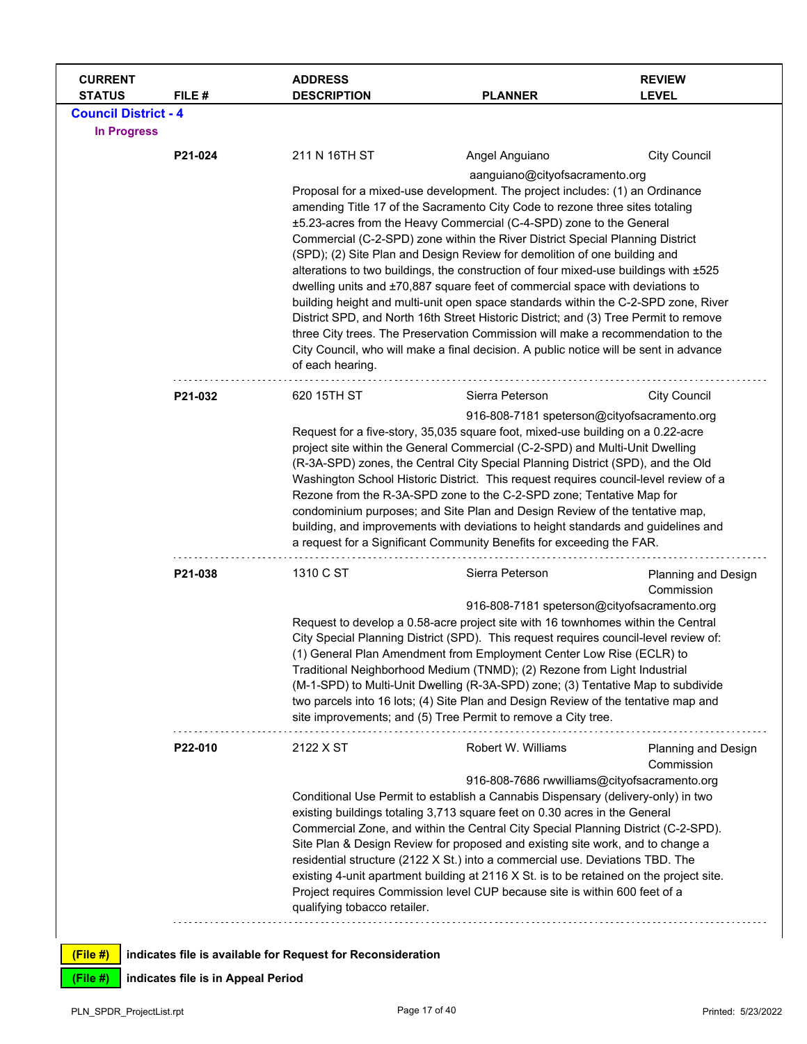| CURRENT STATUS | FILE # | ADDRESS DESCRIPTION | PLANNER | REVIEW LEVEL |
|---|---|---|---|---|

**Council District - 4**

**In Progress**

| | FILE # | ADDRESS | PLANNER | REVIEW LEVEL |
|---|---|---|---|---|
| | **P21-024** | 211 N 16TH ST | Angel Anguiano<br>aanguiano@cityofsacramento.org | City Council |

Proposal for a mixed-use development. The project includes: (1) an Ordinance amending Title 17 of the Sacramento City Code to rezone three sites totaling ±5.23-acres from the Heavy Commercial (C-4-SPD) zone to the General Commercial (C-2-SPD) zone within the River District Special Planning District (SPD); (2) Site Plan and Design Review for demolition of one building and alterations to two buildings, the construction of four mixed-use buildings with ±525 dwelling units and ±70,887 square feet of commercial space with deviations to building height and multi-unit open space standards within the C-2-SPD zone, River District SPD, and North 16th Street Historic District; and (3) Tree Permit to remove three City trees. The Preservation Commission will make a recommendation to the City Council, who will make a final decision. A public notice will be sent in advance of each hearing.

| | FILE # | ADDRESS | PLANNER | REVIEW LEVEL |
|---|---|---|---|---|
| | **P21-032** | 620 15TH ST | Sierra Peterson<br>916-808-7181 speterson@cityofsacramento.org | City Council |

Request for a five-story, 35,035 square foot, mixed-use building on a 0.22-acre project site within the General Commercial (C-2-SPD) and Multi-Unit Dwelling (R-3A-SPD) zones, the Central City Special Planning District (SPD), and the Old Washington School Historic District. This request requires council-level review of a Rezone from the R-3A-SPD zone to the C-2-SPD zone; Tentative Map for condominium purposes; and Site Plan and Design Review of the tentative map, building, and improvements with deviations to height standards and guidelines and a request for a Significant Community Benefits for exceeding the FAR.

| | FILE # | ADDRESS | PLANNER | REVIEW LEVEL |
|---|---|---|---|---|
| | **P21-038** | 1310 C ST | Sierra Peterson<br>916-808-7181 speterson@cityofsacramento.org | Planning and Design Commission |

Request to develop a 0.58-acre project site with 16 townhomes within the Central City Special Planning District (SPD). This request requires council-level review of: (1) General Plan Amendment from Employment Center Low Rise (ECLR) to Traditional Neighborhood Medium (TNMD); (2) Rezone from Light Industrial (M-1-SPD) to Multi-Unit Dwelling (R-3A-SPD) zone; (3) Tentative Map to subdivide two parcels into 16 lots; (4) Site Plan and Design Review of the tentative map and site improvements; and (5) Tree Permit to remove a City tree.

| | FILE # | ADDRESS | PLANNER | REVIEW LEVEL |
|---|---|---|---|---|
| | **P22-010** | 2122 X ST | Robert W. Williams<br>916-808-7686 rwwilliams@cityofsacramento.org | Planning and Design Commission |

Conditional Use Permit to establish a Cannabis Dispensary (delivery-only) in two existing buildings totaling 3,713 square feet on 0.30 acres in the General Commercial Zone, and within the Central City Special Planning District (C-2-SPD). Site Plan & Design Review for proposed and existing site work, and to change a residential structure (2122 X St.) into a commercial use. Deviations TBD. The existing 4-unit apartment building at 2116 X St. is to be retained on the project site. Project requires Commission level CUP because site is within 600 feet of a qualifying tobacco retailer.

**(File #)** indicates file is available for Request for Reconsideration

**(File #)** indicates file is in Appeal Period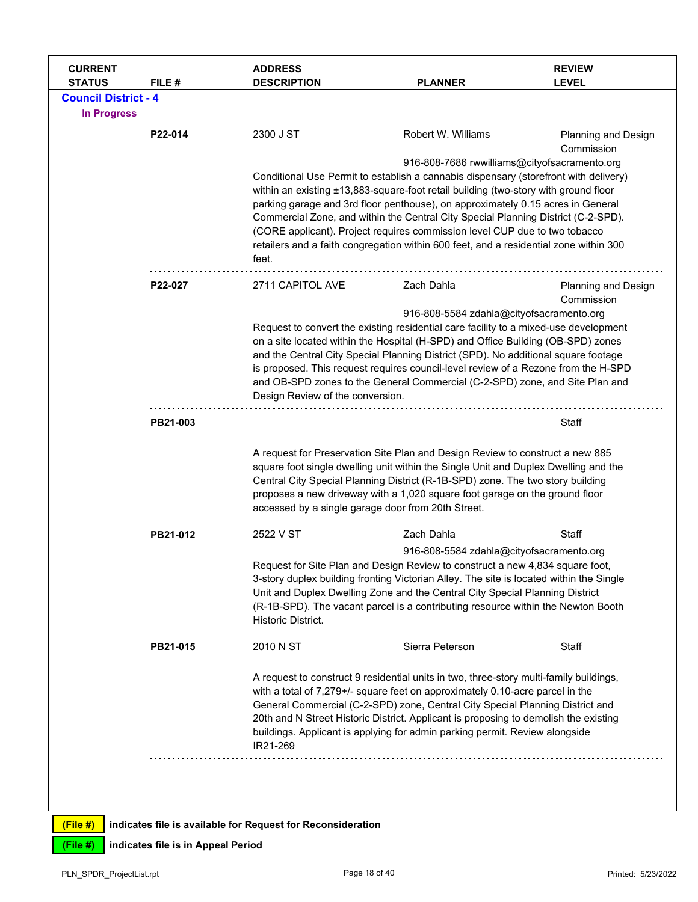| CURRENT STATUS | FILE # | ADDRESS DESCRIPTION | PLANNER | REVIEW LEVEL |
|---|---|---|---|---|

## Council District - 4

### In Progress

| | FILE # | ADDRESS | PLANNER | REVIEW LEVEL |
|---|---|---|---|---|
| | **P22-014** | 2300 J ST | Robert W. Williams<br>916-808-7686 rwwilliams@cityofsacramento.org | Planning and Design Commission |

Conditional Use Permit to establish a cannabis dispensary (storefront with delivery) within an existing ±13,883-square-foot retail building (two-story with ground floor parking garage and 3rd floor penthouse), on approximately 0.15 acres in General Commercial Zone, and within the Central City Special Planning District (C-2-SPD). (CORE applicant). Project requires commission level CUP due to two tobacco retailers and a faith congregation within 600 feet, and a residential zone within 300 feet.

| | FILE # | ADDRESS | PLANNER | REVIEW LEVEL |
|---|---|---|---|---|
| | **P22-027** | 2711 CAPITOL AVE | Zach Dahla<br>916-808-5584 zdahla@cityofsacramento.org | Planning and Design Commission |

Request to convert the existing residential care facility to a mixed-use development on a site located within the Hospital (H-SPD) and Office Building (OB-SPD) zones and the Central City Special Planning District (SPD). No additional square footage is proposed. This request requires council-level review of a Rezone from the H-SPD and OB-SPD zones to the General Commercial (C-2-SPD) zone, and Site Plan and Design Review of the conversion.

| | FILE # | ADDRESS | PLANNER | REVIEW LEVEL |
|---|---|---|---|---|
| | **PB21-003** | | | Staff |

A request for Preservation Site Plan and Design Review to construct a new 885 square foot single dwelling unit within the Single Unit and Duplex Dwelling and the Central City Special Planning District (R-1B-SPD) zone. The two story building proposes a new driveway with a 1,020 square foot garage on the ground floor accessed by a single garage door from 20th Street.

| | FILE # | ADDRESS | PLANNER | REVIEW LEVEL |
|---|---|---|---|---|
| | **PB21-012** | 2522 V ST | Zach Dahla<br>916-808-5584 zdahla@cityofsacramento.org | Staff |

Request for Site Plan and Design Review to construct a new 4,834 square foot, 3-story duplex building fronting Victorian Alley. The site is located within the Single Unit and Duplex Dwelling Zone and the Central City Special Planning District (R-1B-SPD). The vacant parcel is a contributing resource within the Newton Booth Historic District.

| | FILE # | ADDRESS | PLANNER | REVIEW LEVEL |
|---|---|---|---|---|
| | **PB21-015** | 2010 N ST | Sierra Peterson | Staff |

A request to construct 9 residential units in two, three-story multi-family buildings, with a total of 7,279+/- square feet on approximately 0.10-acre parcel in the General Commercial (C-2-SPD) zone, Central City Special Planning District and 20th and N Street Historic District. Applicant is proposing to demolish the existing buildings. Applicant is applying for admin parking permit. Review alongside IR21-269

**(File #)** indicates file is available for Request for Reconsideration

**(File #)** indicates file is in Appeal Period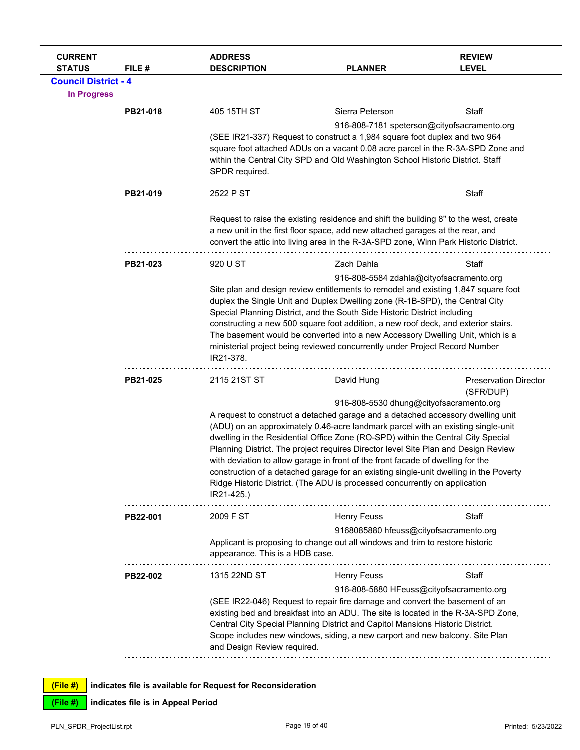| CURRENT STATUS | FILE # | ADDRESS DESCRIPTION | PLANNER | REVIEW LEVEL |
|---|---|---|---|---|

**Council District - 4**

**In Progress**

| CURRENT STATUS | FILE # | ADDRESS DESCRIPTION | PLANNER | REVIEW LEVEL |
|---|---|---|---|---|
| | **PB21-018** | 405 15TH ST | Sierra Peterson<br>916-808-7181 speterson@cityofsacramento.org | Staff |
| | | (SEE IR21-337) Request to construct a 1,984 square foot duplex and two 964 square foot attached ADUs on a vacant 0.08 acre parcel in the R-3A-SPD Zone and within the Central City SPD and Old Washington School Historic District. Staff SPDR required. | | |
| | **PB21-019** | 2522 P ST | | Staff |
| | | Request to raise the existing residence and shift the building 8" to the west, create a new unit in the first floor space, add new attached garages at the rear, and convert the attic into living area in the R-3A-SPD zone, Winn Park Historic District. | | |
| | **PB21-023** | 920 U ST | Zach Dahla<br>916-808-5584 zdahla@cityofsacramento.org | Staff |
| | | Site plan and design review entitlements to remodel and existing 1,847 square foot duplex the Single Unit and Duplex Dwelling zone (R-1B-SPD), the Central City Special Planning District, and the South Side Historic District including constructing a new 500 square foot addition, a new roof deck, and exterior stairs. The basement would be converted into a new Accessory Dwelling Unit, which is a ministerial project being reviewed concurrently under Project Record Number IR21-378. | | |
| | **PB21-025** | 2115 21ST ST | David Hung<br>916-808-5530 dhung@cityofsacramento.org | Preservation Director (SFR/DUP) |
| | | A request to construct a detached garage and a detached accessory dwelling unit (ADU) on an approximately 0.46-acre landmark parcel with an existing single-unit dwelling in the Residential Office Zone (RO-SPD) within the Central City Special Planning District. The project requires Director level Site Plan and Design Review with deviation to allow garage in front of the front facade of dwelling for the construction of a detached garage for an existing single-unit dwelling in the Poverty Ridge Historic District. (The ADU is processed concurrently on application IR21-425.) | | |
| | **PB22-001** | 2009 F ST | Henry Feuss<br>9168085880 hfeuss@cityofsacramento.org | Staff |
| | | Applicant is proposing to change out all windows and trim to restore historic appearance. This is a HDB case. | | |
| | **PB22-002** | 1315 22ND ST | Henry Feuss<br>916-808-5880 HFeuss@cityofsacramento.org | Staff |
| | | (SEE IR22-046) Request to repair fire damage and convert the basement of an existing bed and breakfast into an ADU. The site is located in the R-3A-SPD Zone, Central City Special Planning District and Capitol Mansions Historic District. Scope includes new windows, siding, a new carport and new balcony. Site Plan and Design Review required. | | |

**(File #)** indicates file is available for Request for Reconsideration

**(File #)** indicates file is in Appeal Period

PLN_SPDR_ProjectList.rpt — Printed: 5/23/2022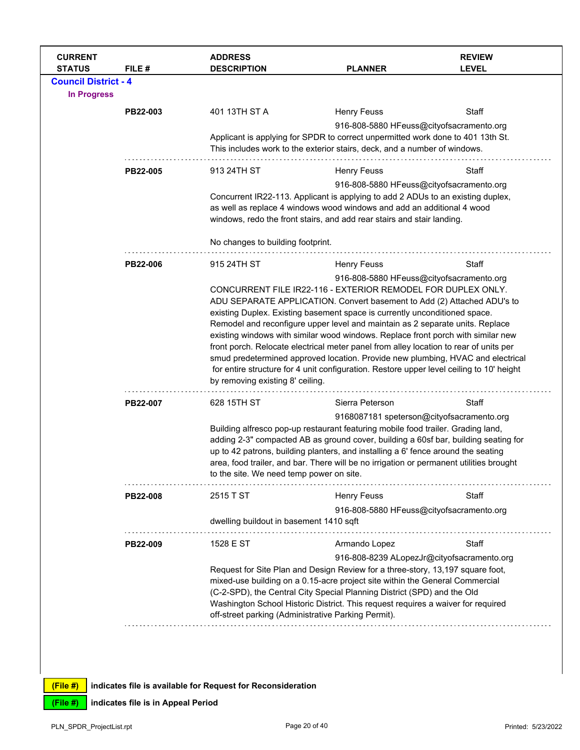| CURRENT STATUS | FILE # | ADDRESS DESCRIPTION | PLANNER | REVIEW LEVEL |
|---|---|---|---|---|

**Council District - 4**

**In Progress**

| CURRENT STATUS | FILE # | ADDRESS DESCRIPTION | PLANNER | REVIEW LEVEL |
|---|---|---|---|---|
| | **PB22-003** | 401 13TH ST A | Henry Feuss<br>916-808-5880 HFeuss@cityofsacramento.org | Staff |
| | | Applicant is applying for SPDR to correct unpermitted work done to 401 13th St. This includes work to the exterior stairs, deck, and a number of windows. | | |
| | **PB22-005** | 913 24TH ST | Henry Feuss<br>916-808-5880 HFeuss@cityofsacramento.org | Staff |
| | | Concurrent IR22-113. Applicant is applying to add 2 ADUs to an existing duplex, as well as replace 4 windows wood windows and add an additional 4 wood windows, redo the front stairs, and add rear stairs and stair landing.<br><br>No changes to building footprint. | | |
| | **PB22-006** | 915 24TH ST | Henry Feuss<br>916-808-5880 HFeuss@cityofsacramento.org | Staff |
| | | CONCURRENT FILE IR22-116 - EXTERIOR REMODEL FOR DUPLEX ONLY. ADU SEPARATE APPLICATION. Convert basement to Add (2) Attached ADU's to existing Duplex. Existing basement space is currently unconditioned space. Remodel and reconfigure upper level and maintain as 2 separate units. Replace existing windows with similar wood windows. Replace front porch with similar new front porch. Relocate electrical meter panel from alley location to rear of units per smud predetermined approved location. Provide new plumbing, HVAC and electrical for entire structure for 4 unit configuration. Restore upper level ceiling to 10' height by removing existing 8' ceiling. | | |
| | **PB22-007** | 628 15TH ST | Sierra Peterson<br>9168087181 speterson@cityofsacramento.org | Staff |
| | | Building alfresco pop-up restaurant featuring mobile food trailer. Grading land, adding 2-3" compacted AB as ground cover, building a 60sf bar, building seating for up to 42 patrons, building planters, and installing a 6' fence around the seating area, food trailer, and bar. There will be no irrigation or permanent utilities brought to the site. We need temp power on site. | | |
| | **PB22-008** | 2515 T ST | Henry Feuss<br>916-808-5880 HFeuss@cityofsacramento.org | Staff |
| | | dwelling buildout in basement 1410 sqft | | |
| | **PB22-009** | 1528 E ST | Armando Lopez<br>916-808-8239 ALopezJr@cityofsacramento.org | Staff |
| | | Request for Site Plan and Design Review for a three-story, 13,197 square foot, mixed-use building on a 0.15-acre project site within the General Commercial (C-2-SPD), the Central City Special Planning District (SPD) and the Old Washington School Historic District. This request requires a waiver for required off-street parking (Administrative Parking Permit). | | |

**(File #)** indicates file is available for Request for Reconsideration

**(File #)** indicates file is in Appeal Period

PLN_SPDR_ProjectList.rpt — Printed: 5/23/2022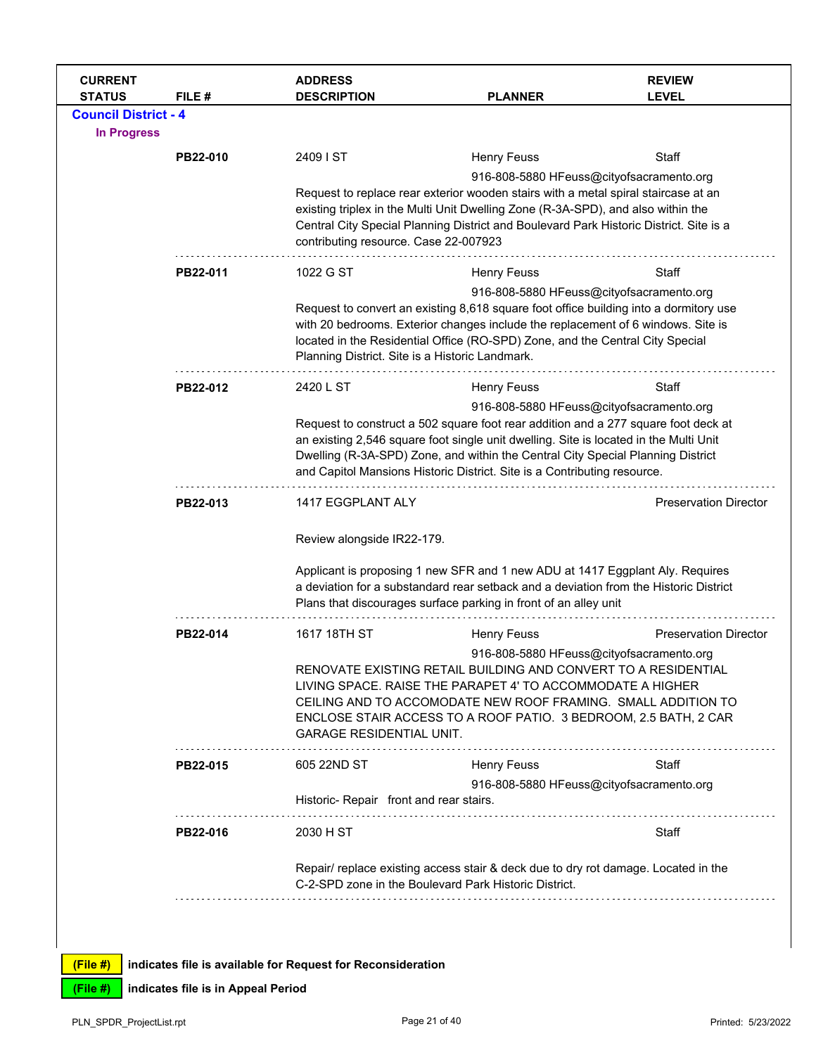| CURRENT STATUS | FILE # | ADDRESS DESCRIPTION | PLANNER | REVIEW LEVEL |
|---|---|---|---|---|

**Council District - 4**

**In Progress**

| | FILE # | ADDRESS / DESCRIPTION | PLANNER | REVIEW LEVEL |
|---|---|---|---|---|
| | **PB22-010** | 2409 I ST<br>Request to replace rear exterior wooden stairs with a metal spiral staircase at an existing triplex in the Multi Unit Dwelling Zone (R-3A-SPD), and also within the Central City Special Planning District and Boulevard Park Historic District. Site is a contributing resource. Case 22-007923 | Henry Feuss<br>916-808-5880 HFeuss@cityofsacramento.org | Staff |
| | **PB22-011** | 1022 G ST<br>Request to convert an existing 8,618 square foot office building into a dormitory use with 20 bedrooms. Exterior changes include the replacement of 6 windows. Site is located in the Residential Office (RO-SPD) Zone, and the Central City Special Planning District. Site is a Historic Landmark. | Henry Feuss<br>916-808-5880 HFeuss@cityofsacramento.org | Staff |
| | **PB22-012** | 2420 L ST<br>Request to construct a 502 square foot rear addition and a 277 square foot deck at an existing 2,546 square foot single unit dwelling. Site is located in the Multi Unit Dwelling (R-3A-SPD) Zone, and within the Central City Special Planning District and Capitol Mansions Historic District. Site is a Contributing resource. | Henry Feuss<br>916-808-5880 HFeuss@cityofsacramento.org | Staff |
| | **PB22-013** | 1417 EGGPLANT ALY<br>Review alongside IR22-179.<br>Applicant is proposing 1 new SFR and 1 new ADU at 1417 Eggplant Aly. Requires a deviation for a substandard rear setback and a deviation from the Historic District Plans that discourages surface parking in front of an alley unit | | Preservation Director |
| | **PB22-014** | 1617 18TH ST<br>RENOVATE EXISTING RETAIL BUILDING AND CONVERT TO A RESIDENTIAL LIVING SPACE. RAISE THE PARAPET 4' TO ACCOMMODATE A HIGHER CEILING AND TO ACCOMODATE NEW ROOF FRAMING. SMALL ADDITION TO ENCLOSE STAIR ACCESS TO A ROOF PATIO. 3 BEDROOM, 2.5 BATH, 2 CAR GARAGE RESIDENTIAL UNIT. | Henry Feuss<br>916-808-5880 HFeuss@cityofsacramento.org | Preservation Director |
| | **PB22-015** | 605 22ND ST<br>Historic- Repair front and rear stairs. | Henry Feuss<br>916-808-5880 HFeuss@cityofsacramento.org | Staff |
| | **PB22-016** | 2030 H ST<br>Repair/ replace existing access stair & deck due to dry rot damage. Located in the C-2-SPD zone in the Boulevard Park Historic District. | | Staff |

**(File #)** indicates file is available for Request for Reconsideration

**(File #)** indicates file is in Appeal Period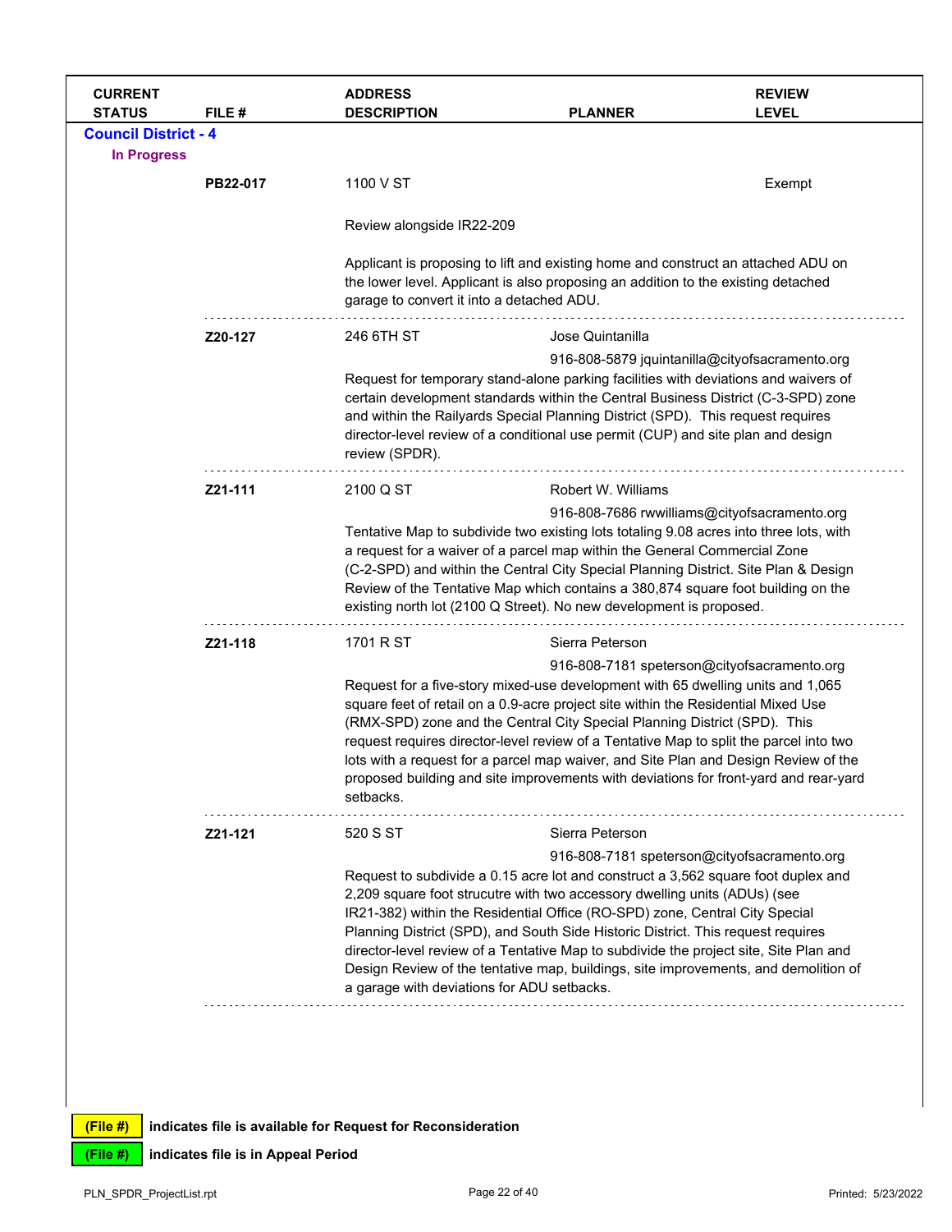| CURRENT STATUS | FILE # | ADDRESS DESCRIPTION | PLANNER | REVIEW LEVEL |
|---|---|---|---|---|

## Council District - 4

### In Progress

| CURRENT STATUS | FILE # | ADDRESS DESCRIPTION | PLANNER | REVIEW LEVEL |
|---|---|---|---|---|
| | PB22-017 | 1100 V ST<br><br>Review alongside IR22-209<br><br>Applicant is proposing to lift and existing home and construct an attached ADU on the lower level. Applicant is also proposing an addition to the existing detached garage to convert it into a detached ADU. | | Exempt |
| | Z20-127 | 246 6TH ST<br><br>Request for temporary stand-alone parking facilities with deviations and waivers of certain development standards within the Central Business District (C-3-SPD) zone and within the Railyards Special Planning District (SPD). This request requires director-level review of a conditional use permit (CUP) and site plan and design review (SPDR). | Jose Quintanilla<br>916-808-5879 jquintanilla@cityofsacramento.org | |
| | Z21-111 | 2100 Q ST<br><br>Tentative Map to subdivide two existing lots totaling 9.08 acres into three lots, with a request for a waiver of a parcel map within the General Commercial Zone (C-2-SPD) and within the Central City Special Planning District. Site Plan & Design Review of the Tentative Map which contains a 380,874 square foot building on the existing north lot (2100 Q Street). No new development is proposed. | Robert W. Williams<br>916-808-7686 rwwilliams@cityofsacramento.org | |
| | Z21-118 | 1701 R ST<br><br>Request for a five-story mixed-use development with 65 dwelling units and 1,065 square feet of retail on a 0.9-acre project site within the Residential Mixed Use (RMX-SPD) zone and the Central City Special Planning District (SPD). This request requires director-level review of a Tentative Map to split the parcel into two lots with a request for a parcel map waiver, and Site Plan and Design Review of the proposed building and site improvements with deviations for front-yard and rear-yard setbacks. | Sierra Peterson<br>916-808-7181 speterson@cityofsacramento.org | |
| | Z21-121 | 520 S ST<br><br>Request to subdivide a 0.15 acre lot and construct a 3,562 square foot duplex and 2,209 square foot strucutre with two accessory dwelling units (ADUs) (see IR21-382) within the Residential Office (RO-SPD) zone, Central City Special Planning District (SPD), and South Side Historic District. This request requires director-level review of a Tentative Map to subdivide the project site, Site Plan and Design Review of the tentative map, buildings, site improvements, and demolition of a garage with deviations for ADU setbacks. | Sierra Peterson<br>916-808-7181 speterson@cityofsacramento.org | |

**(File #)** indicates file is available for Request for Reconsideration

**(File #)** indicates file is in Appeal Period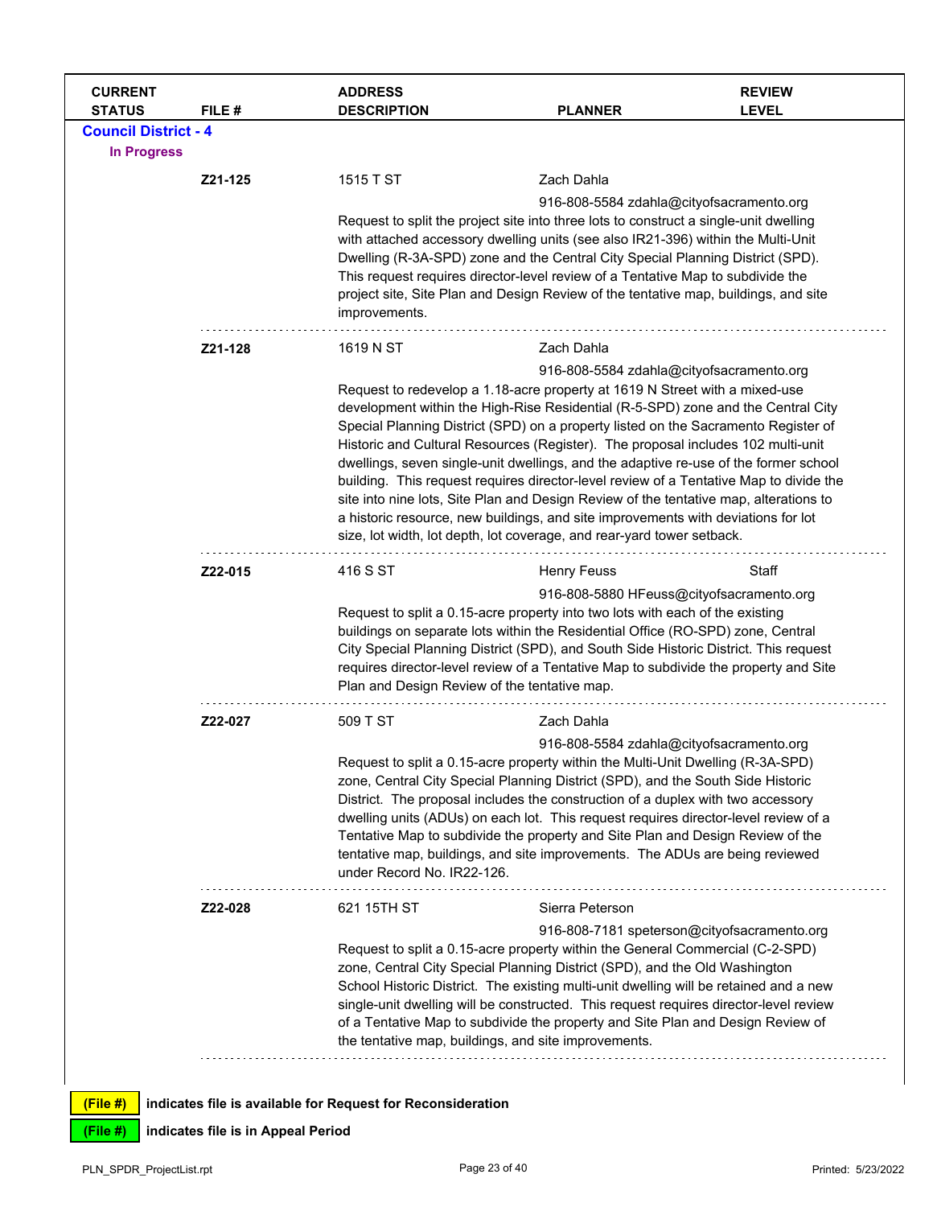| CURRENT STATUS | FILE # | ADDRESS DESCRIPTION | PLANNER | REVIEW LEVEL |
|---|---|---|---|---|

## Council District - 4

### In Progress

| | FILE # | ADDRESS | PLANNER | REVIEW LEVEL |
|---|---|---|---|---|
| | **Z21-125** | 1515 T ST | Zach Dahla<br>916-808-5584 zdahla@cityofsacramento.org | |

Request to split the project site into three lots to construct a single-unit dwelling with attached accessory dwelling units (see also IR21-396) within the Multi-Unit Dwelling (R-3A-SPD) zone and the Central City Special Planning District (SPD). This request requires director-level review of a Tentative Map to subdivide the project site, Site Plan and Design Review of the tentative map, buildings, and site improvements.

| | FILE # | ADDRESS | PLANNER | REVIEW LEVEL |
|---|---|---|---|---|
| | **Z21-128** | 1619 N ST | Zach Dahla<br>916-808-5584 zdahla@cityofsacramento.org | |

Request to redevelop a 1.18-acre property at 1619 N Street with a mixed-use development within the High-Rise Residential (R-5-SPD) zone and the Central City Special Planning District (SPD) on a property listed on the Sacramento Register of Historic and Cultural Resources (Register). The proposal includes 102 multi-unit dwellings, seven single-unit dwellings, and the adaptive re-use of the former school building. This request requires director-level review of a Tentative Map to divide the site into nine lots, Site Plan and Design Review of the tentative map, alterations to a historic resource, new buildings, and site improvements with deviations for lot size, lot width, lot depth, lot coverage, and rear-yard tower setback.

| | FILE # | ADDRESS | PLANNER | REVIEW LEVEL |
|---|---|---|---|---|
| | **Z22-015** | 416 S ST | Henry Feuss<br>916-808-5880 HFeuss@cityofsacramento.org | Staff |

Request to split a 0.15-acre property into two lots with each of the existing buildings on separate lots within the Residential Office (RO-SPD) zone, Central City Special Planning District (SPD), and South Side Historic District. This request requires director-level review of a Tentative Map to subdivide the property and Site Plan and Design Review of the tentative map.

| | FILE # | ADDRESS | PLANNER | REVIEW LEVEL |
|---|---|---|---|---|
| | **Z22-027** | 509 T ST | Zach Dahla<br>916-808-5584 zdahla@cityofsacramento.org | |

Request to split a 0.15-acre property within the Multi-Unit Dwelling (R-3A-SPD) zone, Central City Special Planning District (SPD), and the South Side Historic District. The proposal includes the construction of a duplex with two accessory dwelling units (ADUs) on each lot. This request requires director-level review of a Tentative Map to subdivide the property and Site Plan and Design Review of the tentative map, buildings, and site improvements. The ADUs are being reviewed under Record No. IR22-126.

| | FILE # | ADDRESS | PLANNER | REVIEW LEVEL |
|---|---|---|---|---|
| | **Z22-028** | 621 15TH ST | Sierra Peterson<br>916-808-7181 speterson@cityofsacramento.org | |

Request to split a 0.15-acre property within the General Commercial (C-2-SPD) zone, Central City Special Planning District (SPD), and the Old Washington School Historic District. The existing multi-unit dwelling will be retained and a new single-unit dwelling will be constructed. This request requires director-level review of a Tentative Map to subdivide the property and Site Plan and Design Review of the tentative map, buildings, and site improvements.

**(File #)** indicates file is available for Request for Reconsideration

**(File #)** indicates file is in Appeal Period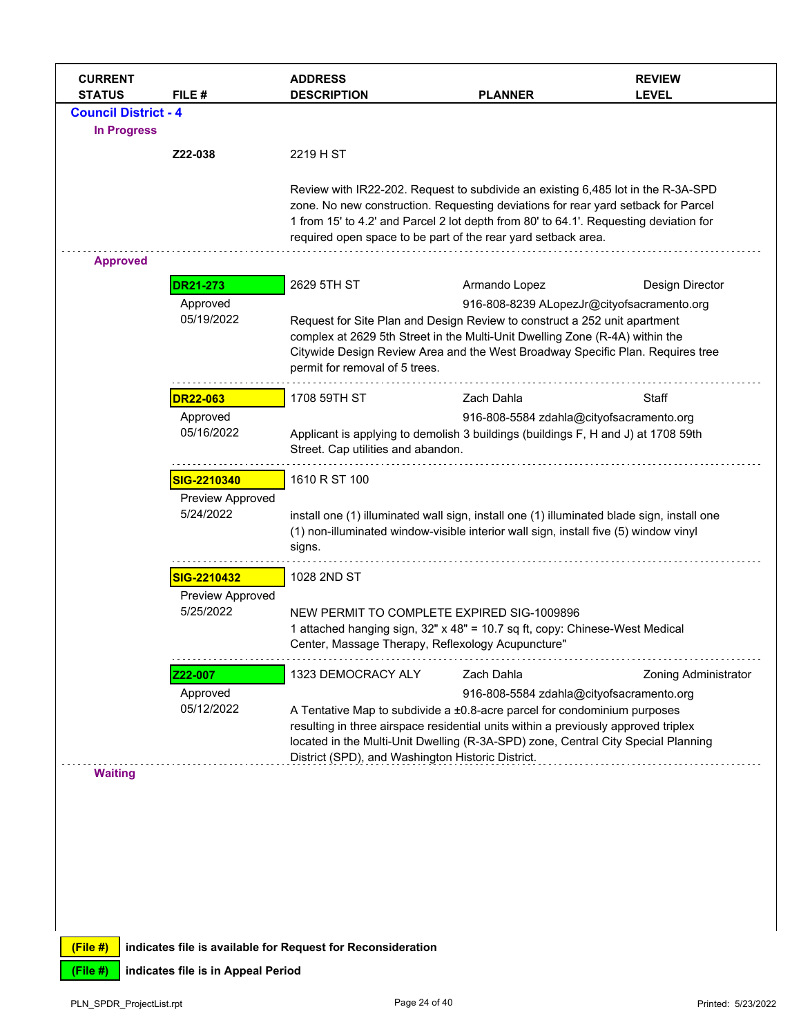| CURRENT STATUS | FILE # | ADDRESS DESCRIPTION | PLANNER | REVIEW LEVEL |
|---|---|---|---|---|

## Council District - 4

### In Progress

| CURRENT STATUS | FILE # | ADDRESS DESCRIPTION | PLANNER | REVIEW LEVEL |
|---|---|---|---|---|
| | Z22-038 | 2219 H ST<br><br>Review with IR22-202. Request to subdivide an existing 6,485 lot in the R-3A-SPD zone. No new construction. Requesting deviations for rear yard setback for Parcel 1 from 15' to 4.2' and Parcel 2 lot depth from 80' to 64.1'. Requesting deviation for required open space to be part of the rear yard setback area. | | |

### Approved

| CURRENT STATUS | FILE # | ADDRESS DESCRIPTION | PLANNER | REVIEW LEVEL |
|---|---|---|---|---|
| | DR21-273<br>Approved<br>05/19/2022 | 2629 5TH ST<br><br>Request for Site Plan and Design Review to construct a 252 unit apartment complex at 2629 5th Street in the Multi-Unit Dwelling Zone (R-4A) within the Citywide Design Review Area and the West Broadway Specific Plan. Requires tree permit for removal of 5 trees. | Armando Lopez<br>916-808-8239 ALopezJr@cityofsacramento.org | Design Director |
| | DR22-063<br>Approved<br>05/16/2022 | 1708 59TH ST<br><br>Applicant is applying to demolish 3 buildings (buildings F, H and J) at 1708 59th Street. Cap utilities and abandon. | Zach Dahla<br>916-808-5584 zdahla@cityofsacramento.org | Staff |
| | SIG-2210340<br>Preview Approved<br>5/24/2022 | 1610 R ST 100<br><br>install one (1) illuminated wall sign, install one (1) illuminated blade sign, install one (1) non-illuminated window-visible interior wall sign, install five (5) window vinyl signs. | | |
| | SIG-2210432<br>Preview Approved<br>5/25/2022 | 1028 2ND ST<br><br>NEW PERMIT TO COMPLETE EXPIRED SIG-1009896<br>1 attached hanging sign, 32" x 48" = 10.7 sq ft, copy: Chinese-West Medical Center, Massage Therapy, Reflexology Acupuncture" | | |
| | Z22-007<br>Approved<br>05/12/2022 | 1323 DEMOCRACY ALY<br><br>A Tentative Map to subdivide a ±0.8-acre parcel for condominium purposes resulting in three airspace residential units within a previously approved triplex located in the Multi-Unit Dwelling (R-3A-SPD) zone, Central City Special Planning District (SPD), and Washington Historic District. | Zach Dahla<br>916-808-5584 zdahla@cityofsacramento.org | Zoning Administrator |

### Waiting

(File #) (yellow) indicates file is available for Request for Reconsideration

(File #) (green) indicates file is in Appeal Period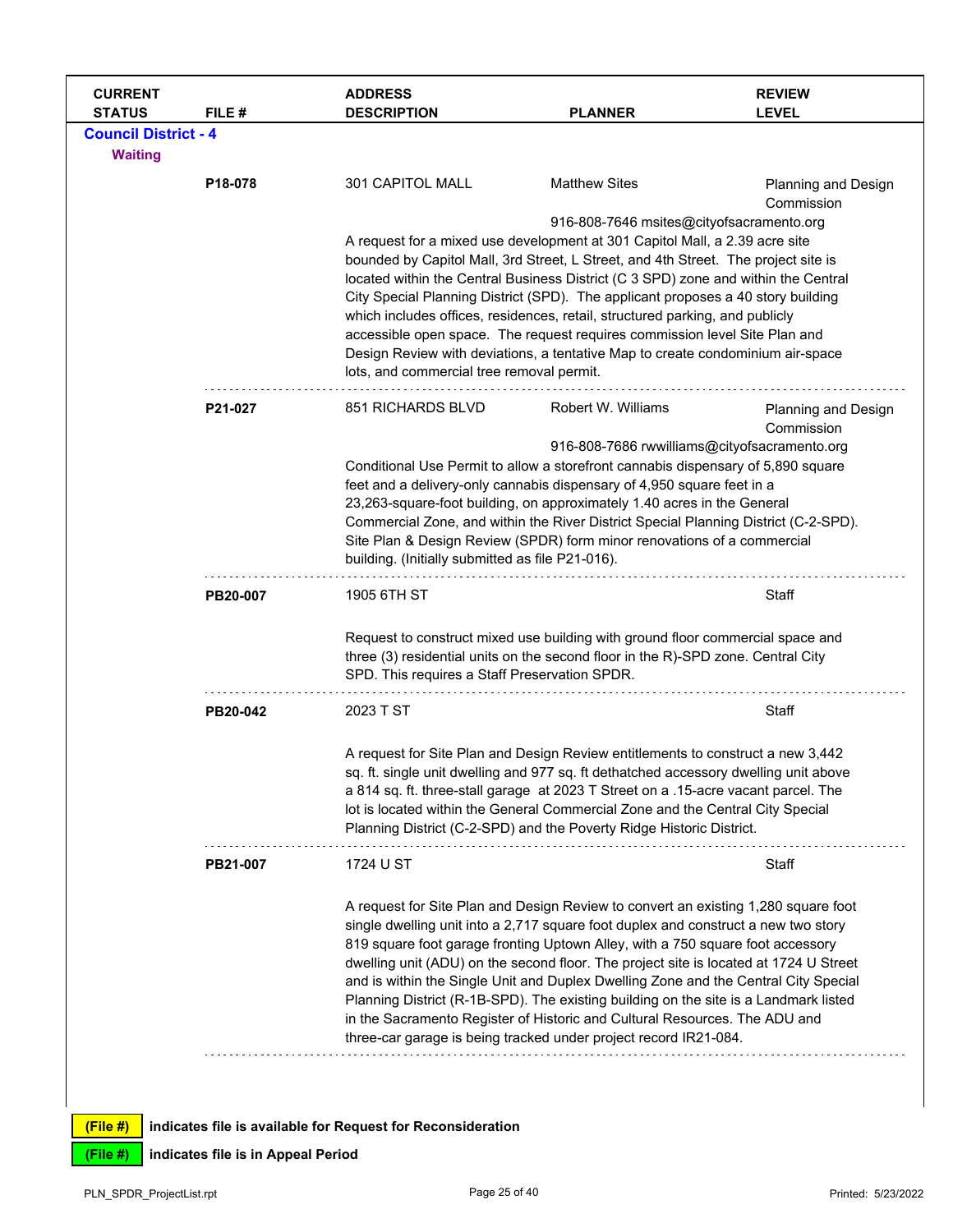| CURRENT STATUS | FILE # | ADDRESS DESCRIPTION | PLANNER | REVIEW LEVEL |
|---|---|---|---|---|

**Council District - 4**

**Waiting**

| | FILE # | ADDRESS / DESCRIPTION | PLANNER | REVIEW LEVEL |
|---|---|---|---|---|
| | **P18-078** | 301 CAPITOL MALL | Matthew Sites<br>916-808-7646 msites@cityofsacramento.org | Planning and Design Commission |
| | | A request for a mixed use development at 301 Capitol Mall, a 2.39 acre site bounded by Capitol Mall, 3rd Street, L Street, and 4th Street. The project site is located within the Central Business District (C 3 SPD) zone and within the Central City Special Planning District (SPD). The applicant proposes a 40 story building which includes offices, residences, retail, structured parking, and publicly accessible open space. The request requires commission level Site Plan and Design Review with deviations, a tentative Map to create condominium air-space lots, and commercial tree removal permit. | | |
| | **P21-027** | 851 RICHARDS BLVD | Robert W. Williams<br>916-808-7686 rwwilliams@cityofsacramento.org | Planning and Design Commission |
| | | Conditional Use Permit to allow a storefront cannabis dispensary of 5,890 square feet and a delivery-only cannabis dispensary of 4,950 square feet in a 23,263-square-foot building, on approximately 1.40 acres in the General Commercial Zone, and within the River District Special Planning District (C-2-SPD). Site Plan & Design Review (SPDR) form minor renovations of a commercial building. (Initially submitted as file P21-016). | | |
| | **PB20-007** | 1905 6TH ST | | Staff |
| | | Request to construct mixed use building with ground floor commercial space and three (3) residential units on the second floor in the R)-SPD zone. Central City SPD. This requires a Staff Preservation SPDR. | | |
| | **PB20-042** | 2023 T ST | | Staff |
| | | A request for Site Plan and Design Review entitlements to construct a new 3,442 sq. ft. single unit dwelling and 977 sq. ft dethatched accessory dwelling unit above a 814 sq. ft. three-stall garage at 2023 T Street on a .15-acre vacant parcel. The lot is located within the General Commercial Zone and the Central City Special Planning District (C-2-SPD) and the Poverty Ridge Historic District. | | |
| | **PB21-007** | 1724 U ST | | Staff |
| | | A request for Site Plan and Design Review to convert an existing 1,280 square foot single dwelling unit into a 2,717 square foot duplex and construct a new two story 819 square foot garage fronting Uptown Alley, with a 750 square foot accessory dwelling unit (ADU) on the second floor. The project site is located at 1724 U Street and is within the Single Unit and Duplex Dwelling Zone and the Central City Special Planning District (R-1B-SPD). The existing building on the site is a Landmark listed in the Sacramento Register of Historic and Cultural Resources. The ADU and three-car garage is being tracked under project record IR21-084. | | |

(File #) indicates file is available for Request for Reconsideration

(File #) indicates file is in Appeal Period

PLN_SPDR_ProjectList.rpt — Printed: 5/23/2022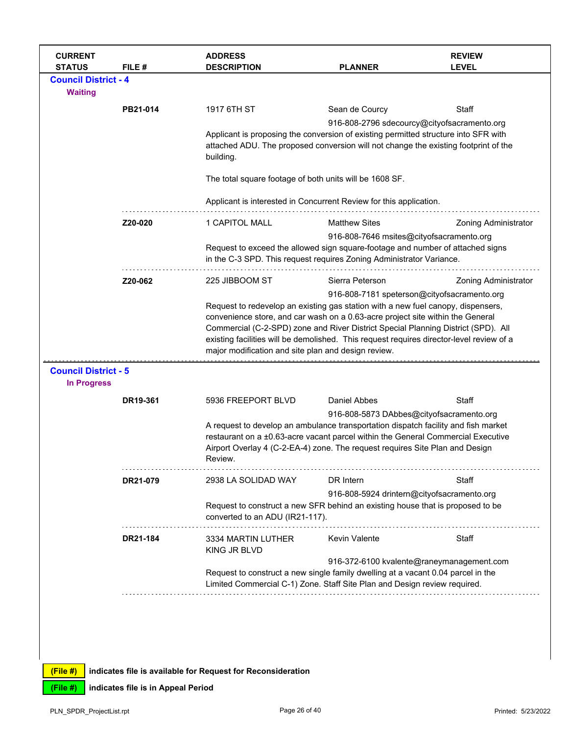| CURRENT STATUS | FILE # | ADDRESS DESCRIPTION | PLANNER | REVIEW LEVEL |
|---|---|---|---|---|

## Council District - 4

### Waiting

| | FILE # | ADDRESS | PLANNER | REVIEW LEVEL |
|---|---|---|---|---|
| | **PB21-014** | 1917 6TH ST | Sean de Courcy<br>916-808-2796 sdecourcy@cityofsacramento.org | Staff |

Applicant is proposing the conversion of existing permitted structure into SFR with attached ADU. The proposed conversion will not change the existing footprint of the building.

The total square footage of both units will be 1608 SF.

Applicant is interested in Concurrent Review for this application.

| | FILE # | ADDRESS | PLANNER | REVIEW LEVEL |
|---|---|---|---|---|
| | **Z20-020** | 1 CAPITOL MALL | Matthew Sites<br>916-808-7646 msites@cityofsacramento.org | Zoning Administrator |

Request to exceed the allowed sign square-footage and number of attached signs in the C-3 SPD. This request requires Zoning Administrator Variance.

| | FILE # | ADDRESS | PLANNER | REVIEW LEVEL |
|---|---|---|---|---|
| | **Z20-062** | 225 JIBBOOM ST | Sierra Peterson<br>916-808-7181 speterson@cityofsacramento.org | Zoning Administrator |

Request to redevelop an existing gas station with a new fuel canopy, dispensers, convenience store, and car wash on a 0.63-acre project site within the General Commercial (C-2-SPD) zone and River District Special Planning District (SPD). All existing facilities will be demolished. This request requires director-level review of a major modification and site plan and design review.

## Council District - 5

### In Progress

| | FILE # | ADDRESS | PLANNER | REVIEW LEVEL |
|---|---|---|---|---|
| | **DR19-361** | 5936 FREEPORT BLVD | Daniel Abbes<br>916-808-5873 DAbbes@cityofsacramento.org | Staff |

A request to develop an ambulance transportation dispatch facility and fish market restaurant on a ±0.63-acre vacant parcel within the General Commercial Executive Airport Overlay 4 (C-2-EA-4) zone. The request requires Site Plan and Design Review.

| | FILE # | ADDRESS | PLANNER | REVIEW LEVEL |
|---|---|---|---|---|
| | **DR21-079** | 2938 LA SOLIDAD WAY | DR Intern<br>916-808-5924 drintern@cityofsacramento.org | Staff |

Request to construct a new SFR behind an existing house that is proposed to be converted to an ADU (IR21-117).

| | FILE # | ADDRESS | PLANNER | REVIEW LEVEL |
|---|---|---|---|---|
| | **DR21-184** | 3334 MARTIN LUTHER KING JR BLVD | Kevin Valente<br>916-372-6100 kvalente@raneymanagement.com | Staff |

Request to construct a new single family dwelling at a vacant 0.04 parcel in the Limited Commercial C-1) Zone. Staff Site Plan and Design review required.

**(File #)** indicates file is available for Request for Reconsideration

**(File #)** indicates file is in Appeal Period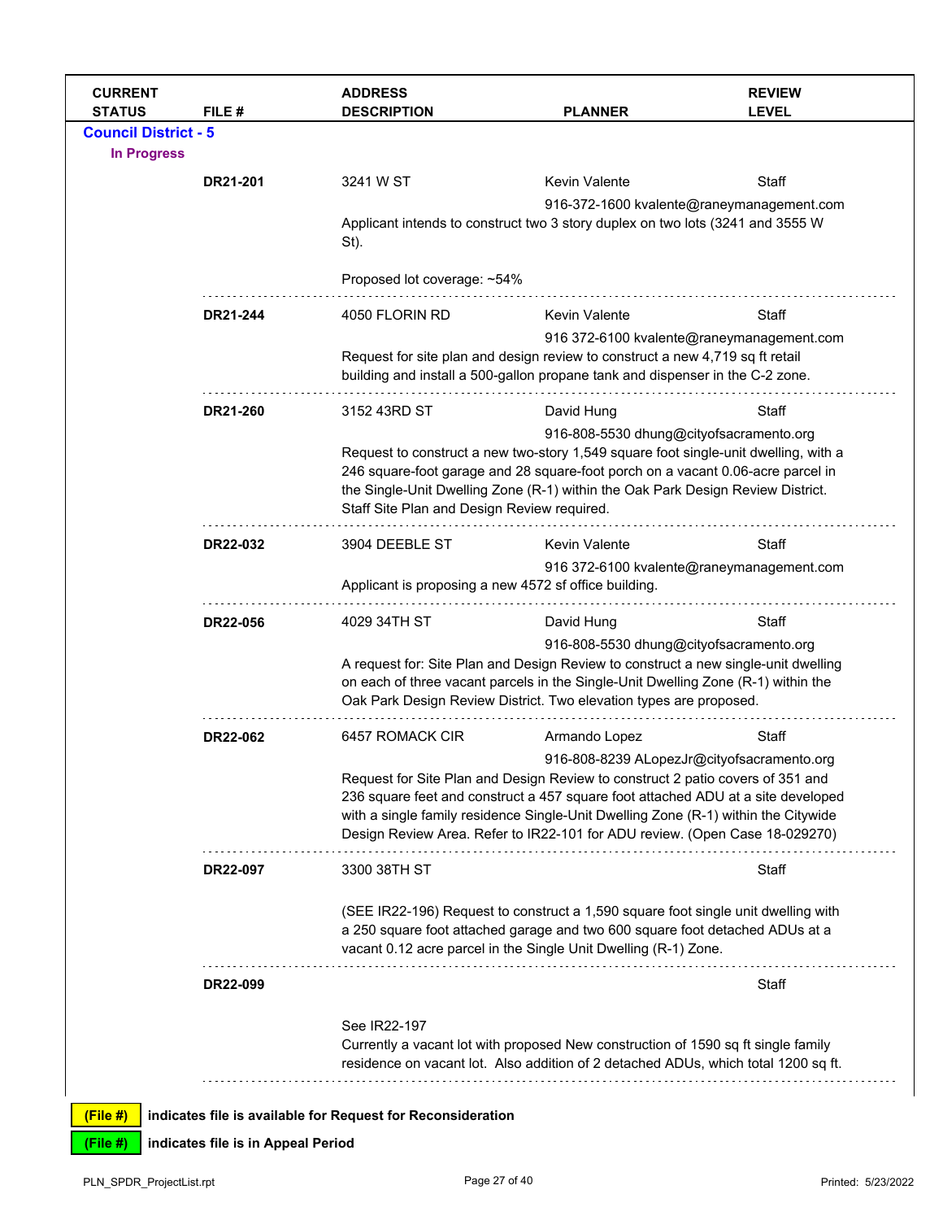| CURRENT STATUS | FILE # | ADDRESS DESCRIPTION | PLANNER | REVIEW LEVEL |
|---|---|---|---|---|

## Council District - 5

### In Progress

| CURRENT STATUS | FILE # | ADDRESS DESCRIPTION | PLANNER | REVIEW LEVEL |
|---|---|---|---|---|
| | **DR21-201** | 3241 W ST | Kevin Valente<br>916-372-1600 kvalente@raneymanagement.com | Staff |
| | | Applicant intends to construct two 3 story duplex on two lots (3241 and 3555 W St).<br><br>Proposed lot coverage: ~54% | | |
| | **DR21-244** | 4050 FLORIN RD | Kevin Valente<br>916 372-6100 kvalente@raneymanagement.com | Staff |
| | | Request for site plan and design review to construct a new 4,719 sq ft retail building and install a 500-gallon propane tank and dispenser in the C-2 zone. | | |
| | **DR21-260** | 3152 43RD ST | David Hung<br>916-808-5530 dhung@cityofsacramento.org | Staff |
| | | Request to construct a new two-story 1,549 square foot single-unit dwelling, with a 246 square-foot garage and 28 square-foot porch on a vacant 0.06-acre parcel in the Single-Unit Dwelling Zone (R-1) within the Oak Park Design Review District. Staff Site Plan and Design Review required. | | |
| | **DR22-032** | 3904 DEEBLE ST | Kevin Valente<br>916 372-6100 kvalente@raneymanagement.com | Staff |
| | | Applicant is proposing a new 4572 sf office building. | | |
| | **DR22-056** | 4029 34TH ST | David Hung<br>916-808-5530 dhung@cityofsacramento.org | Staff |
| | | A request for: Site Plan and Design Review to construct a new single-unit dwelling on each of three vacant parcels in the Single-Unit Dwelling Zone (R-1) within the Oak Park Design Review District. Two elevation types are proposed. | | |
| | **DR22-062** | 6457 ROMACK CIR | Armando Lopez<br>916-808-8239 ALopezJr@cityofsacramento.org | Staff |
| | | Request for Site Plan and Design Review to construct 2 patio covers of 351 and 236 square feet and construct a 457 square foot attached ADU at a site developed with a single family residence Single-Unit Dwelling Zone (R-1) within the Citywide Design Review Area. Refer to IR22-101 for ADU review. (Open Case 18-029270) | | |
| | **DR22-097** | 3300 38TH ST | | Staff |
| | | (SEE IR22-196) Request to construct a 1,590 square foot single unit dwelling with a 250 square foot attached garage and two 600 square foot detached ADUs at a vacant 0.12 acre parcel in the Single Unit Dwelling (R-1) Zone. | | |
| | **DR22-099** | | | Staff |
| | | See IR22-197<br>Currently a vacant lot with proposed New construction of 1590 sq ft single family residence on vacant lot. Also addition of 2 detached ADUs, which total 1200 sq ft. | | |

**(File #)** indicates file is available for Request for Reconsideration

**(File #)** indicates file is in Appeal Period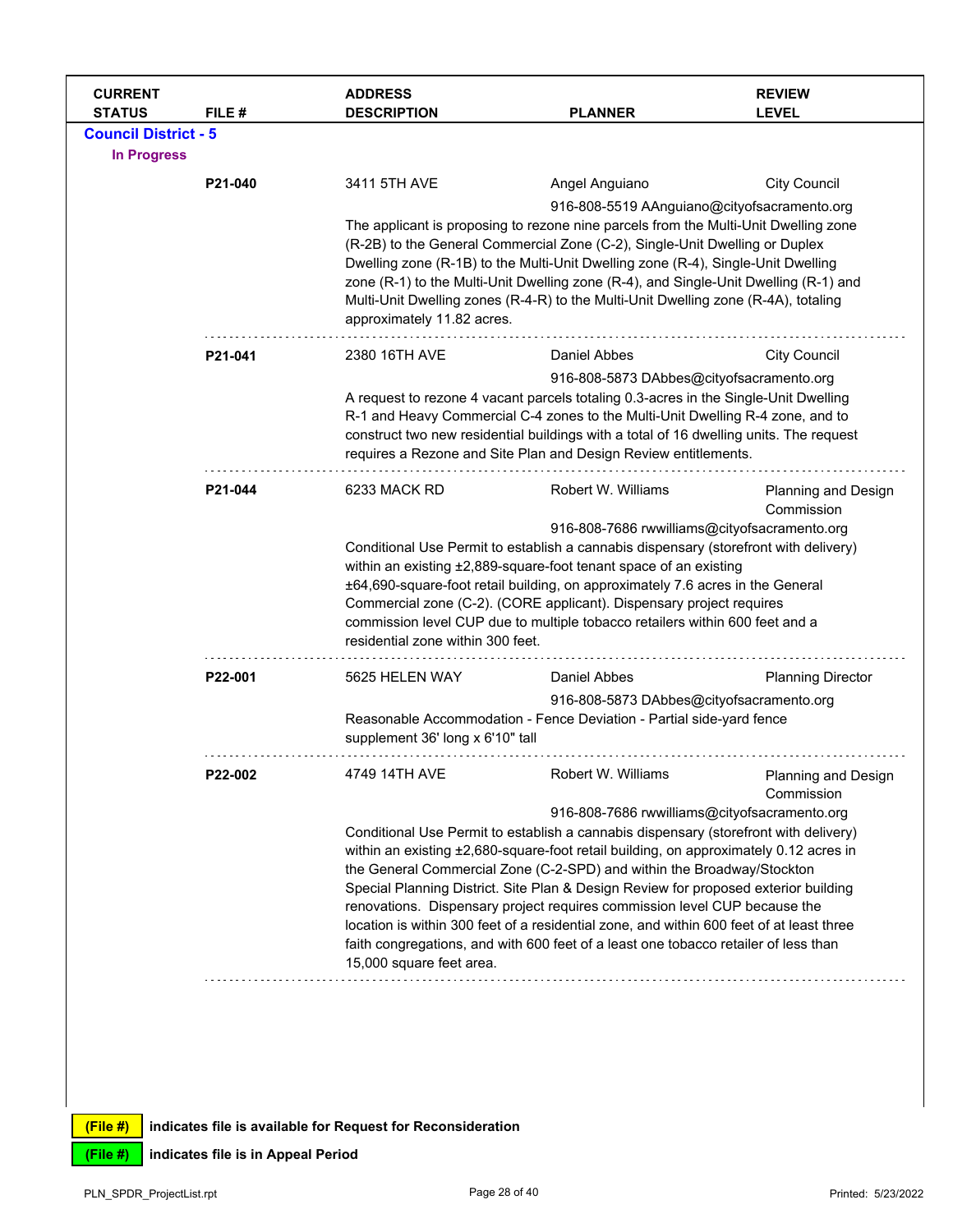| CURRENT STATUS | FILE # | ADDRESS DESCRIPTION | PLANNER | REVIEW LEVEL |
|---|---|---|---|---|

**Council District - 5**

**In Progress**

| CURRENT STATUS | FILE # | ADDRESS DESCRIPTION | PLANNER | REVIEW LEVEL |
|---|---|---|---|---|
| | **P21-040** | 3411 5TH AVE | Angel Anguiano<br>916-808-5519 AAnguiano@cityofsacramento.org | City Council |
| | | The applicant is proposing to rezone nine parcels from the Multi-Unit Dwelling zone (R-2B) to the General Commercial Zone (C-2), Single-Unit Dwelling or Duplex Dwelling zone (R-1B) to the Multi-Unit Dwelling zone (R-4), Single-Unit Dwelling zone (R-1) to the Multi-Unit Dwelling zone (R-4), and Single-Unit Dwelling (R-1) and Multi-Unit Dwelling zones (R-4-R) to the Multi-Unit Dwelling zone (R-4A), totaling approximately 11.82 acres. | | |
| | **P21-041** | 2380 16TH AVE | Daniel Abbes<br>916-808-5873 DAbbes@cityofsacramento.org | City Council |
| | | A request to rezone 4 vacant parcels totaling 0.3-acres in the Single-Unit Dwelling R-1 and Heavy Commercial C-4 zones to the Multi-Unit Dwelling R-4 zone, and to construct two new residential buildings with a total of 16 dwelling units. The request requires a Rezone and Site Plan and Design Review entitlements. | | |
| | **P21-044** | 6233 MACK RD | Robert W. Williams<br>916-808-7686 rwwilliams@cityofsacramento.org | Planning and Design Commission |
| | | Conditional Use Permit to establish a cannabis dispensary (storefront with delivery) within an existing ±2,889-square-foot tenant space of an existing ±64,690-square-foot retail building, on approximately 7.6 acres in the General Commercial zone (C-2). (CORE applicant). Dispensary project requires commission level CUP due to multiple tobacco retailers within 600 feet and a residential zone within 300 feet. | | |
| | **P22-001** | 5625 HELEN WAY | Daniel Abbes<br>916-808-5873 DAbbes@cityofsacramento.org | Planning Director |
| | | Reasonable Accommodation - Fence Deviation - Partial side-yard fence supplement 36' long x 6'10" tall | | |
| | **P22-002** | 4749 14TH AVE | Robert W. Williams<br>916-808-7686 rwwilliams@cityofsacramento.org | Planning and Design Commission |
| | | Conditional Use Permit to establish a cannabis dispensary (storefront with delivery) within an existing ±2,680-square-foot retail building, on approximately 0.12 acres in the General Commercial Zone (C-2-SPD) and within the Broadway/Stockton Special Planning District. Site Plan & Design Review for proposed exterior building renovations. Dispensary project requires commission level CUP because the location is within 300 feet of a residential zone, and within 600 feet of at least three faith congregations, and with 600 feet of a least one tobacco retailer of less than 15,000 square feet area. | | |

**(File #)** indicates file is available for Request for Reconsideration

**(File #)** indicates file is in Appeal Period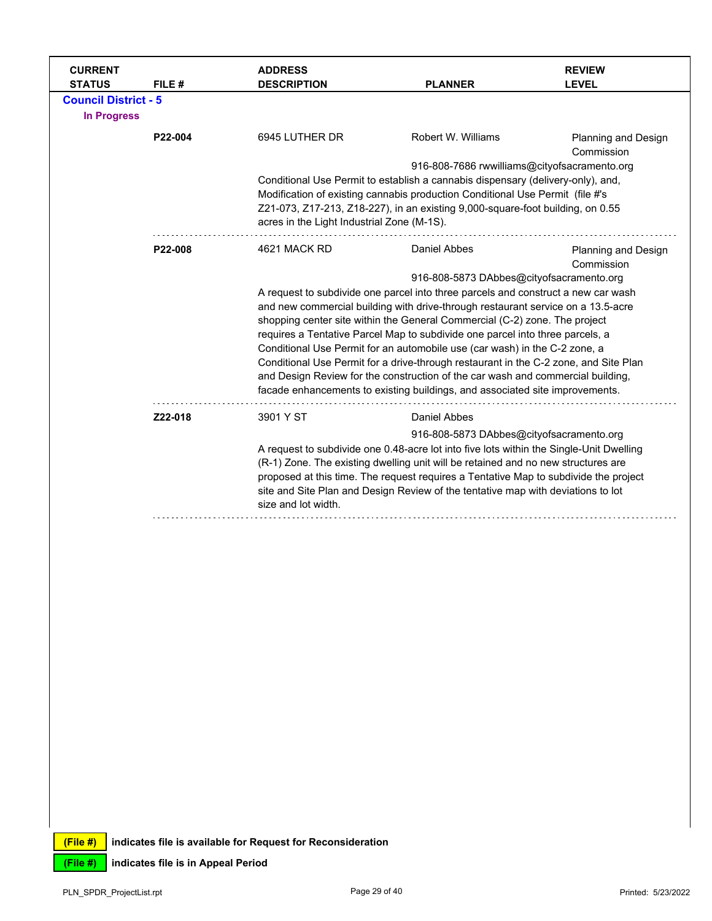| CURRENT STATUS | FILE # | ADDRESS DESCRIPTION | PLANNER | REVIEW LEVEL |
|---|---|---|---|---|

**Council District - 5**

**In Progress**

| CURRENT STATUS | FILE # | ADDRESS DESCRIPTION | PLANNER | REVIEW LEVEL |
|---|---|---|---|---|
| | **P22-004** | 6945 LUTHER DR | Robert W. Williams<br>916-808-7686 rwwilliams@cityofsacramento.org | Planning and Design Commission |
| | | Conditional Use Permit to establish a cannabis dispensary (delivery-only), and, Modification of existing cannabis production Conditional Use Permit (file #'s Z21-073, Z17-213, Z18-227), in an existing 9,000-square-foot building, on 0.55 acres in the Light Industrial Zone (M-1S). | | |
| | **P22-008** | 4621 MACK RD | Daniel Abbes<br>916-808-5873 DAbbes@cityofsacramento.org | Planning and Design Commission |
| | | A request to subdivide one parcel into three parcels and construct a new car wash and new commercial building with drive-through restaurant service on a 13.5-acre shopping center site within the General Commercial (C-2) zone. The project requires a Tentative Parcel Map to subdivide one parcel into three parcels, a Conditional Use Permit for an automobile use (car wash) in the C-2 zone, a Conditional Use Permit for a drive-through restaurant in the C-2 zone, and Site Plan and Design Review for the construction of the car wash and commercial building, facade enhancements to existing buildings, and associated site improvements. | | |
| | **Z22-018** | 3901 Y ST | Daniel Abbes<br>916-808-5873 DAbbes@cityofsacramento.org | |
| | | A request to subdivide one 0.48-acre lot into five lots within the Single-Unit Dwelling (R-1) Zone. The existing dwelling unit will be retained and no new structures are proposed at this time. The request requires a Tentative Map to subdivide the project site and Site Plan and Design Review of the tentative map with deviations to lot size and lot width. | | |

**(File #)** indicates file is available for Request for Reconsideration

**(File #)** indicates file is in Appeal Period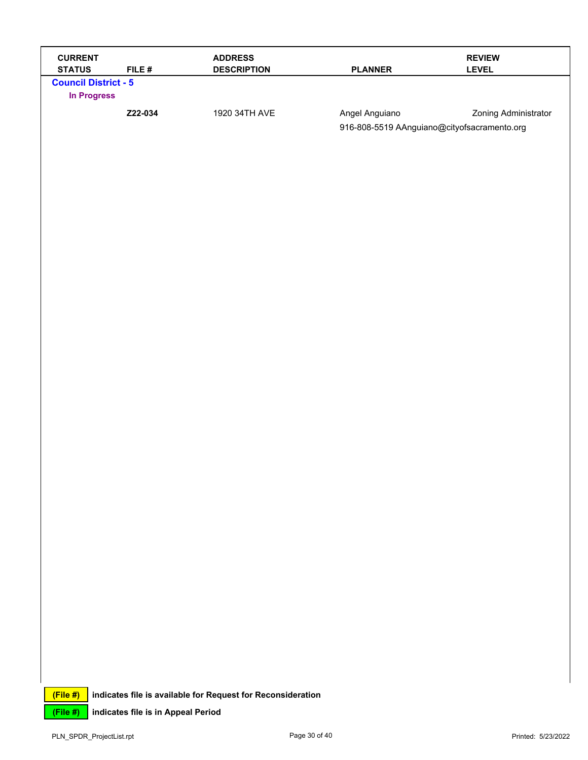| CURRENT STATUS | FILE # | ADDRESS DESCRIPTION | PLANNER | REVIEW LEVEL |
|---|---|---|---|---|
| **Council District - 5** | | | | |
| **In Progress** | | | | |
| | **Z22-034** | 1920 34TH AVE | Angel Anguiano<br>916-808-5519 AAnguiano@cityofsacramento.org | Zoning Administrator |

**(File #)** indicates file is available for Request for Reconsideration

**(File #)** indicates file is in Appeal Period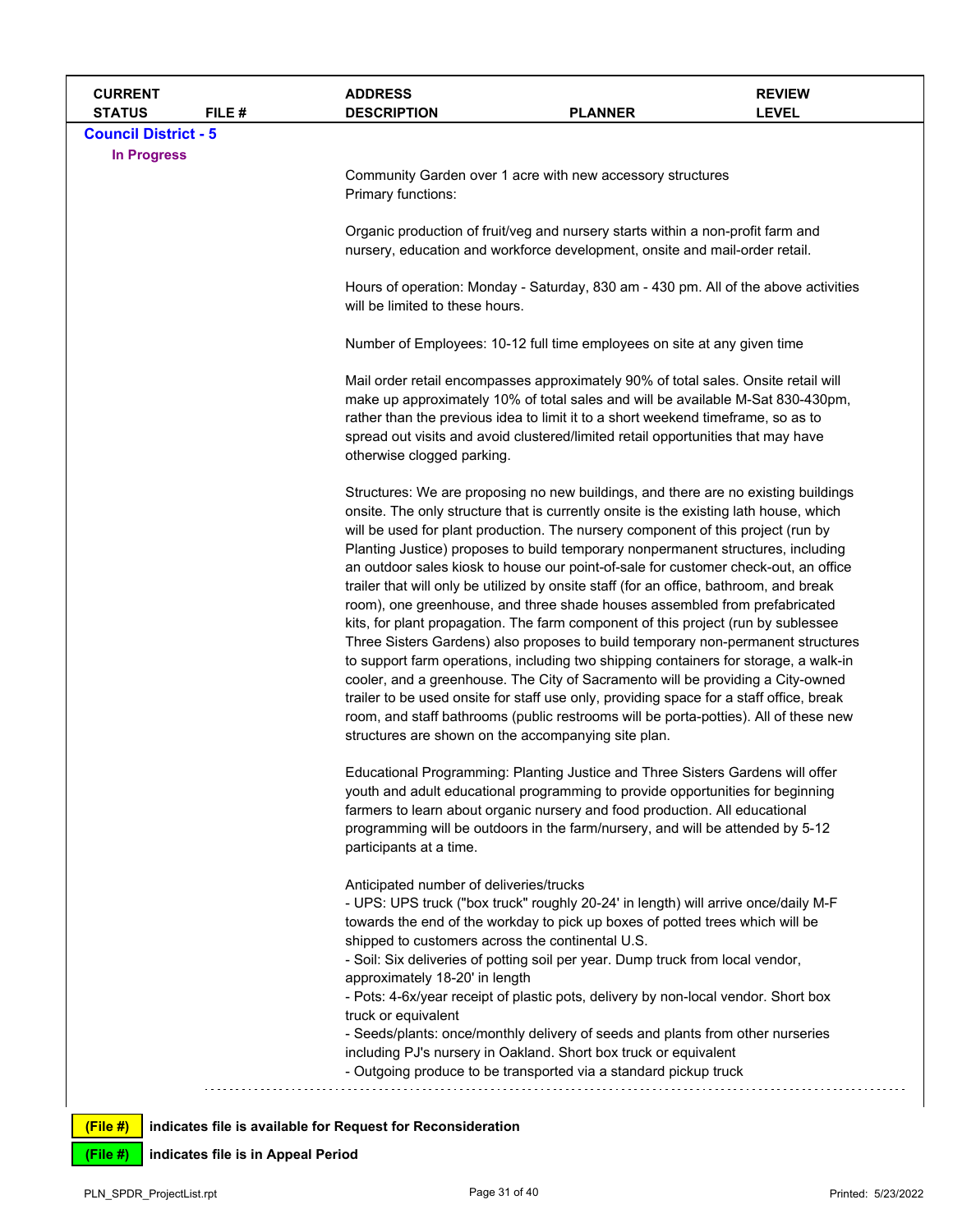| CURRENT STATUS | FILE # | ADDRESS DESCRIPTION | PLANNER | REVIEW LEVEL |
|---|---|---|---|---|

**Council District - 5**

**In Progress**

Community Garden over 1 acre with new accessory structures
Primary functions:

Organic production of fruit/veg and nursery starts within a non-profit farm and nursery, education and workforce development, onsite and mail-order retail.

Hours of operation: Monday - Saturday, 830 am - 430 pm. All of the above activities will be limited to these hours.

Number of Employees: 10-12 full time employees on site at any given time

Mail order retail encompasses approximately 90% of total sales. Onsite retail will make up approximately 10% of total sales and will be available M-Sat 830-430pm, rather than the previous idea to limit it to a short weekend timeframe, so as to spread out visits and avoid clustered/limited retail opportunities that may have otherwise clogged parking.

Structures: We are proposing no new buildings, and there are no existing buildings onsite. The only structure that is currently onsite is the existing lath house, which will be used for plant production. The nursery component of this project (run by Planting Justice) proposes to build temporary nonpermanent structures, including an outdoor sales kiosk to house our point-of-sale for customer check-out, an office trailer that will only be utilized by onsite staff (for an office, bathroom, and break room), one greenhouse, and three shade houses assembled from prefabricated kits, for plant propagation. The farm component of this project (run by sublessee Three Sisters Gardens) also proposes to build temporary non-permanent structures to support farm operations, including two shipping containers for storage, a walk-in cooler, and a greenhouse. The City of Sacramento will be providing a City-owned trailer to be used onsite for staff use only, providing space for a staff office, break room, and staff bathrooms (public restrooms will be porta-potties). All of these new structures are shown on the accompanying site plan.

Educational Programming: Planting Justice and Three Sisters Gardens will offer youth and adult educational programming to provide opportunities for beginning farmers to learn about organic nursery and food production. All educational programming will be outdoors in the farm/nursery, and will be attended by 5-12 participants at a time.

Anticipated number of deliveries/trucks
- UPS: UPS truck ("box truck" roughly 20-24' in length) will arrive once/daily M-F towards the end of the workday to pick up boxes of potted trees which will be shipped to customers across the continental U.S.
- Soil: Six deliveries of potting soil per year. Dump truck from local vendor, approximately 18-20' in length
- Pots: 4-6x/year receipt of plastic pots, delivery by non-local vendor. Short box truck or equivalent
- Seeds/plants: once/monthly delivery of seeds and plants from other nurseries including PJ's nursery in Oakland. Short box truck or equivalent
- Outgoing produce to be transported via a standard pickup truck

**(File #)** indicates file is available for Request for Reconsideration

**(File #)** indicates file is in Appeal Period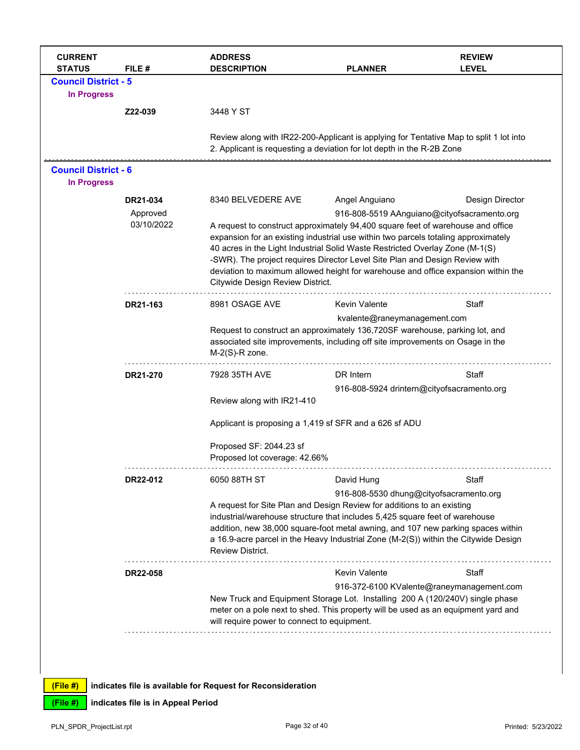| CURRENT STATUS | FILE # | ADDRESS DESCRIPTION | PLANNER | REVIEW LEVEL |
|---|---|---|---|---|
| **Council District - 5** | | | | |
| **In Progress** | | | | |
| | **Z22-039** | 3448 Y ST | | |
| | | Review along with IR22-200-Applicant is applying for Tentative Map to split 1 lot into 2. Applicant is requesting a deviation for lot depth in the R-2B Zone | | |
| **Council District - 6** | | | | |
| **In Progress** | | | | |
| | **DR21-034** Approved 03/10/2022 | 8340 BELVEDERE AVE | Angel Anguiano 916-808-5519 AAnguiano@cityofsacramento.org | Design Director |
| | | A request to construct approximately 94,400 square feet of warehouse and office expansion for an existing industrial use within two parcels totaling approximately 40 acres in the Light Industrial Solid Waste Restricted Overlay Zone (M-1(S)-SWR). The project requires Director Level Site Plan and Design Review with deviation to maximum allowed height for warehouse and office expansion within the Citywide Design Review District. | | |
| | **DR21-163** | 8981 OSAGE AVE | Kevin Valente kvalente@raneymanagement.com | Staff |
| | | Request to construct an approximately 136,720SF warehouse, parking lot, and associated site improvements, including off site improvements on Osage in the M-2(S)-R zone. | | |
| | **DR21-270** | 7928 35TH AVE | DR Intern 916-808-5924 drintern@cityofsacramento.org | Staff |
| | | Review along with IR21-410<br><br>Applicant is proposing a 1,419 sf SFR and a 626 sf ADU<br><br>Proposed SF: 2044.23 sf<br>Proposed lot coverage: 42.66% | | |
| | **DR22-012** | 6050 88TH ST | David Hung 916-808-5530 dhung@cityofsacramento.org | Staff |
| | | A request for Site Plan and Design Review for additions to an existing industrial/warehouse structure that includes 5,425 square feet of warehouse addition, new 38,000 square-foot metal awning, and 107 new parking spaces within a 16.9-acre parcel in the Heavy Industrial Zone (M-2(S)) within the Citywide Design Review District. | | |
| | **DR22-058** | | Kevin Valente 916-372-6100 KValente@raneymanagement.com | Staff |
| | | New Truck and Equipment Storage Lot. Installing 200 A (120/240V) single phase meter on a pole next to shed. This property will be used as an equipment yard and will require power to connect to equipment. | | |

**(File #)** indicates file is available for Request for Reconsideration

**(File #)** indicates file is in Appeal Period

PLN_SPDR_ProjectList.rpt

Printed: 5/23/2022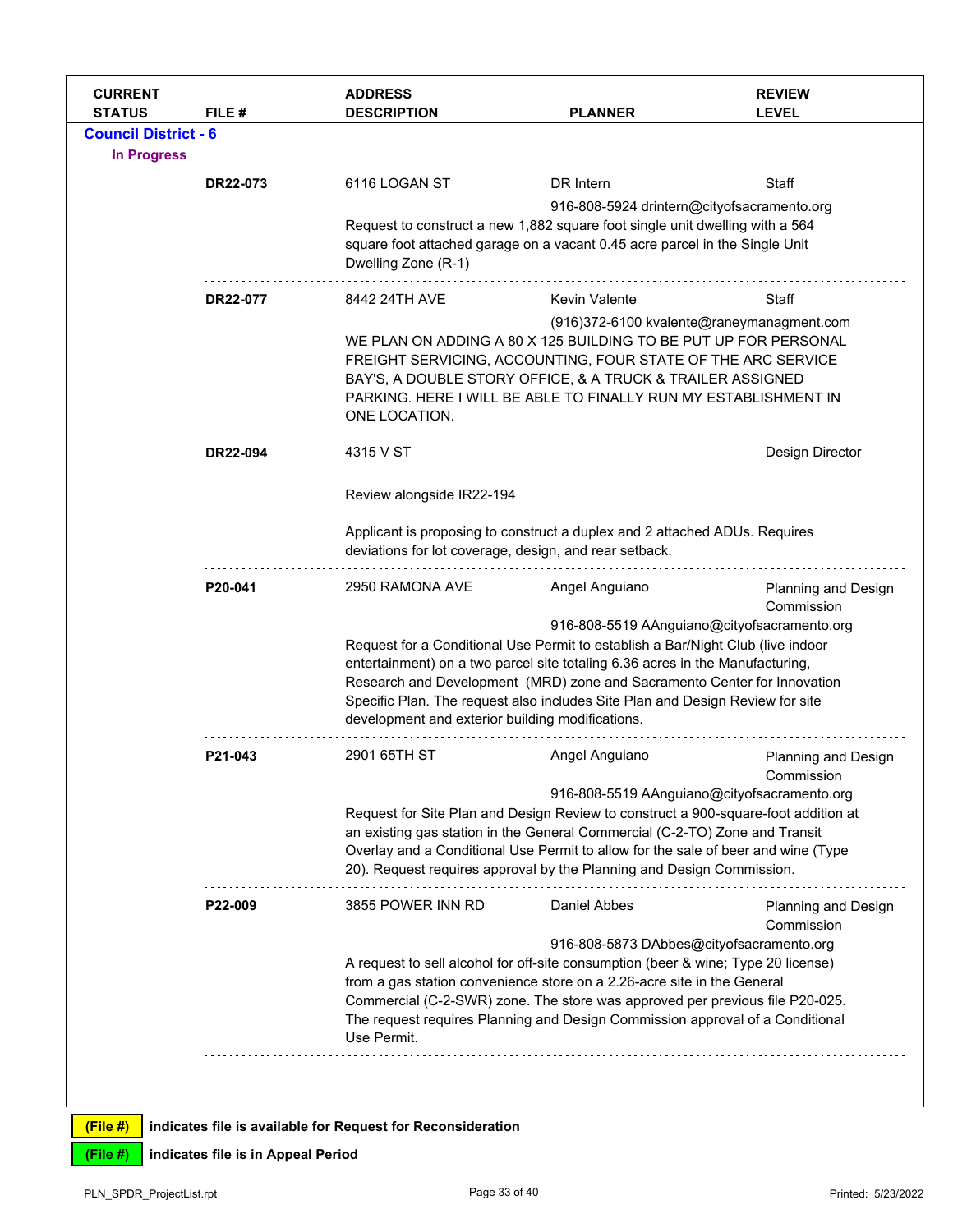| CURRENT STATUS | FILE # | ADDRESS DESCRIPTION | PLANNER | REVIEW LEVEL |
|---|---|---|---|---|

## Council District - 6

### In Progress

| CURRENT STATUS | FILE # | ADDRESS DESCRIPTION | PLANNER | REVIEW LEVEL |
|---|---|---|---|---|
| | **DR22-073** | 6116 LOGAN ST | DR Intern<br>916-808-5924 drintern@cityofsacramento.org | Staff |
| | | Request to construct a new 1,882 square foot single unit dwelling with a 564 square foot attached garage on a vacant 0.45 acre parcel in the Single Unit Dwelling Zone (R-1) | | |
| | **DR22-077** | 8442 24TH AVE | Kevin Valente<br>(916)372-6100 kvalente@raneymanagment.com | Staff |
| | | WE PLAN ON ADDING A 80 X 125 BUILDING TO BE PUT UP FOR PERSONAL FREIGHT SERVICING, ACCOUNTING, FOUR STATE OF THE ARC SERVICE BAY'S, A DOUBLE STORY OFFICE, & A TRUCK & TRAILER ASSIGNED PARKING. HERE I WILL BE ABLE TO FINALLY RUN MY ESTABLISHMENT IN ONE LOCATION. | | |
| | **DR22-094** | 4315 V ST | | Design Director |
| | | Review alongside IR22-194<br><br>Applicant is proposing to construct a duplex and 2 attached ADUs. Requires deviations for lot coverage, design, and rear setback. | | |
| | **P20-041** | 2950 RAMONA AVE | Angel Anguiano<br>916-808-5519 AAnguiano@cityofsacramento.org | Planning and Design Commission |
| | | Request for a Conditional Use Permit to establish a Bar/Night Club (live indoor entertainment) on a two parcel site totaling 6.36 acres in the Manufacturing, Research and Development (MRD) zone and Sacramento Center for Innovation Specific Plan. The request also includes Site Plan and Design Review for site development and exterior building modifications. | | |
| | **P21-043** | 2901 65TH ST | Angel Anguiano<br>916-808-5519 AAnguiano@cityofsacramento.org | Planning and Design Commission |
| | | Request for Site Plan and Design Review to construct a 900-square-foot addition at an existing gas station in the General Commercial (C-2-TO) Zone and Transit Overlay and a Conditional Use Permit to allow for the sale of beer and wine (Type 20). Request requires approval by the Planning and Design Commission. | | |
| | **P22-009** | 3855 POWER INN RD | Daniel Abbes<br>916-808-5873 DAbbes@cityofsacramento.org | Planning and Design Commission |
| | | A request to sell alcohol for off-site consumption (beer & wine; Type 20 license) from a gas station convenience store on a 2.26-acre site in the General Commercial (C-2-SWR) zone. The store was approved per previous file P20-025. The request requires Planning and Design Commission approval of a Conditional Use Permit. | | |

**(File #)** indicates file is available for Request for Reconsideration

**(File #)** indicates file is in Appeal Period

PLN_SPDR_ProjectList.rpt — Printed: 5/23/2022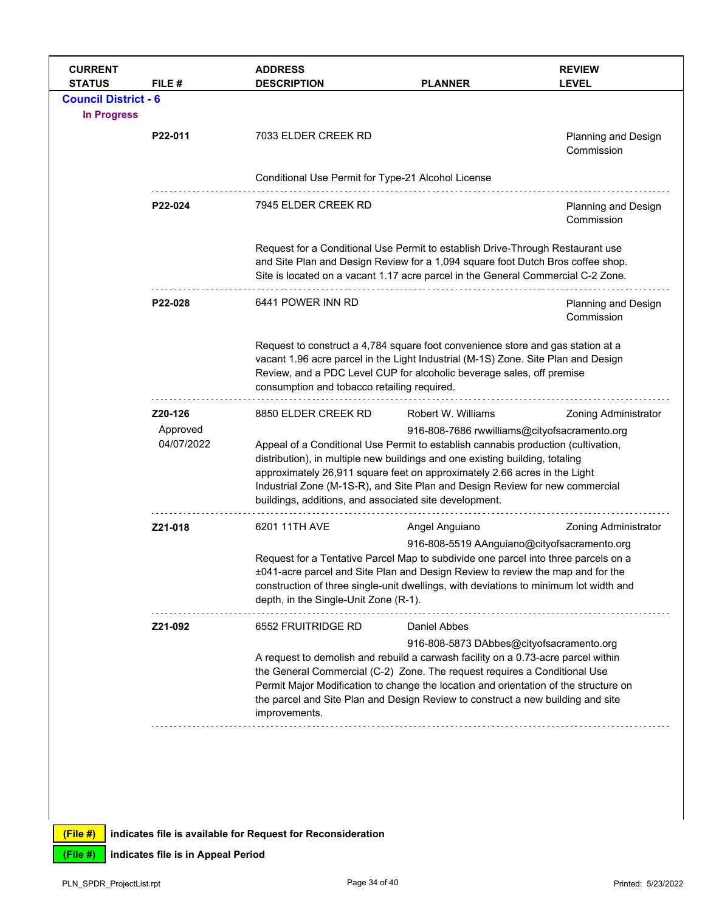| CURRENT STATUS | FILE # | ADDRESS DESCRIPTION | PLANNER | REVIEW LEVEL |
|---|---|---|---|---|

**Council District - 6**

**In Progress**

| CURRENT STATUS | FILE # | ADDRESS DESCRIPTION | PLANNER | REVIEW LEVEL |
|---|---|---|---|---|
| | **P22-011** | 7033 ELDER CREEK RD | | Planning and Design Commission |
| | | Conditional Use Permit for Type-21 Alcohol License | | |
| | **P22-024** | 7945 ELDER CREEK RD | | Planning and Design Commission |
| | | Request for a Conditional Use Permit to establish Drive-Through Restaurant use and Site Plan and Design Review for a 1,094 square foot Dutch Bros coffee shop. Site is located on a vacant 1.17 acre parcel in the General Commercial C-2 Zone. | | |
| | **P22-028** | 6441 POWER INN RD | | Planning and Design Commission |
| | | Request to construct a 4,784 square foot convenience store and gas station at a vacant 1.96 acre parcel in the Light Industrial (M-1S) Zone. Site Plan and Design Review, and a PDC Level CUP for alcoholic beverage sales, off premise consumption and tobacco retailing required. | | |
| | **Z20-126** Approved 04/07/2022 | 8850 ELDER CREEK RD | Robert W. Williams 916-808-7686 rwwilliams@cityofsacramento.org | Zoning Administrator |
| | | Appeal of a Conditional Use Permit to establish cannabis production (cultivation, distribution), in multiple new buildings and one existing building, totaling approximately 26,911 square feet on approximately 2.66 acres in the Light Industrial Zone (M-1S-R), and Site Plan and Design Review for new commercial buildings, additions, and associated site development. | | |
| | **Z21-018** | 6201 11TH AVE | Angel Anguiano 916-808-5519 AAnguiano@cityofsacramento.org | Zoning Administrator |
| | | Request for a Tentative Parcel Map to subdivide one parcel into three parcels on a ±041-acre parcel and Site Plan and Design Review to review the map and for the construction of three single-unit dwellings, with deviations to minimum lot width and depth, in the Single-Unit Zone (R-1). | | |
| | **Z21-092** | 6552 FRUITRIDGE RD | Daniel Abbes 916-808-5873 DAbbes@cityofsacramento.org | |
| | | A request to demolish and rebuild a carwash facility on a 0.73-acre parcel within the General Commercial (C-2) Zone. The request requires a Conditional Use Permit Major Modification to change the location and orientation of the structure on the parcel and Site Plan and Design Review to construct a new building and site improvements. | | |

(File #) indicates file is available for Request for Reconsideration

(File #) indicates file is in Appeal Period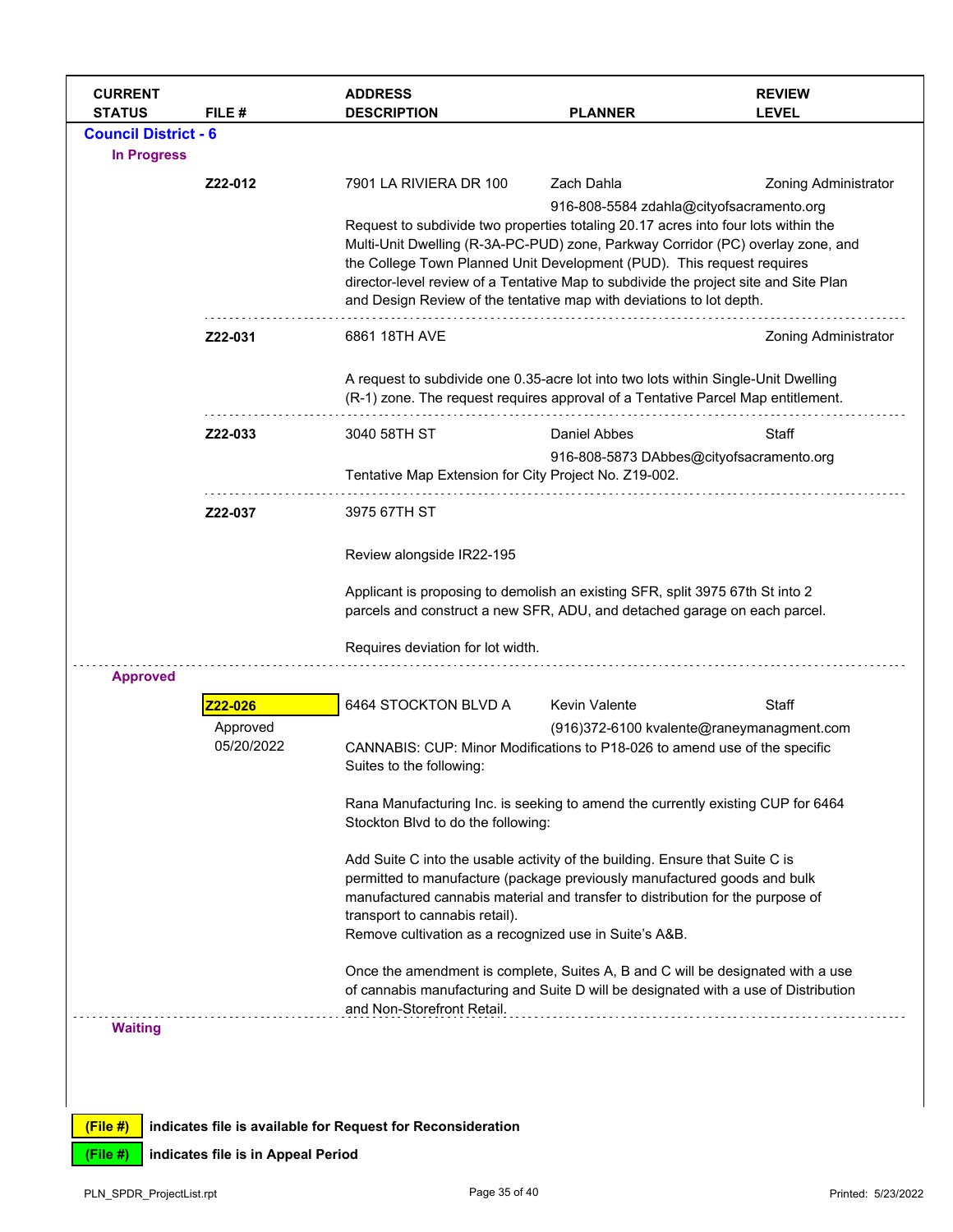| CURRENT STATUS | FILE # | ADDRESS DESCRIPTION | PLANNER | REVIEW LEVEL |
|---|---|---|---|---|

## Council District - 6

### In Progress

| | FILE # | ADDRESS / DESCRIPTION | PLANNER | REVIEW LEVEL |
|---|---|---|---|---|
| | **Z22-012** | 7901 LA RIVIERA DR 100 | Zach Dahla<br>916-808-5584 zdahla@cityofsacramento.org | Zoning Administrator |

Request to subdivide two properties totaling 20.17 acres into four lots within the Multi-Unit Dwelling (R-3A-PC-PUD) zone, Parkway Corridor (PC) overlay zone, and the College Town Planned Unit Development (PUD). This request requires director-level review of a Tentative Map to subdivide the project site and Site Plan and Design Review of the tentative map with deviations to lot depth.

| | FILE # | ADDRESS / DESCRIPTION | PLANNER | REVIEW LEVEL |
|---|---|---|---|---|
| | **Z22-031** | 6861 18TH AVE | | Zoning Administrator |

A request to subdivide one 0.35-acre lot into two lots within Single-Unit Dwelling (R-1) zone. The request requires approval of a Tentative Parcel Map entitlement.

| | FILE # | ADDRESS / DESCRIPTION | PLANNER | REVIEW LEVEL |
|---|---|---|---|---|
| | **Z22-033** | 3040 58TH ST | Daniel Abbes<br>916-808-5873 DAbbes@cityofsacramento.org | Staff |

Tentative Map Extension for City Project No. Z19-002.

| | FILE # | ADDRESS / DESCRIPTION | PLANNER | REVIEW LEVEL |
|---|---|---|---|---|
| | **Z22-037** | 3975 67TH ST | | |

Review alongside IR22-195

Applicant is proposing to demolish an existing SFR, split 3975 67th St into 2 parcels and construct a new SFR, ADU, and detached garage on each parcel.

Requires deviation for lot width.

### Approved

| | FILE # | ADDRESS / DESCRIPTION | PLANNER | REVIEW LEVEL |
|---|---|---|---|---|
| | **Z22-026**<br>Approved<br>05/20/2022 | 6464 STOCKTON BLVD A | Kevin Valente<br>(916)372-6100 kvalente@raneymanagment.com | Staff |

CANNABIS: CUP: Minor Modifications to P18-026 to amend use of the specific Suites to the following:

Rana Manufacturing Inc. is seeking to amend the currently existing CUP for 6464 Stockton Blvd to do the following:

Add Suite C into the usable activity of the building. Ensure that Suite C is permitted to manufacture (package previously manufactured goods and bulk manufactured cannabis material and transfer to distribution for the purpose of transport to cannabis retail).
Remove cultivation as a recognized use in Suite's A&B.

Once the amendment is complete, Suites A, B and C will be designated with a use of cannabis manufacturing and Suite D will be designated with a use of Distribution and Non-Storefront Retail.

### Waiting

(File #) indicates file is available for Request for Reconsideration

(File #) indicates file is in Appeal Period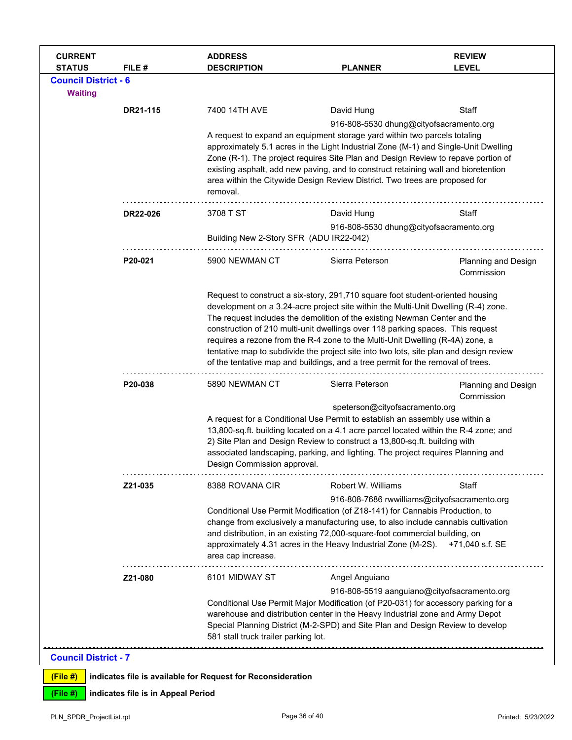| CURRENT STATUS | FILE # | ADDRESS DESCRIPTION | PLANNER | REVIEW LEVEL |
|---|---|---|---|---|

## Council District - 6

### Waiting

| | FILE # | ADDRESS / DESCRIPTION | PLANNER | REVIEW LEVEL |
|---|---|---|---|---|
| | **DR21-115** | 7400 14TH AVE<br>A request to expand an equipment storage yard within two parcels totaling approximately 5.1 acres in the Light Industrial Zone (M-1) and Single-Unit Dwelling Zone (R-1). The project requires Site Plan and Design Review to repave portion of existing asphalt, add new paving, and to construct retaining wall and bioretention area within the Citywide Design Review District. Two trees are proposed for removal. | David Hung<br>916-808-5530 dhung@cityofsacramento.org | Staff |
| | **DR22-026** | 3708 T ST<br>Building New 2-Story SFR (ADU IR22-042) | David Hung<br>916-808-5530 dhung@cityofsacramento.org | Staff |
| | **P20-021** | 5900 NEWMAN CT<br>Request to construct a six-story, 291,710 square foot student-oriented housing development on a 3.24-acre project site within the Multi-Unit Dwelling (R-4) zone. The request includes the demolition of the existing Newman Center and the construction of 210 multi-unit dwellings over 118 parking spaces. This request requires a rezone from the R-4 zone to the Multi-Unit Dwelling (R-4A) zone, a tentative map to subdivide the project site into two lots, site plan and design review of the tentative map and buildings, and a tree permit for the removal of trees. | Sierra Peterson | Planning and Design Commission |
| | **P20-038** | 5890 NEWMAN CT<br>A request for a Conditional Use Permit to establish an assembly use within a 13,800-sq.ft. building located on a 4.1 acre parcel located within the R-4 zone; and 2) Site Plan and Design Review to construct a 13,800-sq.ft. building with associated landscaping, parking, and lighting. The project requires Planning and Design Commission approval. | Sierra Peterson<br>speterson@cityofsacramento.org | Planning and Design Commission |
| | **Z21-035** | 8388 ROVANA CIR<br>Conditional Use Permit Modification (of Z18-141) for Cannabis Production, to change from exclusively a manufacturing use, to also include cannabis cultivation and distribution, in an existing 72,000-square-foot commercial building, on approximately 4.31 acres in the Heavy Industrial Zone (M-2S). +71,040 s.f. SE area cap increase. | Robert W. Williams<br>916-808-7686 rwwilliams@cityofsacramento.org | Staff |
| | **Z21-080** | 6101 MIDWAY ST<br>Conditional Use Permit Major Modification (of P20-031) for accessory parking for a warehouse and distribution center in the Heavy Industrial zone and Army Depot Special Planning District (M-2-SPD) and Site Plan and Design Review to develop 581 stall truck trailer parking lot. | Angel Anguiano<br>916-808-5519 aanguiano@cityofsacramento.org | |

## Council District - 7

**(File #)** indicates file is available for Request for Reconsideration

**(File #)** indicates file is in Appeal Period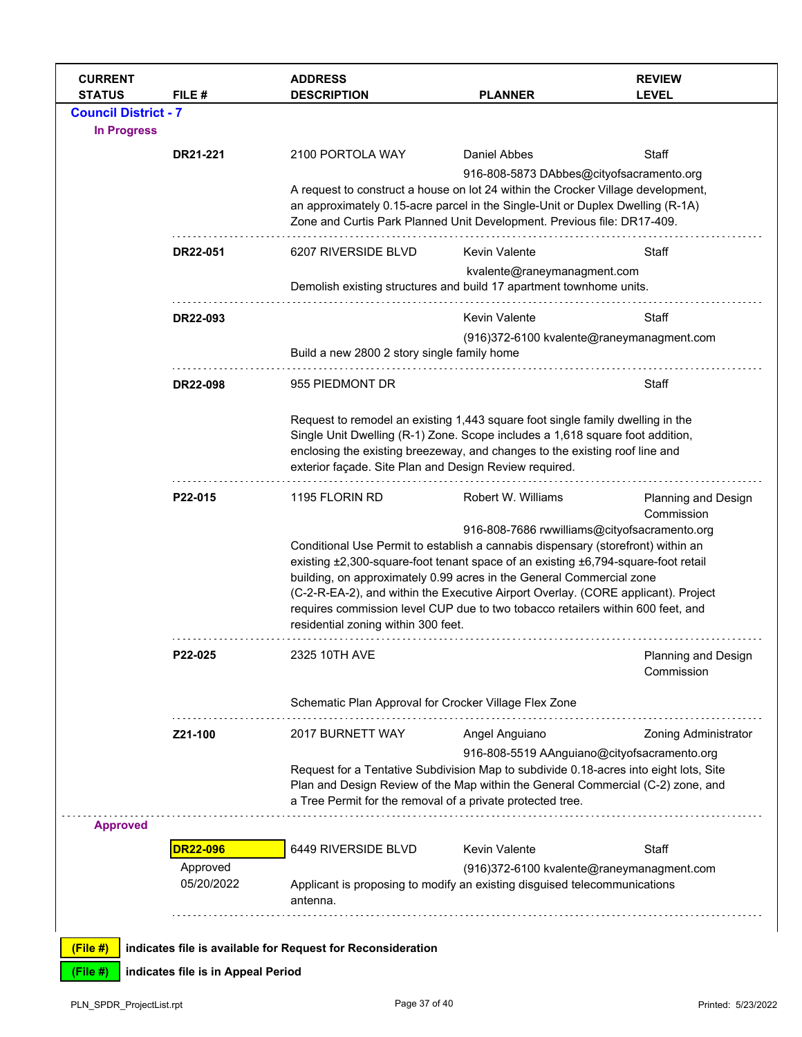| CURRENT STATUS | FILE # | ADDRESS DESCRIPTION | PLANNER | REVIEW LEVEL |
|---|---|---|---|---|

## Council District - 7

### In Progress

| CURRENT STATUS | FILE # | ADDRESS DESCRIPTION | PLANNER | REVIEW LEVEL |
|---|---|---|---|---|
| | DR21-221 | 2100 PORTOLA WAY | Daniel Abbes<br>916-808-5873 DAbbes@cityofsacramento.org | Staff |
| | | A request to construct a house on lot 24 within the Crocker Village development, an approximately 0.15-acre parcel in the Single-Unit or Duplex Dwelling (R-1A) Zone and Curtis Park Planned Unit Development. Previous file: DR17-409. | | |
| | DR22-051 | 6207 RIVERSIDE BLVD | Kevin Valente<br>kvalente@raneymanagment.com | Staff |
| | | Demolish existing structures and build 17 apartment townhome units. | | |
| | DR22-093 | | Kevin Valente<br>(916)372-6100 kvalente@raneymanagment.com | Staff |
| | | Build a new 2800 2 story single family home | | |
| | DR22-098 | 955 PIEDMONT DR | | Staff |
| | | Request to remodel an existing 1,443 square foot single family dwelling in the Single Unit Dwelling (R-1) Zone. Scope includes a 1,618 square foot addition, enclosing the existing breezeway, and changes to the existing roof line and exterior façade. Site Plan and Design Review required. | | |
| | P22-015 | 1195 FLORIN RD | Robert W. Williams<br>916-808-7686 rwwilliams@cityofsacramento.org | Planning and Design Commission |
| | | Conditional Use Permit to establish a cannabis dispensary (storefront) within an existing ±2,300-square-foot tenant space of an existing ±6,794-square-foot retail building, on approximately 0.99 acres in the General Commercial zone (C-2-R-EA-2), and within the Executive Airport Overlay. (CORE applicant). Project requires commission level CUP due to two tobacco retailers within 600 feet, and residential zoning within 300 feet. | | |
| | P22-025 | 2325 10TH AVE | | Planning and Design Commission |
| | | Schematic Plan Approval for Crocker Village Flex Zone | | |
| | Z21-100 | 2017 BURNETT WAY | Angel Anguiano<br>916-808-5519 AAnguiano@cityofsacramento.org | Zoning Administrator |
| | | Request for a Tentative Subdivision Map to subdivide 0.18-acres into eight lots, Site Plan and Design Review of the Map within the General Commercial (C-2) zone, and a Tree Permit for the removal of a private protected tree. | | |

### Approved

| CURRENT STATUS | FILE # | ADDRESS DESCRIPTION | PLANNER | REVIEW LEVEL |
|---|---|---|---|---|
| | DR22-096<br>Approved<br>05/20/2022 | 6449 RIVERSIDE BLVD | Kevin Valente<br>(916)372-6100 kvalente@raneymanagment.com | Staff |
| | | Applicant is proposing to modify an existing disguised telecommunications antenna. | | |

(File #) indicates file is available for Request for Reconsideration

(File #) indicates file is in Appeal Period

PLN_SPDR_ProjectList.rpt Printed: 5/23/2022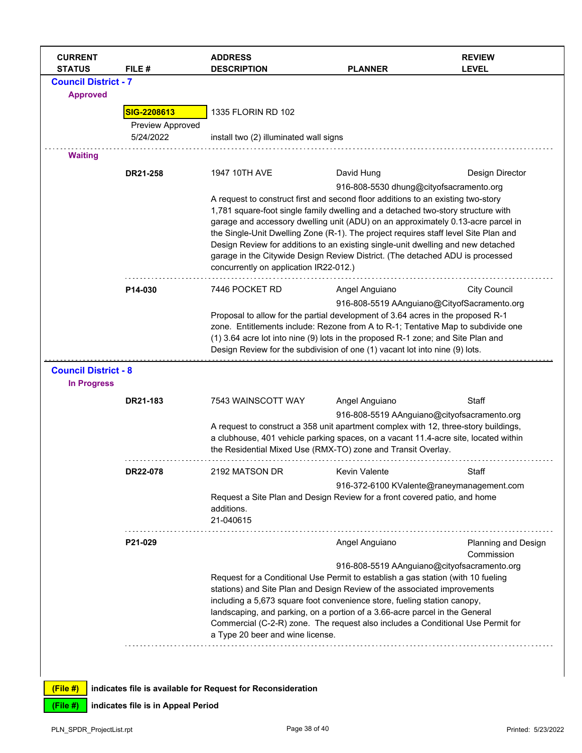| CURRENT STATUS | FILE # | ADDRESS DESCRIPTION | PLANNER | REVIEW LEVEL |
|---|---|---|---|---|

## Council District - 7

### Approved

| CURRENT STATUS | FILE # | ADDRESS DESCRIPTION | PLANNER | REVIEW LEVEL |
|---|---|---|---|---|
| | **SIG-2208613** | 1335 FLORIN RD 102 | | |
| | Preview Approved 5/24/2022 | install two (2) illuminated wall signs | | |

### Waiting

| CURRENT STATUS | FILE # | ADDRESS DESCRIPTION | PLANNER | REVIEW LEVEL |
|---|---|---|---|---|
| | **DR21-258** | 1947 10TH AVE | David Hung<br>916-808-5530 dhung@cityofsacramento.org | Design Director |
| | | A request to construct first and second floor additions to an existing two-story 1,781 square-foot single family dwelling and a detached two-story structure with garage and accessory dwelling unit (ADU) on an approximately 0.13-acre parcel in the Single-Unit Dwelling Zone (R-1). The project requires staff level Site Plan and Design Review for additions to an existing single-unit dwelling and new detached garage in the Citywide Design Review District. (The detached ADU is processed concurrently on application IR22-012.) | | |
| | **P14-030** | 7446 POCKET RD | Angel Anguiano<br>916-808-5519 AAnguiano@CityofSacramento.org | City Council |
| | | Proposal to allow for the partial development of 3.64 acres in the proposed R-1 zone. Entitlements include: Rezone from A to R-1; Tentative Map to subdivide one (1) 3.64 acre lot into nine (9) lots in the proposed R-1 zone; and Site Plan and Design Review for the subdivision of one (1) vacant lot into nine (9) lots. | | |

## Council District - 8

### In Progress

| CURRENT STATUS | FILE # | ADDRESS DESCRIPTION | PLANNER | REVIEW LEVEL |
|---|---|---|---|---|
| | **DR21-183** | 7543 WAINSCOTT WAY | Angel Anguiano<br>916-808-5519 AAnguiano@cityofsacramento.org | Staff |
| | | A request to construct a 358 unit apartment complex with 12, three-story buildings, a clubhouse, 401 vehicle parking spaces, on a vacant 11.4-acre site, located within the Residential Mixed Use (RMX-TO) zone and Transit Overlay. | | |
| | **DR22-078** | 2192 MATSON DR | Kevin Valente<br>916-372-6100 KValente@raneymanagement.com | Staff |
| | | Request a Site Plan and Design Review for a front covered patio, and home additions.<br>21-040615 | | |
| | **P21-029** | | Angel Anguiano<br>916-808-5519 AAnguiano@cityofsacramento.org | Planning and Design Commission |
| | | Request for a Conditional Use Permit to establish a gas station (with 10 fueling stations) and Site Plan and Design Review of the associated improvements including a 5,673 square foot convenience store, fueling station canopy, landscaping, and parking, on a portion of a 3.66-acre parcel in the General Commercial (C-2-R) zone. The request also includes a Conditional Use Permit for a Type 20 beer and wine license. | | |

**(File #)** indicates file is available for Request for Reconsideration

**(File #)** indicates file is in Appeal Period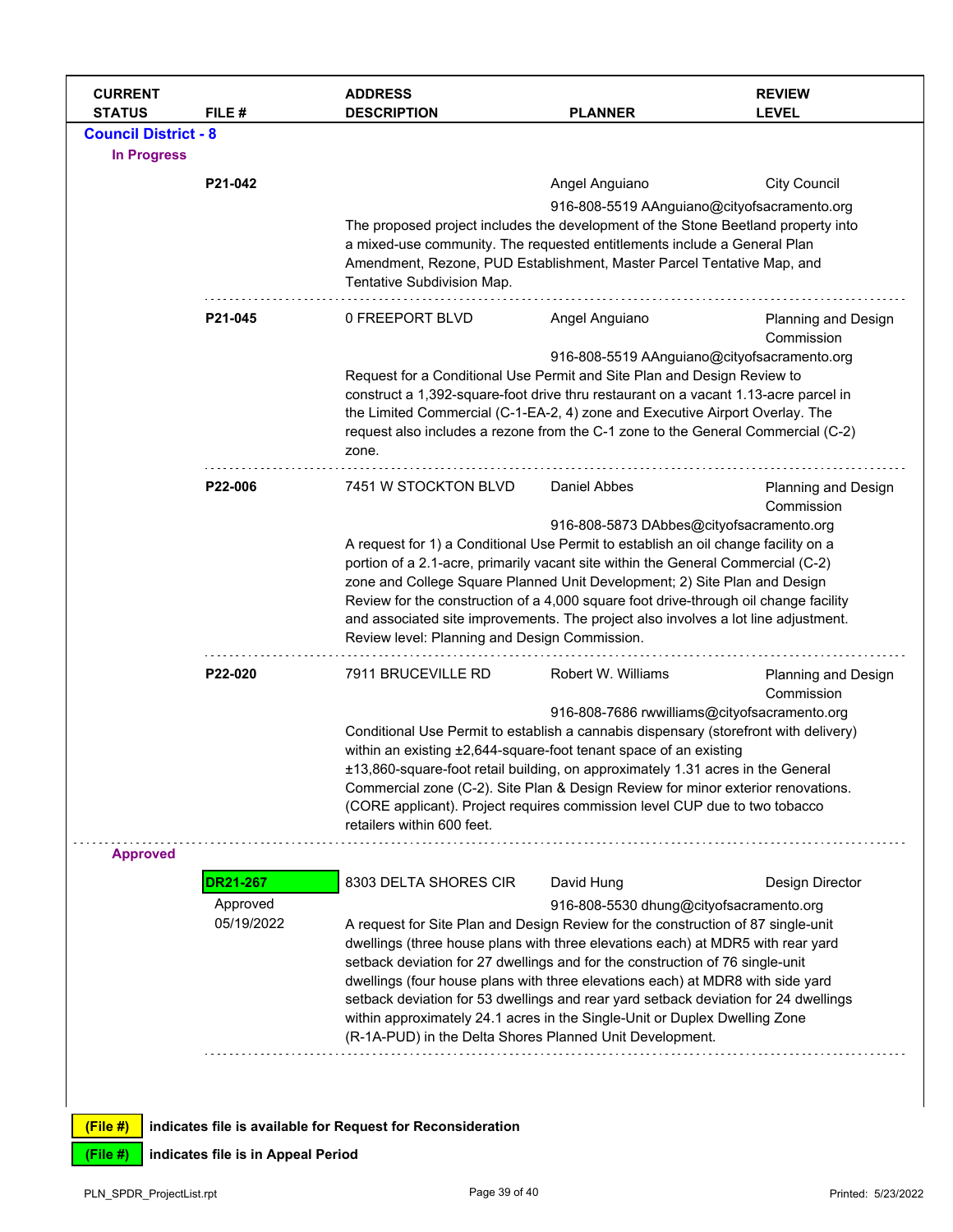| CURRENT STATUS | FILE # | ADDRESS DESCRIPTION | PLANNER | REVIEW LEVEL |
|---|---|---|---|---|

## Council District - 8

### In Progress

| CURRENT STATUS | FILE # | ADDRESS DESCRIPTION | PLANNER | REVIEW LEVEL |
|---|---|---|---|---|
| | **P21-042** | | Angel Anguiano<br>916-808-5519 AAnguiano@cityofsacramento.org | City Council |
| | | The proposed project includes the development of the Stone Beetland property into a mixed-use community. The requested entitlements include a General Plan Amendment, Rezone, PUD Establishment, Master Parcel Tentative Map, and Tentative Subdivision Map. | | |
| | **P21-045** | 0 FREEPORT BLVD | Angel Anguiano<br>916-808-5519 AAnguiano@cityofsacramento.org | Planning and Design Commission |
| | | Request for a Conditional Use Permit and Site Plan and Design Review to construct a 1,392-square-foot drive thru restaurant on a vacant 1.13-acre parcel in the Limited Commercial (C-1-EA-2, 4) zone and Executive Airport Overlay. The request also includes a rezone from the C-1 zone to the General Commercial (C-2) zone. | | |
| | **P22-006** | 7451 W STOCKTON BLVD | Daniel Abbes<br>916-808-5873 DAbbes@cityofsacramento.org | Planning and Design Commission |
| | | A request for 1) a Conditional Use Permit to establish an oil change facility on a portion of a 2.1-acre, primarily vacant site within the General Commercial (C-2) zone and College Square Planned Unit Development; 2) Site Plan and Design Review for the construction of a 4,000 square foot drive-through oil change facility and associated site improvements. The project also involves a lot line adjustment. Review level: Planning and Design Commission. | | |
| | **P22-020** | 7911 BRUCEVILLE RD | Robert W. Williams<br>916-808-7686 rwwilliams@cityofsacramento.org | Planning and Design Commission |
| | | Conditional Use Permit to establish a cannabis dispensary (storefront with delivery) within an existing ±2,644-square-foot tenant space of an existing ±13,860-square-foot retail building, on approximately 1.31 acres in the General Commercial zone (C-2). Site Plan & Design Review for minor exterior renovations. (CORE applicant). Project requires commission level CUP due to two tobacco retailers within 600 feet. | | |

### Approved

| CURRENT STATUS | FILE # | ADDRESS DESCRIPTION | PLANNER | REVIEW LEVEL |
|---|---|---|---|---|
| | **DR21-267**<br>Approved<br>05/19/2022 | 8303 DELTA SHORES CIR | David Hung<br>916-808-5530 dhung@cityofsacramento.org | Design Director |
| | | A request for Site Plan and Design Review for the construction of 87 single-unit dwellings (three house plans with three elevations each) at MDR5 with rear yard setback deviation for 27 dwellings and for the construction of 76 single-unit dwellings (four house plans with three elevations each) at MDR8 with side yard setback deviation for 53 dwellings and rear yard setback deviation for 24 dwellings within approximately 24.1 acres in the Single-Unit or Duplex Dwelling Zone (R-1A-PUD) in the Delta Shores Planned Unit Development. | | |

**(File #)** indicates file is available for Request for Reconsideration

**(File #)** indicates file is in Appeal Period

PLN_SPDR_ProjectList.rpt — Printed: 5/23/2022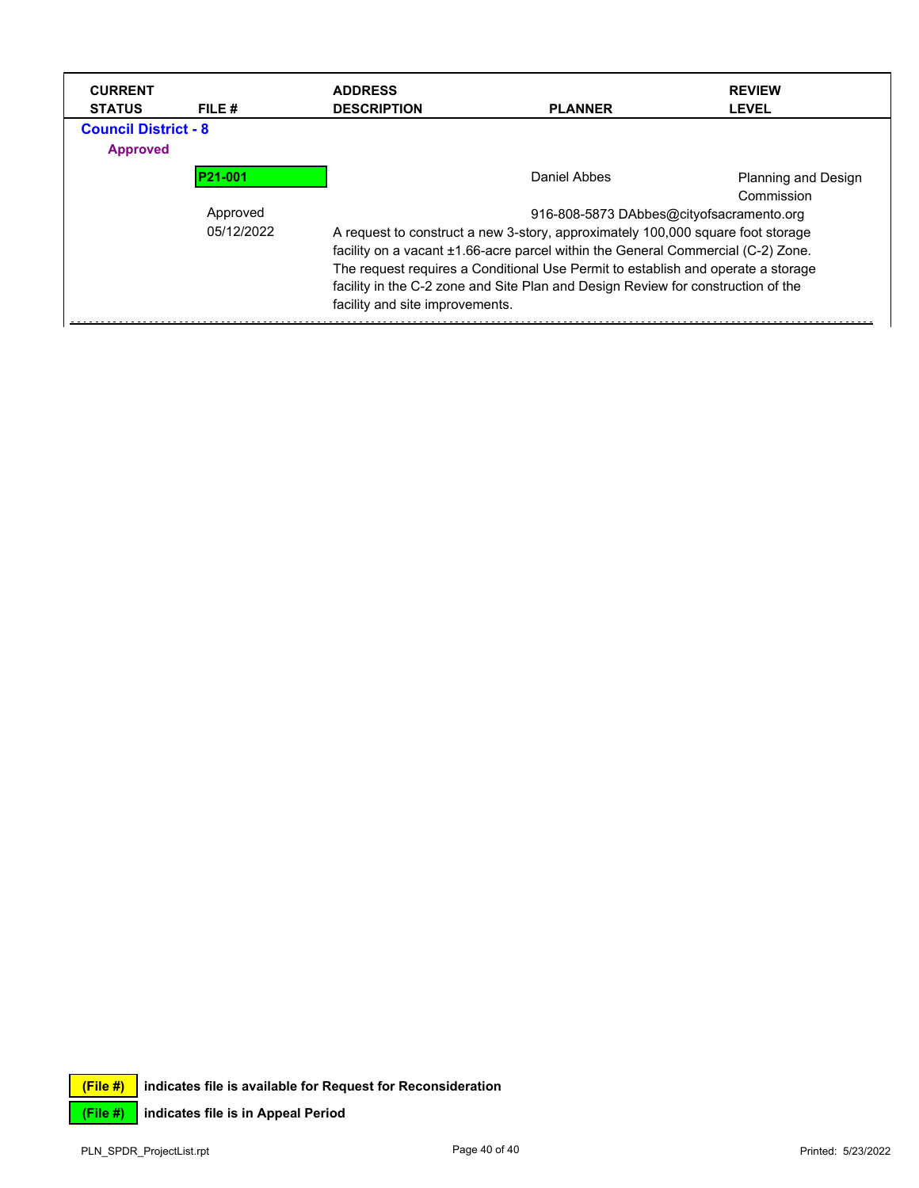| CURRENT STATUS | FILE # | ADDRESS DESCRIPTION | PLANNER | REVIEW LEVEL |
| --- | --- | --- | --- | --- |
| **Council District - 8** | | | | |
| **Approved** | | | | |
| | **P21-001** | | Daniel Abbes | Planning and Design Commission |
| | Approved 05/12/2022 | A request to construct a new 3-story, approximately 100,000 square foot storage facility on a vacant ±1.66-acre parcel within the General Commercial (C-2) Zone. The request requires a Conditional Use Permit to establish and operate a storage facility in the C-2 zone and Site Plan and Design Review for construction of the facility and site improvements. | 916-808-5873 DAbbes@cityofsacramento.org | |

**(File #)** indicates file is available for Request for Reconsideration

**(File #)** indicates file is in Appeal Period

PLN_SPDR_ProjectList.rpt

Printed: 5/23/2022